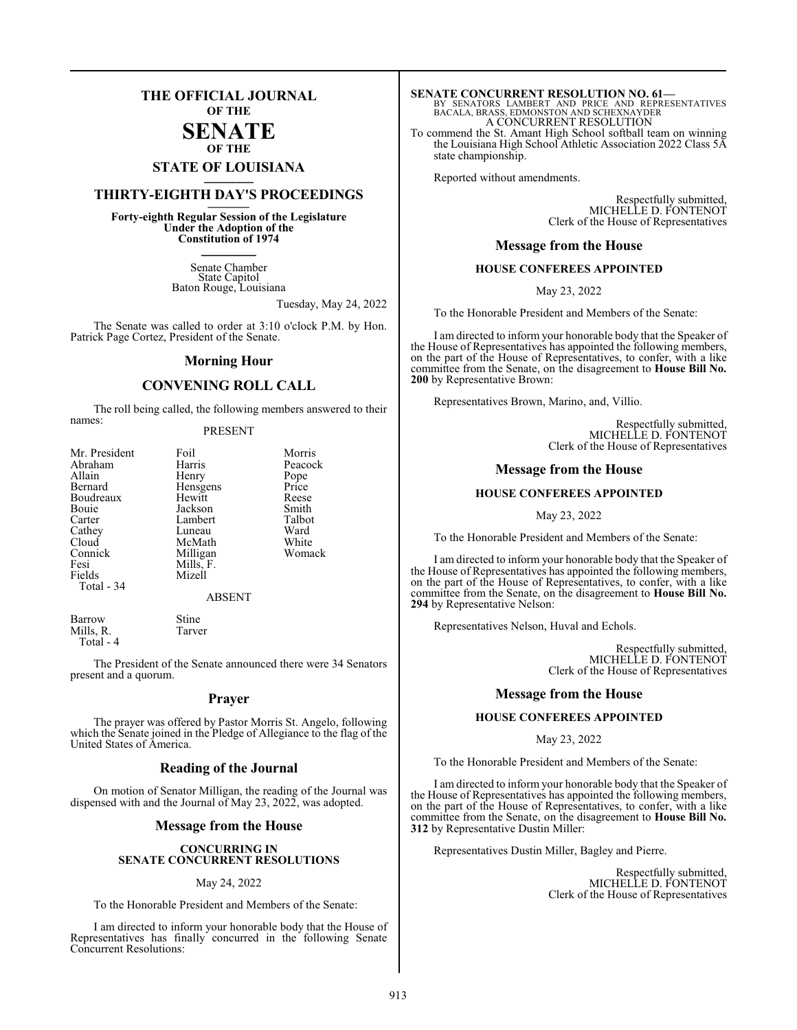# THE OFFICIAL JOURNAL OF THE SENATE OF THE STATE OF LOUISIANA

## THIRTY-EIGHTH DAY'S PROCEEDINGS

**Forty-eighth Regular Session of the Legislature Under the Adoption of the Constitution of 1974**

Senate Chamber
State Capitol
Baton Rouge, Louisiana

Tuesday, May 24, 2022

The Senate was called to order at 3:10 o'clock P.M. by Hon. Patrick Page Cortez, President of the Senate.

## Morning Hour

## CONVENING ROLL CALL

The roll being called, the following members answered to their names:

PRESENT

| | | |
|---|---|---|
| Mr. President | Foil | Morris |
| Abraham | Harris | Peacock |
| Allain | Henry | Pope |
| Bernard | Hensgens | Price |
| Boudreaux | Hewitt | Reese |
| Bouie | Jackson | Smith |
| Carter | Lambert | Talbot |
| Cathey | Luneau | Ward |
| Cloud | McMath | White |
| Connick | Milligan | Womack |
| Fesi | Mills, F. | |
| Fields | Mizell | |

Total - 34

ABSENT

| | |
|---|---|
| Barrow | Stine |
| Mills, R. | Tarver |

Total - 4

The President of the Senate announced there were 34 Senators present and a quorum.

## Prayer

The prayer was offered by Pastor Morris St. Angelo, following which the Senate joined in the Pledge of Allegiance to the flag of the United States of America.

## Reading of the Journal

On motion of Senator Milligan, the reading of the Journal was dispensed with and the Journal of May 23, 2022, was adopted.

## Message from the House

**CONCURRING IN SENATE CONCURRENT RESOLUTIONS**

May 24, 2022

To the Honorable President and Members of the Senate:

I am directed to inform your honorable body that the House of Representatives has finally concurred in the following Senate Concurrent Resolutions:

**SENATE CONCURRENT RESOLUTION NO. 61—**
BY SENATORS LAMBERT AND PRICE AND REPRESENTATIVES BACALA, BRASS, EDMONSTON AND SCHEXNAYDER
A CONCURRENT RESOLUTION
To commend the St. Amant High School softball team on winning the Louisiana High School Athletic Association 2022 Class 5A state championship.

Reported without amendments.

Respectfully submitted,
MICHELLE D. FONTENOT
Clerk of the House of Representatives

## Message from the House

**HOUSE CONFEREES APPOINTED**

May 23, 2022

To the Honorable President and Members of the Senate:

I am directed to inform your honorable body that the Speaker of the House of Representatives has appointed the following members, on the part of the House of Representatives, to confer, with a like committee from the Senate, on the disagreement to **House Bill No. 200** by Representative Brown:

Representatives Brown, Marino, and, Villio.

Respectfully submitted,
MICHELLE D. FONTENOT
Clerk of the House of Representatives

## Message from the House

**HOUSE CONFEREES APPOINTED**

May 23, 2022

To the Honorable President and Members of the Senate:

I am directed to inform your honorable body that the Speaker of the House of Representatives has appointed the following members, on the part of the House of Representatives, to confer, with a like committee from the Senate, on the disagreement to **House Bill No. 294** by Representative Nelson:

Representatives Nelson, Huval and Echols.

Respectfully submitted,
MICHELLE D. FONTENOT
Clerk of the House of Representatives

## Message from the House

**HOUSE CONFEREES APPOINTED**

May 23, 2022

To the Honorable President and Members of the Senate:

I am directed to inform your honorable body that the Speaker of the House of Representatives has appointed the following members, on the part of the House of Representatives, to confer, with a like committee from the Senate, on the disagreement to **House Bill No. 312** by Representative Dustin Miller:

Representatives Dustin Miller, Bagley and Pierre.

Respectfully submitted,
MICHELLE D. FONTENOT
Clerk of the House of Representatives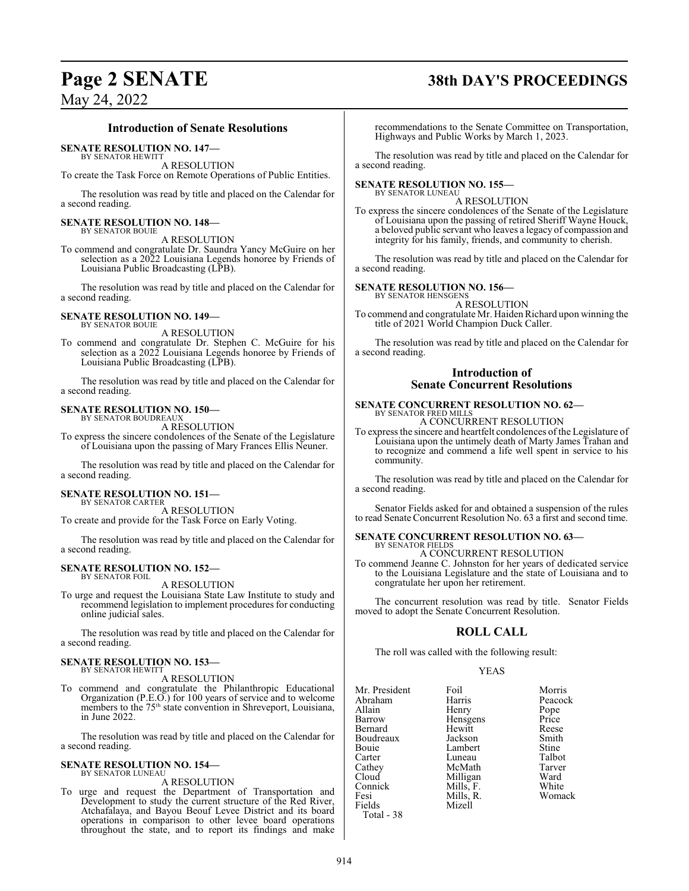## Introduction of Senate Resolutions

**SENATE RESOLUTION NO. 147—**
BY SENATOR HEWITT

A RESOLUTION

To create the Task Force on Remote Operations of Public Entities.

The resolution was read by title and placed on the Calendar for a second reading.

**SENATE RESOLUTION NO. 148—**
BY SENATOR BOUIE

A RESOLUTION

To commend and congratulate Dr. Saundra Yancy McGuire on her selection as a 2022 Louisiana Legends honoree by Friends of Louisiana Public Broadcasting (LPB).

The resolution was read by title and placed on the Calendar for a second reading.

**SENATE RESOLUTION NO. 149—**
BY SENATOR BOUIE

A RESOLUTION

To commend and congratulate Dr. Stephen C. McGuire for his selection as a 2022 Louisiana Legends honoree by Friends of Louisiana Public Broadcasting (LPB).

The resolution was read by title and placed on the Calendar for a second reading.

**SENATE RESOLUTION NO. 150—**
BY SENATOR BOUDREAUX

A RESOLUTION

To express the sincere condolences of the Senate of the Legislature of Louisiana upon the passing of Mary Frances Ellis Neuner.

The resolution was read by title and placed on the Calendar for a second reading.

**SENATE RESOLUTION NO. 151—**
BY SENATOR CARTER

A RESOLUTION

To create and provide for the Task Force on Early Voting.

The resolution was read by title and placed on the Calendar for a second reading.

**SENATE RESOLUTION NO. 152—**
BY SENATOR FOIL

A RESOLUTION

To urge and request the Louisiana State Law Institute to study and recommend legislation to implement procedures for conducting online judicial sales.

The resolution was read by title and placed on the Calendar for a second reading.

**SENATE RESOLUTION NO. 153—**
BY SENATOR HEWITT

A RESOLUTION

To commend and congratulate the Philanthropic Educational Organization (P.E.O.) for 100 years of service and to welcome members to the 75th state convention in Shreveport, Louisiana, in June 2022.

The resolution was read by title and placed on the Calendar for a second reading.

**SENATE RESOLUTION NO. 154—**
BY SENATOR LUNEAU

A RESOLUTION

To urge and request the Department of Transportation and Development to study the current structure of the Red River, Atchafalaya, and Bayou Beouf Levee District and its board operations in comparison to other levee board operations throughout the state, and to report its findings and make recommendations to the Senate Committee on Transportation, Highways and Public Works by March 1, 2023.

The resolution was read by title and placed on the Calendar for a second reading.

**SENATE RESOLUTION NO. 155—**
BY SENATOR LUNEAU

A RESOLUTION

To express the sincere condolences of the Senate of the Legislature of Louisiana upon the passing of retired Sheriff Wayne Houck, a beloved public servant who leaves a legacy of compassion and integrity for his family, friends, and community to cherish.

The resolution was read by title and placed on the Calendar for a second reading.

**SENATE RESOLUTION NO. 156—**
BY SENATOR HENSGENS

A RESOLUTION

To commend and congratulate Mr. Haiden Richard upon winning the title of 2021 World Champion Duck Caller.

The resolution was read by title and placed on the Calendar for a second reading.

## Introduction of Senate Concurrent Resolutions

**SENATE CONCURRENT RESOLUTION NO. 62—**
BY SENATOR FRED MILLS

A CONCURRENT RESOLUTION

To express the sincere and heartfelt condolences of the Legislature of Louisiana upon the untimely death of Marty James Trahan and to recognize and commend a life well spent in service to his community.

The resolution was read by title and placed on the Calendar for a second reading.

Senator Fields asked for and obtained a suspension of the rules to read Senate Concurrent Resolution No. 63 a first and second time.

**SENATE CONCURRENT RESOLUTION NO. 63—**
BY SENATOR FIELDS

A CONCURRENT RESOLUTION

To commend Jeanne C. Johnston for her years of dedicated service to the Louisiana Legislature and the state of Louisiana and to congratulate her upon her retirement.

The concurrent resolution was read by title. Senator Fields moved to adopt the Senate Concurrent Resolution.

## ROLL CALL

The roll was called with the following result:

YEAS

| | | |
|---|---|---|
| Mr. President | Foil | Morris |
| Abraham | Harris | Peacock |
| Allain | Henry | Pope |
| Barrow | Hensgens | Price |
| Bernard | Hewitt | Reese |
| Boudreaux | Jackson | Smith |
| Bouie | Lambert | Stine |
| Carter | Luneau | Talbot |
| Cathey | McMath | Tarver |
| Cloud | Milligan | Ward |
| Connick | Mills, F. | White |
| Fesi | Mills, R. | Womack |
| Fields | Mizell | |

Total - 38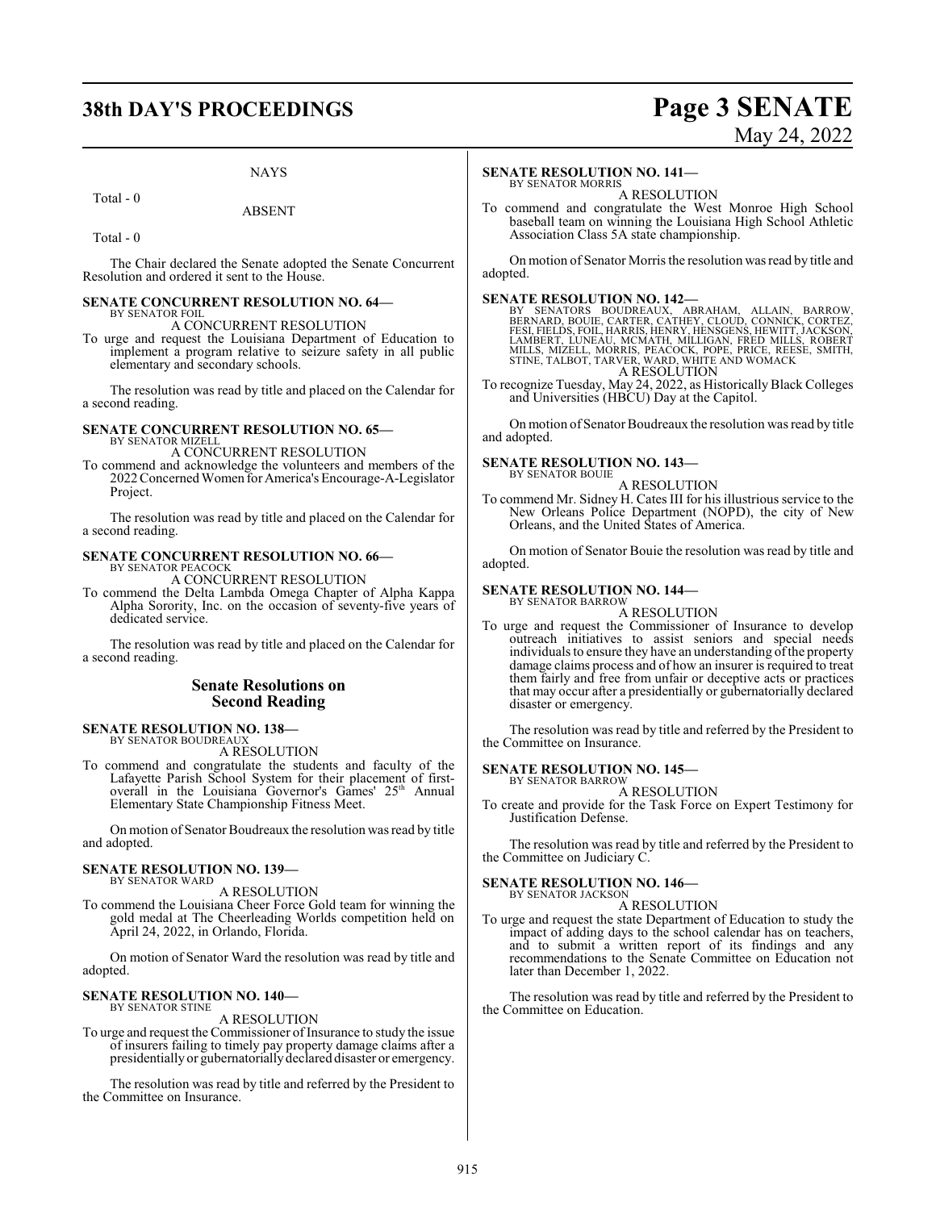NAYS

Total - 0

ABSENT

Total - 0

The Chair declared the Senate adopted the Senate Concurrent Resolution and ordered it sent to the House.

**SENATE CONCURRENT RESOLUTION NO. 64—**
BY SENATOR FOIL
A CONCURRENT RESOLUTION
To urge and request the Louisiana Department of Education to implement a program relative to seizure safety in all public elementary and secondary schools.

The resolution was read by title and placed on the Calendar for a second reading.

**SENATE CONCURRENT RESOLUTION NO. 65—**
BY SENATOR MIZELL
A CONCURRENT RESOLUTION
To commend and acknowledge the volunteers and members of the 2022 Concerned Women for America's Encourage-A-Legislator Project.

The resolution was read by title and placed on the Calendar for a second reading.

**SENATE CONCURRENT RESOLUTION NO. 66—**
BY SENATOR PEACOCK
A CONCURRENT RESOLUTION
To commend the Delta Lambda Omega Chapter of Alpha Kappa Alpha Sorority, Inc. on the occasion of seventy-five years of dedicated service.

The resolution was read by title and placed on the Calendar for a second reading.

## Senate Resolutions on Second Reading

**SENATE RESOLUTION NO. 138—**
BY SENATOR BOUDREAUX
A RESOLUTION
To commend and congratulate the students and faculty of the Lafayette Parish School System for their placement of first-overall in the Louisiana Governor's Games' 25th Annual Elementary State Championship Fitness Meet.

On motion of Senator Boudreaux the resolution was read by title and adopted.

**SENATE RESOLUTION NO. 139—**
BY SENATOR WARD
A RESOLUTION
To commend the Louisiana Cheer Force Gold team for winning the gold medal at The Cheerleading Worlds competition held on April 24, 2022, in Orlando, Florida.

On motion of Senator Ward the resolution was read by title and adopted.

**SENATE RESOLUTION NO. 140—**
BY SENATOR STINE
A RESOLUTION
To urge and request the Commissioner of Insurance to study the issue of insurers failing to timely pay property damage claims after a presidentially or gubernatorially declared disaster or emergency.

The resolution was read by title and referred by the President to the Committee on Insurance.

**SENATE RESOLUTION NO. 141—**
BY SENATOR MORRIS
A RESOLUTION
To commend and congratulate the West Monroe High School baseball team on winning the Louisiana High School Athletic Association Class 5A state championship.

On motion of Senator Morris the resolution was read by title and adopted.

**SENATE RESOLUTION NO. 142—**
BY SENATORS BOUDREAUX, ABRAHAM, ALLAIN, BARROW, BERNARD, BOUIE, CARTER, CATHEY, CLOUD, CONNICK, CORTEZ, FESI, FIELDS, FOIL, HARRIS, HENRY, HENSGENS, HEWITT, JACKSON, LAMBERT, LUNEAU, MCMATH, MILLIGAN, FRED MILLS, ROBERT MILLS, MIZELL, MORRIS, PEACOCK, POPE, PRICE, REESE, SMITH, STINE, TALBOT, TARVER, WARD, WHITE AND WOMACK
A RESOLUTION
To recognize Tuesday, May 24, 2022, as Historically Black Colleges and Universities (HBCU) Day at the Capitol.

On motion of Senator Boudreaux the resolution was read by title and adopted.

**SENATE RESOLUTION NO. 143—**
BY SENATOR BOUIE
A RESOLUTION
To commend Mr. Sidney H. Cates III for his illustrious service to the New Orleans Police Department (NOPD), the city of New Orleans, and the United States of America.

On motion of Senator Bouie the resolution was read by title and adopted.

**SENATE RESOLUTION NO. 144—**
BY SENATOR BARROW
A RESOLUTION
To urge and request the Commissioner of Insurance to develop outreach initiatives to assist seniors and special needs individuals to ensure they have an understanding of the property damage claims process and of how an insurer is required to treat them fairly and free from unfair or deceptive acts or practices that may occur after a presidentially or gubernatorially declared disaster or emergency.

The resolution was read by title and referred by the President to the Committee on Insurance.

**SENATE RESOLUTION NO. 145—**
BY SENATOR BARROW
A RESOLUTION
To create and provide for the Task Force on Expert Testimony for Justification Defense.

The resolution was read by title and referred by the President to the Committee on Judiciary C.

**SENATE RESOLUTION NO. 146—**
BY SENATOR JACKSON
A RESOLUTION
To urge and request the state Department of Education to study the impact of adding days to the school calendar has on teachers, and to submit a written report of its findings and any recommendations to the Senate Committee on Education not later than December 1, 2022.

The resolution was read by title and referred by the President to the Committee on Education.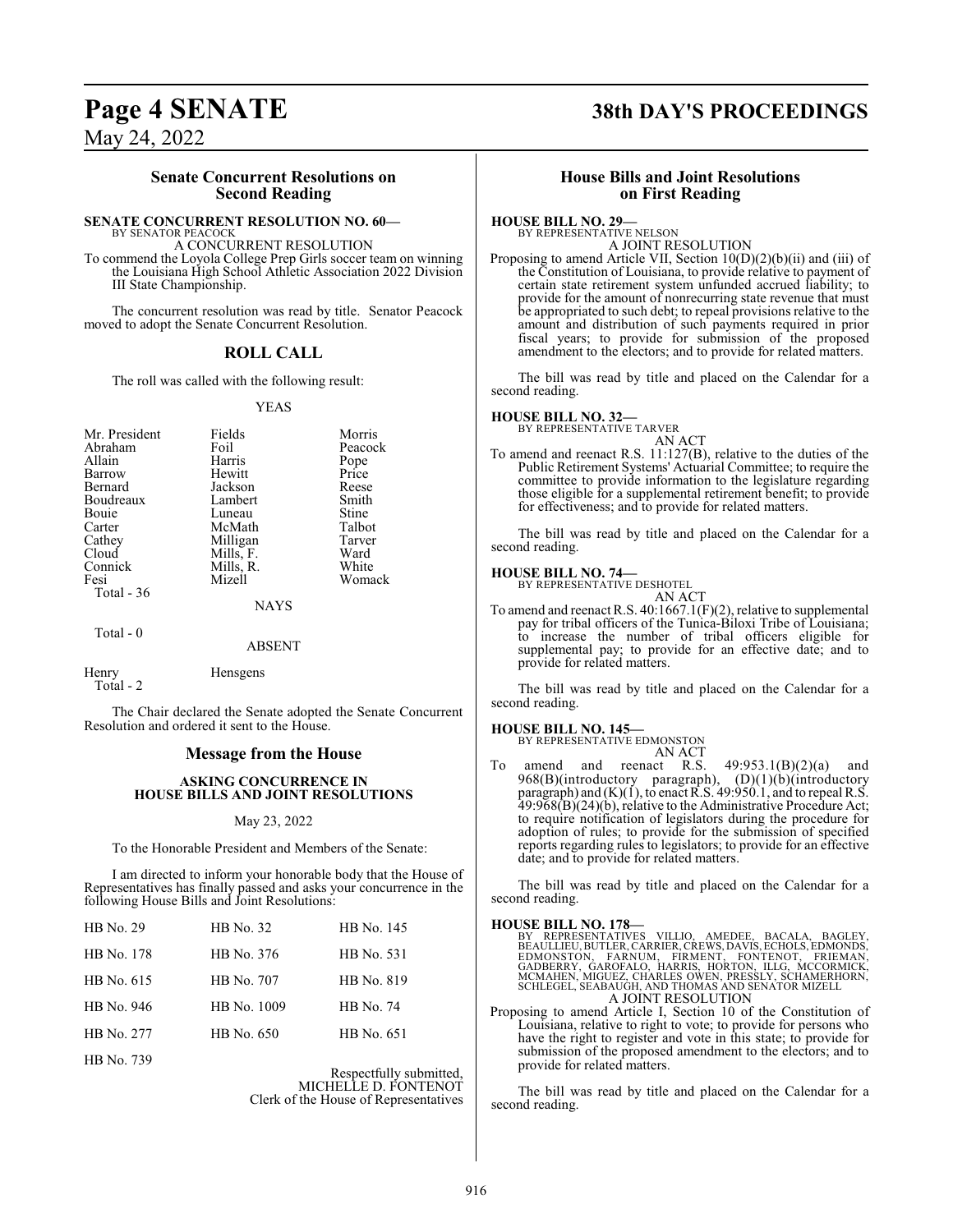## Senate Concurrent Resolutions on Second Reading

**SENATE CONCURRENT RESOLUTION NO. 60—**
BY SENATOR PEACOCK

A CONCURRENT RESOLUTION

To commend the Loyola College Prep Girls soccer team on winning the Louisiana High School Athletic Association 2022 Division III State Championship.

The concurrent resolution was read by title. Senator Peacock moved to adopt the Senate Concurrent Resolution.

## ROLL CALL

The roll was called with the following result:

YEAS

| | | |
|---|---|---|
| Mr. President | Fields | Morris |
| Abraham | Foil | Peacock |
| Allain | Harris | Pope |
| Barrow | Hewitt | Price |
| Bernard | Jackson | Reese |
| Boudreaux | Lambert | Smith |
| Bouie | Luneau | Stine |
| Carter | McMath | Talbot |
| Cathey | Milligan | Tarver |
| Cloud | Mills, F. | Ward |
| Connick | Mills, R. | White |
| Fesi | Mizell | Womack |
| Total - 36 | | |

NAYS

Total - 0

ABSENT

| | |
|---|---|
| Henry | Hensgens |
| Total - 2 | |

The Chair declared the Senate adopted the Senate Concurrent Resolution and ordered it sent to the House.

## Message from the House

**ASKING CONCURRENCE IN HOUSE BILLS AND JOINT RESOLUTIONS**

May 23, 2022

To the Honorable President and Members of the Senate:

I am directed to inform your honorable body that the House of Representatives has finally passed and asks your concurrence in the following House Bills and Joint Resolutions:

| | | |
|---|---|---|
| HB No. 29 | HB No. 32 | HB No. 145 |
| HB No. 178 | HB No. 376 | HB No. 531 |
| HB No. 615 | HB No. 707 | HB No. 819 |
| HB No. 946 | HB No. 1009 | HB No. 74 |
| HB No. 277 | HB No. 650 | HB No. 651 |
| HB No. 739 | | |

Respectfully submitted,
MICHELLE D. FONTENOT
Clerk of the House of Representatives

## House Bills and Joint Resolutions on First Reading

**HOUSE BILL NO. 29—**
BY REPRESENTATIVE NELSON

A JOINT RESOLUTION

Proposing to amend Article VII, Section 10(D)(2)(b)(ii) and (iii) of the Constitution of Louisiana, to provide relative to payment of certain state retirement system unfunded accrued liability; to provide for the amount of nonrecurring state revenue that must be appropriated to such debt; to repeal provisions relative to the amount and distribution of such payments required in prior fiscal years; to provide for submission of the proposed amendment to the electors; and to provide for related matters.

The bill was read by title and placed on the Calendar for a second reading.

**HOUSE BILL NO. 32—**
BY REPRESENTATIVE TARVER

AN ACT

To amend and reenact R.S. 11:127(B), relative to the duties of the Public Retirement Systems' Actuarial Committee; to require the committee to provide information to the legislature regarding those eligible for a supplemental retirement benefit; to provide for effectiveness; and to provide for related matters.

The bill was read by title and placed on the Calendar for a second reading.

**HOUSE BILL NO. 74—**
BY REPRESENTATIVE DESHOTEL

AN ACT

To amend and reenact R.S. 40:1667.1(F)(2), relative to supplemental pay for tribal officers of the Tunica-Biloxi Tribe of Louisiana; to increase the number of tribal officers eligible for supplemental pay; to provide for an effective date; and to provide for related matters.

The bill was read by title and placed on the Calendar for a second reading.

**HOUSE BILL NO. 145—**
BY REPRESENTATIVE EDMONSTON

AN ACT

To amend and reenact R.S. 49:953.1(B)(2)(a) and 968(B)(introductory paragraph), (D)(1)(b)(introductory paragraph) and (K)(1), to enact R.S. 49:950.1, and to repeal R.S. 49:968(B)(24)(b), relative to the Administrative Procedure Act; to require notification of legislators during the procedure for adoption of rules; to provide for the submission of specified reports regarding rules to legislators; to provide for an effective date; and to provide for related matters.

The bill was read by title and placed on the Calendar for a second reading.

**HOUSE BILL NO. 178—**
BY REPRESENTATIVES VILLIO, AMEDEE, BACALA, BAGLEY, BEAULLIEU, BUTLER, CARRIER, CREWS, DAVIS, ECHOLS, EDMONDS, EDMONSTON, FARNUM, FIRMENT, FONTENOT, FRIEMAN, GADBERRY, GAROFALO, HARRIS, HORTON, ILLG, MCCORMICK, MCMAHEN, MIGUEZ, CHARLES OWEN, PRESSLY, SCHAMERHORN, SCHLEGEL, SEABAUGH, AND THOMAS AND SENATOR MIZELL

A JOINT RESOLUTION

Proposing to amend Article I, Section 10 of the Constitution of Louisiana, relative to right to vote; to provide for persons who have the right to register and vote in this state; to provide for submission of the proposed amendment to the electors; and to provide for related matters.

The bill was read by title and placed on the Calendar for a second reading.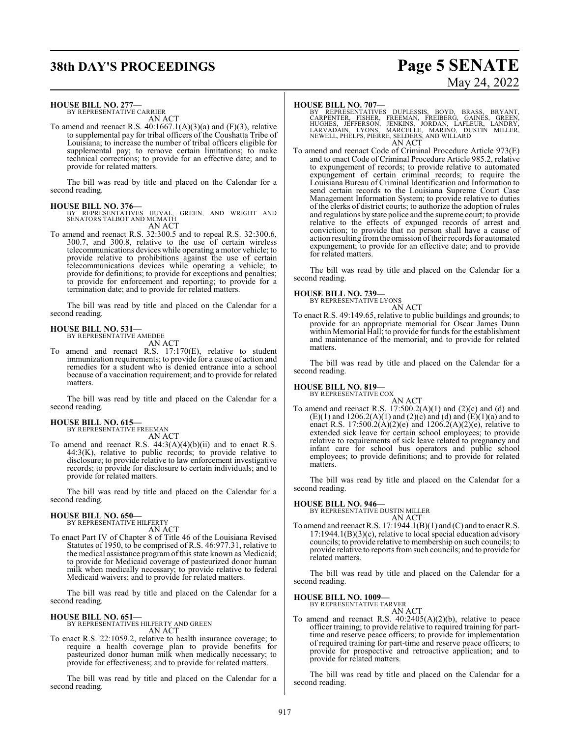**HOUSE BILL NO. 277—**
BY REPRESENTATIVE CARRIER
AN ACT

To amend and reenact R.S. 40:1667.1(A)(3)(a) and (F)(3), relative to supplemental pay for tribal officers of the Coushatta Tribe of Louisiana; to increase the number of tribal officers eligible for supplemental pay; to remove certain limitations; to make technical corrections; to provide for an effective date; and to provide for related matters.

The bill was read by title and placed on the Calendar for a second reading.

**HOUSE BILL NO. 376—**
BY REPRESENTATIVES HUVAL, GREEN, AND WRIGHT AND SENATORS TALBOT AND MCMATH
AN ACT

To amend and reenact R.S. 32:300.5 and to repeal R.S. 32:300.6, 300.7, and 300.8, relative to the use of certain wireless telecommunications devices while operating a motor vehicle; to provide relative to prohibitions against the use of certain telecommunications devices while operating a vehicle; to provide for definitions; to provide for exceptions and penalties; to provide for enforcement and reporting; to provide for a termination date; and to provide for related matters.

The bill was read by title and placed on the Calendar for a second reading.

**HOUSE BILL NO. 531—**
BY REPRESENTATIVE AMEDEE
AN ACT

To amend and reenact R.S. 17:170(E), relative to student immunization requirements; to provide for a cause of action and remedies for a student who is denied entrance into a school because of a vaccination requirement; and to provide for related matters.

The bill was read by title and placed on the Calendar for a second reading.

**HOUSE BILL NO. 615—**
BY REPRESENTATIVE FREEMAN
AN ACT

To amend and reenact R.S. 44:3(A)(4)(b)(ii) and to enact R.S. 44:3(K), relative to public records; to provide relative to disclosure; to provide relative to law enforcement investigative records; to provide for disclosure to certain individuals; and to provide for related matters.

The bill was read by title and placed on the Calendar for a second reading.

**HOUSE BILL NO. 650—**
BY REPRESENTATIVE HILFERTY
AN ACT

To enact Part IV of Chapter 8 of Title 46 of the Louisiana Revised Statutes of 1950, to be comprised of R.S. 46:977.31, relative to the medical assistance program of this state known as Medicaid; to provide for Medicaid coverage of pasteurized donor human milk when medically necessary; to provide relative to federal Medicaid waivers; and to provide for related matters.

The bill was read by title and placed on the Calendar for a second reading.

**HOUSE BILL NO. 651—**
BY REPRESENTATIVES HILFERTY AND GREEN
AN ACT

To enact R.S. 22:1059.2, relative to health insurance coverage; to require a health coverage plan to provide benefits for pasteurized donor human milk when medically necessary; to provide for effectiveness; and to provide for related matters.

The bill was read by title and placed on the Calendar for a second reading.

**HOUSE BILL NO. 707—**
BY REPRESENTATIVES DUPLESSIS, BOYD, BRASS, BRYANT, CARPENTER, FISHER, FREEMAN, FREIBERG, GAINES, GREEN, HUGHES, JEFFERSON, JENKINS, JORDAN, LAFLEUR, LANDRY, LARVADAIN, LYONS, MARCELLE, MARINO, DUSTIN MILLER, NEWELL, PHELPS, PIERRE, SELDERS, AND WILLARD
AN ACT

To amend and reenact Code of Criminal Procedure Article 973(E) and to enact Code of Criminal Procedure Article 985.2, relative to expungement of records; to provide relative to automated expungement of certain criminal records; to require the Louisiana Bureau of Criminal Identification and Information to send certain records to the Louisiana Supreme Court Case Management Information System; to provide relative to duties of the clerks of district courts; to authorize the adoption of rules and regulations by state police and the supreme court; to provide relative to the effects of expunged records of arrest and conviction; to provide that no person shall have a cause of action resulting from the omission of their records for automated expungement; to provide for an effective date; and to provide for related matters.

The bill was read by title and placed on the Calendar for a second reading.

**HOUSE BILL NO. 739—**
BY REPRESENTATIVE LYONS
AN ACT

To enact R.S. 49:149.65, relative to public buildings and grounds; to provide for an appropriate memorial for Oscar James Dunn within Memorial Hall; to provide for funds for the establishment and maintenance of the memorial; and to provide for related matters.

The bill was read by title and placed on the Calendar for a second reading.

**HOUSE BILL NO. 819—**
BY REPRESENTATIVE COX
AN ACT

To amend and reenact R.S. 17:500.2(A)(1) and (2)(c) and (d) and (E)(1) and 1206.2(A)(1) and (2)(c) and (d) and (E)(1)(a) and to enact R.S. 17:500.2(A)(2)(e) and 1206.2(A)(2)(e), relative to extended sick leave for certain school employees; to provide relative to requirements of sick leave related to pregnancy and infant care for school bus operators and public school employees; to provide definitions; and to provide for related matters.

The bill was read by title and placed on the Calendar for a second reading.

**HOUSE BILL NO. 946—**
BY REPRESENTATIVE DUSTIN MILLER
AN ACT

To amend and reenact R.S. 17:1944.1(B)(1) and (C) and to enact R.S. 17:1944.1(B)(3)(c), relative to local special education advisory councils; to provide relative to membership on such councils; to provide relative to reports from such councils; and to provide for related matters.

The bill was read by title and placed on the Calendar for a second reading.

**HOUSE BILL NO. 1009—**
BY REPRESENTATIVE TARVER
AN ACT

To amend and reenact R.S. 40:2405(A)(2)(b), relative to peace officer training; to provide relative to required training for part-time and reserve peace officers; to provide for implementation of required training for part-time and reserve peace officers; to provide for prospective and retroactive application; and to provide for related matters.

The bill was read by title and placed on the Calendar for a second reading.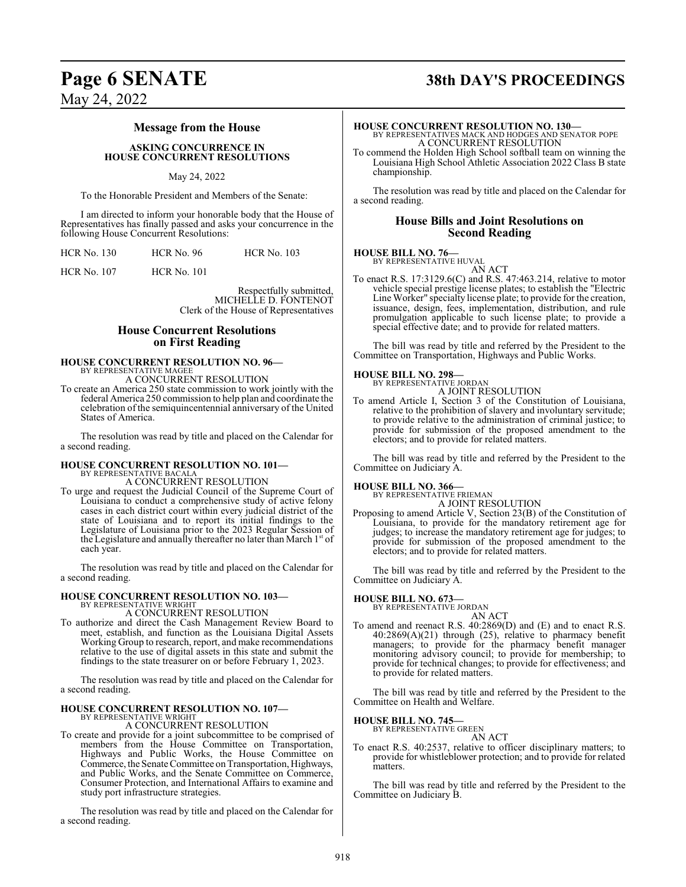## Message from the House

**ASKING CONCURRENCE IN HOUSE CONCURRENT RESOLUTIONS**

May 24, 2022

To the Honorable President and Members of the Senate:

I am directed to inform your honorable body that the House of Representatives has finally passed and asks your concurrence in the following House Concurrent Resolutions:

| | | |
|---|---|---|
| HCR No. 130 | HCR No. 96 | HCR No. 103 |
| HCR No. 107 | HCR No. 101 | |

Respectfully submitted,
MICHELLE D. FONTENOT
Clerk of the House of Representatives

## House Concurrent Resolutions on First Reading

**HOUSE CONCURRENT RESOLUTION NO. 96—**
BY REPRESENTATIVE MAGEE
A CONCURRENT RESOLUTION

To create an America 250 state commission to work jointly with the federal America 250 commission to help plan and coordinate the celebration of the semiquincentennial anniversary of the United States of America.

The resolution was read by title and placed on the Calendar for a second reading.

**HOUSE CONCURRENT RESOLUTION NO. 101—**
BY REPRESENTATIVE BACALA
A CONCURRENT RESOLUTION

To urge and request the Judicial Council of the Supreme Court of Louisiana to conduct a comprehensive study of active felony cases in each district court within every judicial district of the state of Louisiana and to report its initial findings to the Legislature of Louisiana prior to the 2023 Regular Session of the Legislature and annually thereafter no later than March 1st of each year.

The resolution was read by title and placed on the Calendar for a second reading.

**HOUSE CONCURRENT RESOLUTION NO. 103—**
BY REPRESENTATIVE WRIGHT
A CONCURRENT RESOLUTION

To authorize and direct the Cash Management Review Board to meet, establish, and function as the Louisiana Digital Assets Working Group to research, report, and make recommendations relative to the use of digital assets in this state and submit the findings to the state treasurer on or before February 1, 2023.

The resolution was read by title and placed on the Calendar for a second reading.

**HOUSE CONCURRENT RESOLUTION NO. 107—**
BY REPRESENTATIVE WRIGHT
A CONCURRENT RESOLUTION

To create and provide for a joint subcommittee to be comprised of members from the House Committee on Transportation, Highways and Public Works, the House Committee on Commerce, the Senate Committee on Transportation, Highways, and Public Works, and the Senate Committee on Commerce, Consumer Protection, and International Affairs to examine and study port infrastructure strategies.

The resolution was read by title and placed on the Calendar for a second reading.

**HOUSE CONCURRENT RESOLUTION NO. 130—**
BY REPRESENTATIVES MACK AND HODGES AND SENATOR POPE
A CONCURRENT RESOLUTION

To commend the Holden High School softball team on winning the Louisiana High School Athletic Association 2022 Class B state championship.

The resolution was read by title and placed on the Calendar for a second reading.

## House Bills and Joint Resolutions on Second Reading

**HOUSE BILL NO. 76—**
BY REPRESENTATIVE HUVAL
AN ACT

To enact R.S. 17:3129.6(C) and R.S. 47:463.214, relative to motor vehicle special prestige license plates; to establish the "Electric Line Worker" specialty license plate; to provide for the creation, issuance, design, fees, implementation, distribution, and rule promulgation applicable to such license plate; to provide a special effective date; and to provide for related matters.

The bill was read by title and referred by the President to the Committee on Transportation, Highways and Public Works.

**HOUSE BILL NO. 298—**
BY REPRESENTATIVE JORDAN
A JOINT RESOLUTION

To amend Article I, Section 3 of the Constitution of Louisiana, relative to the prohibition of slavery and involuntary servitude; to provide relative to the administration of criminal justice; to provide for submission of the proposed amendment to the electors; and to provide for related matters.

The bill was read by title and referred by the President to the Committee on Judiciary A.

**HOUSE BILL NO. 366—**
BY REPRESENTATIVE FRIEMAN
A JOINT RESOLUTION

Proposing to amend Article V, Section 23(B) of the Constitution of Louisiana, to provide for the mandatory retirement age for judges; to increase the mandatory retirement age for judges; to provide for submission of the proposed amendment to the electors; and to provide for related matters.

The bill was read by title and referred by the President to the Committee on Judiciary A.

**HOUSE BILL NO. 673—**
BY REPRESENTATIVE JORDAN
AN ACT

To amend and reenact R.S. 40:2869(D) and (E) and to enact R.S. 40:2869(A)(21) through (25), relative to pharmacy benefit managers; to provide for the pharmacy benefit manager monitoring advisory council; to provide for membership; to provide for technical changes; to provide for effectiveness; and to provide for related matters.

The bill was read by title and referred by the President to the Committee on Health and Welfare.

**HOUSE BILL NO. 745—**
BY REPRESENTATIVE GREEN
AN ACT

To enact R.S. 40:2537, relative to officer disciplinary matters; to provide for whistleblower protection; and to provide for related matters.

The bill was read by title and referred by the President to the Committee on Judiciary B.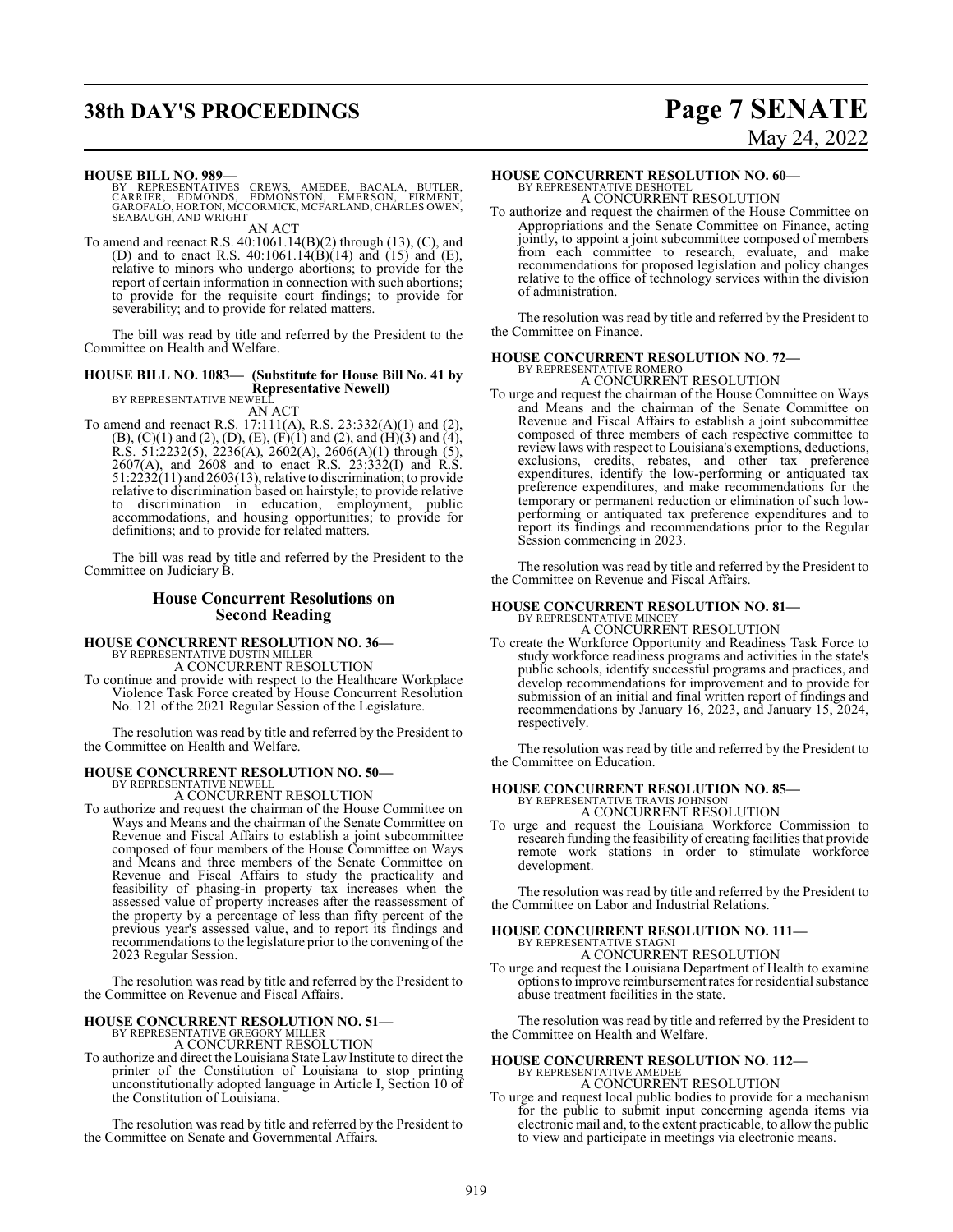**HOUSE BILL NO. 989—**
BY REPRESENTATIVES CREWS, AMEDEE, BACALA, BUTLER, CARRIER, EDMONDS, EDMONSTON, EMERSON, FIRMENT, GAROFALO, HORTON, MCCORMICK, MCFARLAND, CHARLES OWEN, SEABAUGH, AND WRIGHT

AN ACT

To amend and reenact R.S. 40:1061.14(B)(2) through (13), (C), and (D) and to enact R.S. 40:1061.14(B)(14) and (15) and (E), relative to minors who undergo abortions; to provide for the report of certain information in connection with such abortions; to provide for the requisite court findings; to provide for severability; and to provide for related matters.

The bill was read by title and referred by the President to the Committee on Health and Welfare.

**HOUSE BILL NO. 1083— (Substitute for House Bill No. 41 by Representative Newell)**
BY REPRESENTATIVE NEWELL

AN ACT

To amend and reenact R.S. 17:111(A), R.S. 23:332(A)(1) and (2), (B), (C)(1) and (2), (D), (E), (F)(1) and (2), and (H)(3) and (4), R.S. 51:2232(5), 2236(A), 2602(A), 2606(A)(1) through (5), 2607(A), and 2608 and to enact R.S. 23:332(I) and R.S. 51:2232(11) and 2603(13), relative to discrimination; to provide relative to discrimination based on hairstyle; to provide relative to discrimination in education, employment, public accommodations, and housing opportunities; to provide for definitions; and to provide for related matters.

The bill was read by title and referred by the President to the Committee on Judiciary B.

## House Concurrent Resolutions on Second Reading

**HOUSE CONCURRENT RESOLUTION NO. 36—**
BY REPRESENTATIVE DUSTIN MILLER

A CONCURRENT RESOLUTION

To continue and provide with respect to the Healthcare Workplace Violence Task Force created by House Concurrent Resolution No. 121 of the 2021 Regular Session of the Legislature.

The resolution was read by title and referred by the President to the Committee on Health and Welfare.

**HOUSE CONCURRENT RESOLUTION NO. 50—**
BY REPRESENTATIVE NEWELL

A CONCURRENT RESOLUTION

To authorize and request the chairman of the House Committee on Ways and Means and the chairman of the Senate Committee on Revenue and Fiscal Affairs to establish a joint subcommittee composed of four members of the House Committee on Ways and Means and three members of the Senate Committee on Revenue and Fiscal Affairs to study the practicality and feasibility of phasing-in property tax increases when the assessed value of property increases after the reassessment of the property by a percentage of less than fifty percent of the previous year's assessed value, and to report its findings and recommendations to the legislature prior to the convening of the 2023 Regular Session.

The resolution was read by title and referred by the President to the Committee on Revenue and Fiscal Affairs.

**HOUSE CONCURRENT RESOLUTION NO. 51—**
BY REPRESENTATIVE GREGORY MILLER

A CONCURRENT RESOLUTION

To authorize and direct the Louisiana State Law Institute to direct the printer of the Constitution of Louisiana to stop printing unconstitutionally adopted language in Article I, Section 10 of the Constitution of Louisiana.

The resolution was read by title and referred by the President to the Committee on Senate and Governmental Affairs.

**HOUSE CONCURRENT RESOLUTION NO. 60—**
BY REPRESENTATIVE DESHOTEL

A CONCURRENT RESOLUTION

To authorize and request the chairmen of the House Committee on Appropriations and the Senate Committee on Finance, acting jointly, to appoint a joint subcommittee composed of members from each committee to research, evaluate, and make recommendations for proposed legislation and policy changes relative to the office of technology services within the division of administration.

The resolution was read by title and referred by the President to the Committee on Finance.

**HOUSE CONCURRENT RESOLUTION NO. 72—**
BY REPRESENTATIVE ROMERO

A CONCURRENT RESOLUTION

To urge and request the chairman of the House Committee on Ways and Means and the chairman of the Senate Committee on Revenue and Fiscal Affairs to establish a joint subcommittee composed of three members of each respective committee to review laws with respect to Louisiana's exemptions, deductions, exclusions, credits, rebates, and other tax preference expenditures, identify the low-performing or antiquated tax preference expenditures, and make recommendations for the temporary or permanent reduction or elimination of such low-performing or antiquated tax preference expenditures and to report its findings and recommendations prior to the Regular Session commencing in 2023.

The resolution was read by title and referred by the President to the Committee on Revenue and Fiscal Affairs.

**HOUSE CONCURRENT RESOLUTION NO. 81—**
BY REPRESENTATIVE MINCEY

A CONCURRENT RESOLUTION

To create the Workforce Opportunity and Readiness Task Force to study workforce readiness programs and activities in the state's public schools, identify successful programs and practices, and develop recommendations for improvement and to provide for submission of an initial and final written report of findings and recommendations by January 16, 2023, and January 15, 2024, respectively.

The resolution was read by title and referred by the President to the Committee on Education.

**HOUSE CONCURRENT RESOLUTION NO. 85—**
BY REPRESENTATIVE TRAVIS JOHNSON

A CONCURRENT RESOLUTION

To urge and request the Louisiana Workforce Commission to research funding the feasibility of creating facilities that provide remote work stations in order to stimulate workforce development.

The resolution was read by title and referred by the President to the Committee on Labor and Industrial Relations.

**HOUSE CONCURRENT RESOLUTION NO. 111—**
BY REPRESENTATIVE STAGNI

A CONCURRENT RESOLUTION

To urge and request the Louisiana Department of Health to examine options to improve reimbursement rates for residential substance abuse treatment facilities in the state.

The resolution was read by title and referred by the President to the Committee on Health and Welfare.

**HOUSE CONCURRENT RESOLUTION NO. 112—**
BY REPRESENTATIVE AMEDEE

A CONCURRENT RESOLUTION

To urge and request local public bodies to provide for a mechanism for the public to submit input concerning agenda items via electronic mail and, to the extent practicable, to allow the public to view and participate in meetings via electronic means.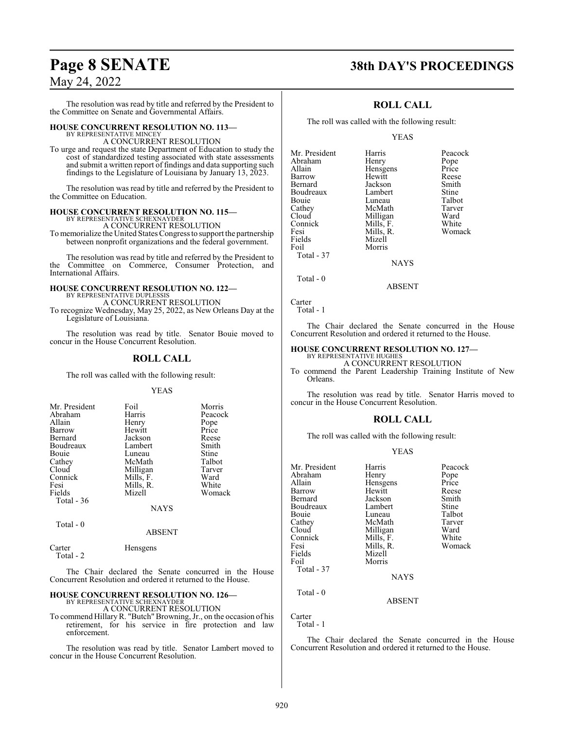The resolution was read by title and referred by the President to the Committee on Senate and Governmental Affairs.

**HOUSE CONCURRENT RESOLUTION NO. 113—**
BY REPRESENTATIVE MINCEY
A CONCURRENT RESOLUTION

To urge and request the state Department of Education to study the cost of standardized testing associated with state assessments and submit a written report of findings and data supporting such findings to the Legislature of Louisiana by January 13, 2023.

The resolution was read by title and referred by the President to the Committee on Education.

**HOUSE CONCURRENT RESOLUTION NO. 115—**
BY REPRESENTATIVE SCHEXNAYDER
A CONCURRENT RESOLUTION

To memorialize the United States Congress to support the partnership between nonprofit organizations and the federal government.

The resolution was read by title and referred by the President to the Committee on Commerce, Consumer Protection, and International Affairs.

**HOUSE CONCURRENT RESOLUTION NO. 122—**
BY REPRESENTATIVE DUPLESSIS
A CONCURRENT RESOLUTION

To recognize Wednesday, May 25, 2022, as New Orleans Day at the Legislature of Louisiana.

The resolution was read by title. Senator Bouie moved to concur in the House Concurrent Resolution.

## ROLL CALL

The roll was called with the following result:

YEAS

| | | |
|---|---|---|
| Mr. President | Foil | Morris |
| Abraham | Harris | Peacock |
| Allain | Henry | Pope |
| Barrow | Hewitt | Price |
| Bernard | Jackson | Reese |
| Boudreaux | Lambert | Smith |
| Bouie | Luneau | Stine |
| Cathey | McMath | Talbot |
| Cloud | Milligan | Tarver |
| Connick | Mills, F. | Ward |
| Fesi | Mills, R. | White |
| Fields | Mizell | Womack |

Total - 36

NAYS

Total - 0

ABSENT

Carter Hensgens

Total - 2

The Chair declared the Senate concurred in the House Concurrent Resolution and ordered it returned to the House.

**HOUSE CONCURRENT RESOLUTION NO. 126—**
BY REPRESENTATIVE SCHEXNAYDER
A CONCURRENT RESOLUTION

To commend Hillary R. "Butch" Browning, Jr., on the occasion of his retirement, for his service in fire protection and law enforcement.

The resolution was read by title. Senator Lambert moved to concur in the House Concurrent Resolution.

## ROLL CALL

The roll was called with the following result:

YEAS

| | | |
|---|---|---|
| Mr. President | Harris | Peacock |
| Abraham | Henry | Pope |
| Allain | Hensgens | Price |
| Barrow | Hewitt | Reese |
| Bernard | Jackson | Smith |
| Boudreaux | Lambert | Stine |
| Bouie | Luneau | Talbot |
| Cathey | McMath | Tarver |
| Cloud | Milligan | Ward |
| Connick | Mills, F. | White |
| Fesi | Mills, R. | Womack |
| Fields | Mizell | |
| Foil | Morris | |

Total - 37

NAYS

Total - 0

ABSENT

Carter

Total - 1

The Chair declared the Senate concurred in the House Concurrent Resolution and ordered it returned to the House.

**HOUSE CONCURRENT RESOLUTION NO. 127—**
BY REPRESENTATIVE HUGHES
A CONCURRENT RESOLUTION

To commend the Parent Leadership Training Institute of New Orleans.

The resolution was read by title. Senator Harris moved to concur in the House Concurrent Resolution.

## ROLL CALL

The roll was called with the following result:

YEAS

| | | |
|---|---|---|
| Mr. President | Harris | Peacock |
| Abraham | Henry | Pope |
| Allain | Hensgens | Price |
| Barrow | Hewitt | Reese |
| Bernard | Jackson | Smith |
| Boudreaux | Lambert | Stine |
| Bouie | Luneau | Talbot |
| Cathey | McMath | Tarver |
| Cloud | Milligan | Ward |
| Connick | Mills, F. | White |
| Fesi | Mills, R. | Womack |
| Fields | Mizell | |
| Foil | Morris | |

Total - 37

NAYS

Total - 0

ABSENT

Carter

Total - 1

The Chair declared the Senate concurred in the House Concurrent Resolution and ordered it returned to the House.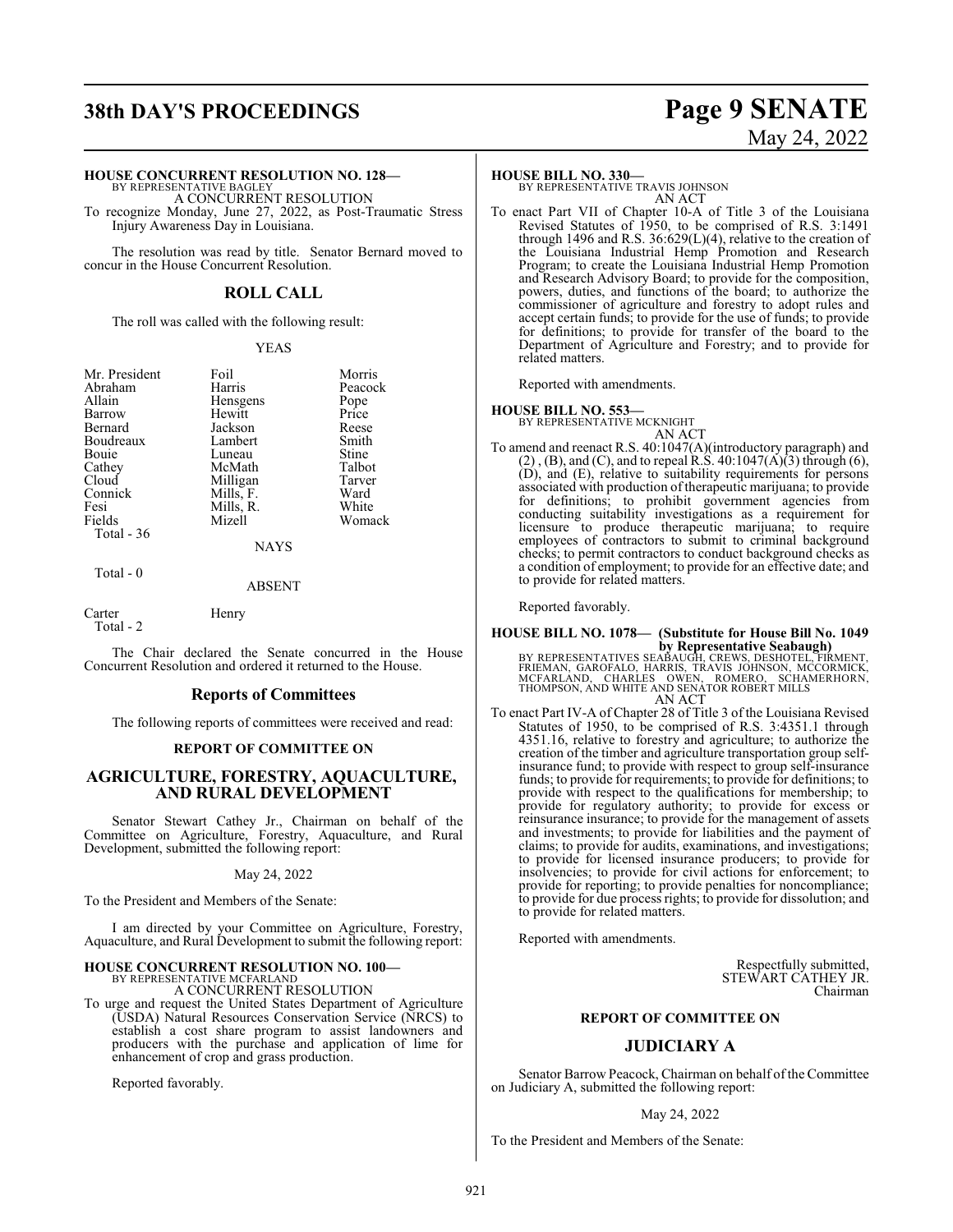**HOUSE CONCURRENT RESOLUTION NO. 128—**
BY REPRESENTATIVE BAGLEY
A CONCURRENT RESOLUTION

To recognize Monday, June 27, 2022, as Post-Traumatic Stress Injury Awareness Day in Louisiana.

The resolution was read by title. Senator Bernard moved to concur in the House Concurrent Resolution.

## ROLL CALL

The roll was called with the following result:

YEAS

| | | |
|---|---|---|
| Mr. President | Foil | Morris |
| Abraham | Harris | Peacock |
| Allain | Hensgens | Pope |
| Barrow | Hewitt | Price |
| Bernard | Jackson | Reese |
| Boudreaux | Lambert | Smith |
| Bouie | Luneau | Stine |
| Cathey | McMath | Talbot |
| Cloud | Milligan | Tarver |
| Connick | Mills, F. | Ward |
| Fesi | Mills, R. | White |
| Fields | Mizell | Womack |
| Total - 36 | | |

NAYS

Total - 0

ABSENT

| | |
|---|---|
| Carter | Henry |
| Total - 2 | |

The Chair declared the Senate concurred in the House Concurrent Resolution and ordered it returned to the House.

## Reports of Committees

The following reports of committees were received and read:

### REPORT OF COMMITTEE ON

## AGRICULTURE, FORESTRY, AQUACULTURE, AND RURAL DEVELOPMENT

Senator Stewart Cathey Jr., Chairman on behalf of the Committee on Agriculture, Forestry, Aquaculture, and Rural Development, submitted the following report:

May 24, 2022

To the President and Members of the Senate:

I am directed by your Committee on Agriculture, Forestry, Aquaculture, and Rural Development to submit the following report:

**HOUSE CONCURRENT RESOLUTION NO. 100—**
BY REPRESENTATIVE MCFARLAND
A CONCURRENT RESOLUTION

To urge and request the United States Department of Agriculture (USDA) Natural Resources Conservation Service (NRCS) to establish a cost share program to assist landowners and producers with the purchase and application of lime for enhancement of crop and grass production.

Reported favorably.

**HOUSE BILL NO. 330—**
BY REPRESENTATIVE TRAVIS JOHNSON
AN ACT

To enact Part VII of Chapter 10-A of Title 3 of the Louisiana Revised Statutes of 1950, to be comprised of R.S. 3:1491 through 1496 and R.S. 36:629(L)(4), relative to the creation of the Louisiana Industrial Hemp Promotion and Research Program; to create the Louisiana Industrial Hemp Promotion and Research Advisory Board; to provide for the composition, powers, duties, and functions of the board; to authorize the commissioner of agriculture and forestry to adopt rules and accept certain funds; to provide for the use of funds; to provide for definitions; to provide for transfer of the board to the Department of Agriculture and Forestry; and to provide for related matters.

Reported with amendments.

**HOUSE BILL NO. 553—**
BY REPRESENTATIVE MCKNIGHT
AN ACT

To amend and reenact R.S. 40:1047(A)(introductory paragraph) and (2) , (B), and (C), and to repeal R.S. 40:1047(A)(3) through (6), (D), and (E), relative to suitability requirements for persons associated with production of therapeutic marijuana; to provide for definitions; to prohibit government agencies from conducting suitability investigations as a requirement for licensure to produce therapeutic marijuana; to require employees of contractors to submit to criminal background checks; to permit contractors to conduct background checks as a condition of employment; to provide for an effective date; and to provide for related matters.

Reported favorably.

**HOUSE BILL NO. 1078— (Substitute for House Bill No. 1049 by Representative Seabaugh)**
BY REPRESENTATIVES SEABAUGH, CREWS, DESHOTEL, FIRMENT, FRIEMAN, GAROFALO, HARRIS, TRAVIS JOHNSON, MCCORMICK, MCFARLAND, CHARLES OWEN, ROMERO, SCHAMERHORN, THOMPSON, AND WHITE AND SENATOR ROBERT MILLS
AN ACT

To enact Part IV-A of Chapter 28 of Title 3 of the Louisiana Revised Statutes of 1950, to be comprised of R.S. 3:4351.1 through 4351.16, relative to forestry and agriculture; to authorize the creation of the timber and agriculture transportation group self-insurance fund; to provide with respect to group self-insurance funds; to provide for requirements; to provide for definitions; to provide with respect to the qualifications for membership; to provide for regulatory authority; to provide for excess or reinsurance insurance; to provide for the management of assets and investments; to provide for liabilities and the payment of claims; to provide for audits, examinations, and investigations; to provide for licensed insurance producers; to provide for insolvencies; to provide for civil actions for enforcement; to provide for reporting; to provide penalties for noncompliance; to provide for due process rights; to provide for dissolution; and to provide for related matters.

Reported with amendments.

Respectfully submitted,
STEWART CATHEY JR.
Chairman

### REPORT OF COMMITTEE ON

## JUDICIARY A

Senator Barrow Peacock, Chairman on behalf of the Committee on Judiciary A, submitted the following report:

May 24, 2022

To the President and Members of the Senate: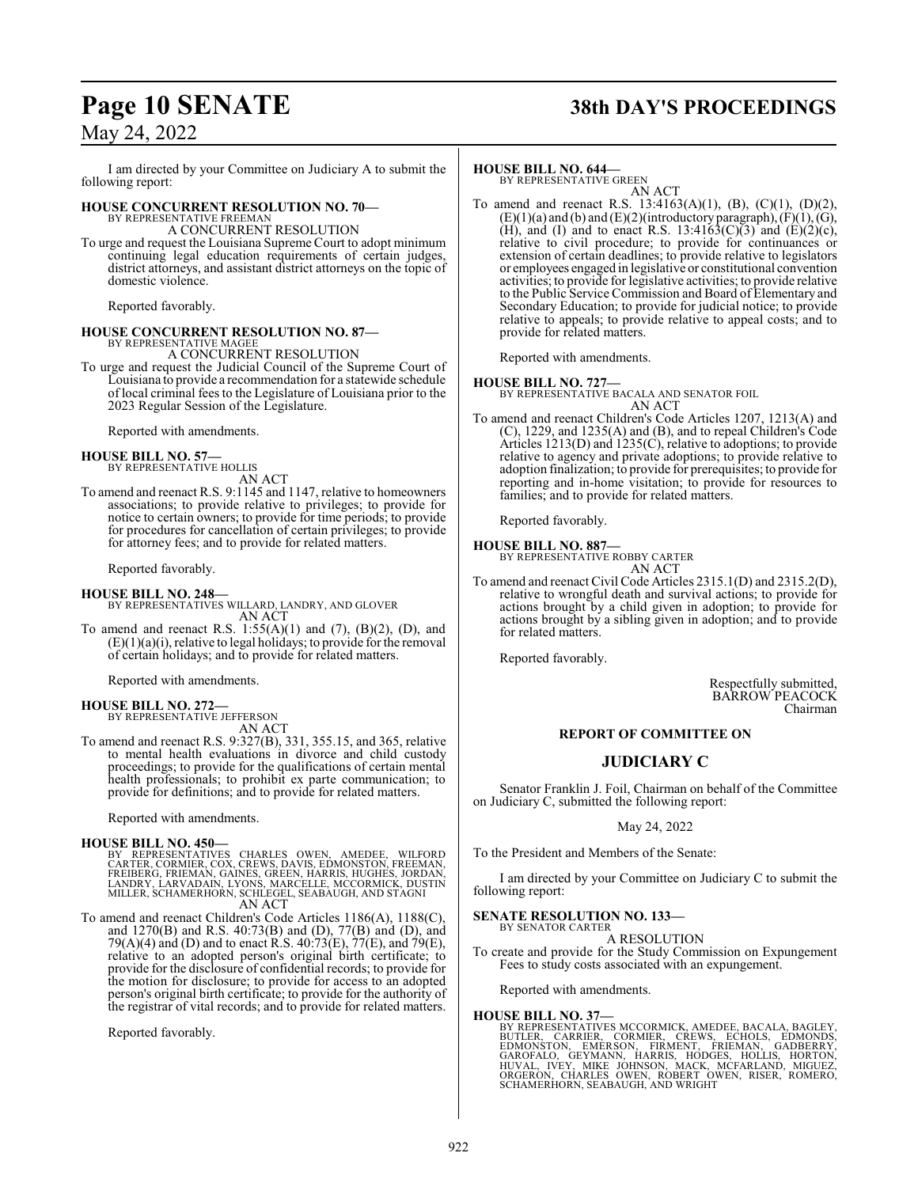I am directed by your Committee on Judiciary A to submit the following report:

**HOUSE CONCURRENT RESOLUTION NO. 70—**
BY REPRESENTATIVE FREEMAN
A CONCURRENT RESOLUTION

To urge and request the Louisiana Supreme Court to adopt minimum continuing legal education requirements of certain judges, district attorneys, and assistant district attorneys on the topic of domestic violence.

Reported favorably.

**HOUSE CONCURRENT RESOLUTION NO. 87—**
BY REPRESENTATIVE MAGEE
A CONCURRENT RESOLUTION

To urge and request the Judicial Council of the Supreme Court of Louisiana to provide a recommendation for a statewide schedule of local criminal fees to the Legislature of Louisiana prior to the 2023 Regular Session of the Legislature.

Reported with amendments.

**HOUSE BILL NO. 57—**
BY REPRESENTATIVE HOLLIS
AN ACT

To amend and reenact R.S. 9:1145 and 1147, relative to homeowners associations; to provide relative to privileges; to provide for notice to certain owners; to provide for time periods; to provide for procedures for cancellation of certain privileges; to provide for attorney fees; and to provide for related matters.

Reported favorably.

**HOUSE BILL NO. 248—**
BY REPRESENTATIVES WILLARD, LANDRY, AND GLOVER
AN ACT

To amend and reenact R.S. 1:55(A)(1) and (7), (B)(2), (D), and (E)(1)(a)(i), relative to legal holidays; to provide for the removal of certain holidays; and to provide for related matters.

Reported with amendments.

**HOUSE BILL NO. 272—**
BY REPRESENTATIVE JEFFERSON
AN ACT

To amend and reenact R.S. 9:327(B), 331, 355.15, and 365, relative to mental health evaluations in divorce and child custody proceedings; to provide for the qualifications of certain mental health professionals; to prohibit ex parte communication; to provide for definitions; and to provide for related matters.

Reported with amendments.

**HOUSE BILL NO. 450—**
BY REPRESENTATIVES CHARLES OWEN, AMEDEE, WILFORD CARTER, CORMIER, COX, CREWS, DAVIS, EDMONSTON, FREEMAN, FREIBERG, FRIEMAN, GAINES, GREEN, HARRIS, HUGHES, JORDAN, LANDRY, LARVADAIN, LYONS, MARCELLE, MCCORMICK, DUSTIN MILLER, SCHAMERHORN, SCHLEGEL, SEABAUGH, AND STAGNI
AN ACT

To amend and reenact Children's Code Articles 1186(A), 1188(C), and 1270(B) and R.S. 40:73(B) and (D), 77(B) and (D), and 79(A)(4) and (D) and to enact R.S. 40:73(E), 77(E), and 79(E), relative to an adopted person's original birth certificate; to provide for the disclosure of confidential records; to provide for the motion for disclosure; to provide for access to an adopted person's original birth certificate; to provide for the authority of the registrar of vital records; and to provide for related matters.

Reported favorably.

**HOUSE BILL NO. 644—**
BY REPRESENTATIVE GREEN
AN ACT

To amend and reenact R.S. 13:4163(A)(1), (B), (C)(1), (D)(2), (E)(1)(a) and (b) and (E)(2)(introductory paragraph), (F)(1), (G), (H), and (I) and to enact R.S. 13:4163(C)(3) and (E)(2)(c), relative to civil procedure; to provide for continuances or extension of certain deadlines; to provide relative to legislators or employees engaged in legislative or constitutional convention activities; to provide for legislative activities; to provide relative to the Public Service Commission and Board of Elementary and Secondary Education; to provide for judicial notice; to provide relative to appeals; to provide relative to appeal costs; and to provide for related matters.

Reported with amendments.

**HOUSE BILL NO. 727—**
BY REPRESENTATIVE BACALA AND SENATOR FOIL
AN ACT

To amend and reenact Children's Code Articles 1207, 1213(A) and (C), 1229, and 1235(A) and (B), and to repeal Children's Code Articles 1213(D) and 1235(C), relative to adoptions; to provide relative to agency and private adoptions; to provide relative to adoption finalization; to provide for prerequisites; to provide for reporting and in-home visitation; to provide for resources to families; and to provide for related matters.

Reported favorably.

**HOUSE BILL NO. 887—**
BY REPRESENTATIVE ROBBY CARTER
AN ACT

To amend and reenact Civil Code Articles 2315.1(D) and 2315.2(D), relative to wrongful death and survival actions; to provide for actions brought by a child given in adoption; to provide for actions brought by a sibling given in adoption; and to provide for related matters.

Reported favorably.

Respectfully submitted,
BARROW PEACOCK
Chairman

## REPORT OF COMMITTEE ON

## JUDICIARY C

Senator Franklin J. Foil, Chairman on behalf of the Committee on Judiciary C, submitted the following report:

May 24, 2022

To the President and Members of the Senate:

I am directed by your Committee on Judiciary C to submit the following report:

**SENATE RESOLUTION NO. 133—**
BY SENATOR CARTER
A RESOLUTION

To create and provide for the Study Commission on Expungement Fees to study costs associated with an expungement.

Reported with amendments.

**HOUSE BILL NO. 37—**
BY REPRESENTATIVES MCCORMICK, AMEDEE, BACALA, BAGLEY, BUTLER, CARRIER, CORMIER, CREWS, ECHOLS, EDMONDS, EDMONSTON, EMERSON, FIRMENT, FRIEMAN, GADBERRY, GAROFALO, GEYMANN, HARRIS, HODGES, HOLLIS, HORTON, HUVAL, IVEY, MIKE JOHNSON, MACK, MCFARLAND, MIGUEZ, ORGERON, CHARLES OWEN, ROBERT OWEN, RISER, ROMERO, SCHAMERHORN, SEABAUGH, AND WRIGHT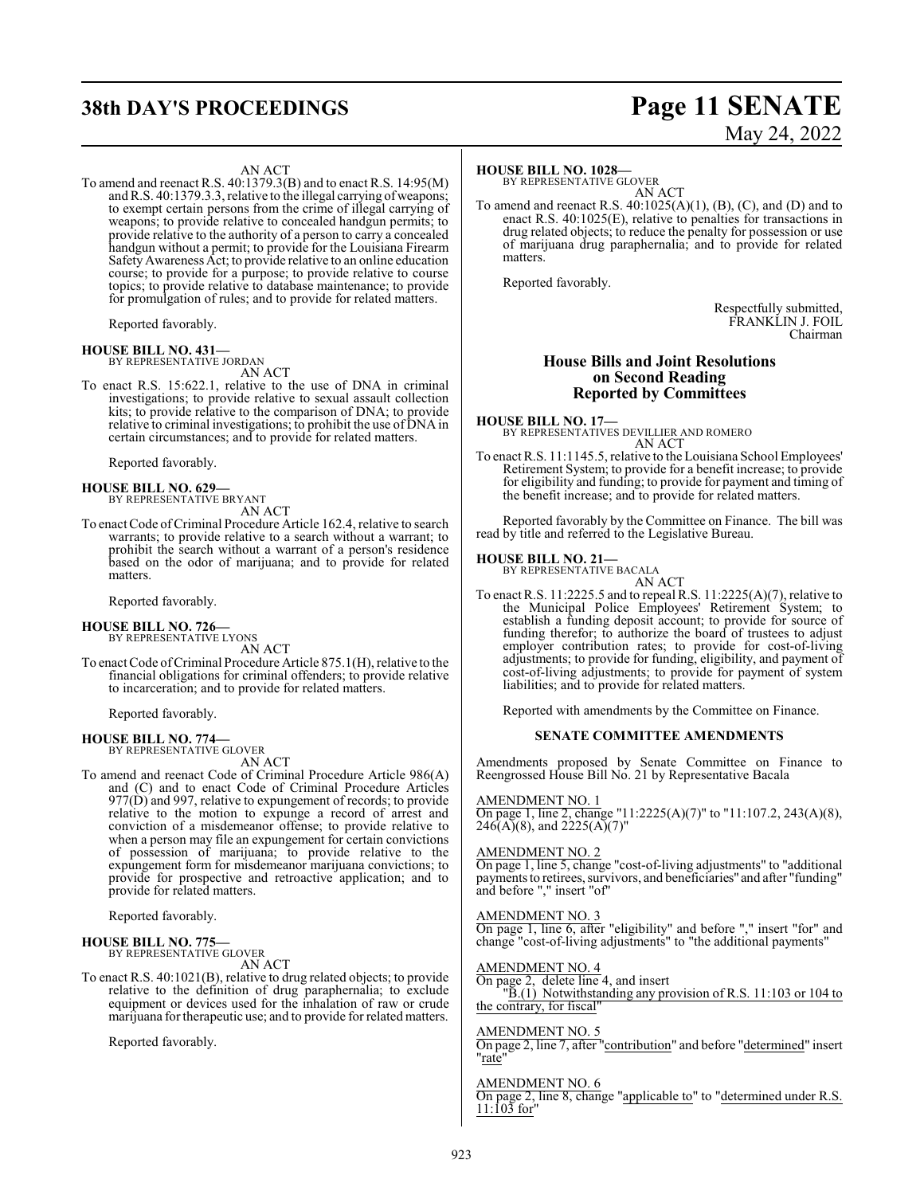AN ACT

To amend and reenact R.S. 40:1379.3(B) and to enact R.S. 14:95(M) and R.S. 40:1379.3.3, relative to the illegal carrying of weapons; to exempt certain persons from the crime of illegal carrying of weapons; to provide relative to concealed handgun permits; to provide relative to the authority of a person to carry a concealed handgun without a permit; to provide for the Louisiana Firearm Safety Awareness Act; to provide relative to an online education course; to provide for a purpose; to provide relative to course topics; to provide relative to database maintenance; to provide for promulgation of rules; and to provide for related matters.

Reported favorably.

**HOUSE BILL NO. 431—**
BY REPRESENTATIVE JORDAN

AN ACT

To enact R.S. 15:622.1, relative to the use of DNA in criminal investigations; to provide relative to sexual assault collection kits; to provide relative to the comparison of DNA; to provide relative to criminal investigations; to prohibit the use of DNA in certain circumstances; and to provide for related matters.

Reported favorably.

**HOUSE BILL NO. 629—**
BY REPRESENTATIVE BRYANT

AN ACT

To enact Code of Criminal Procedure Article 162.4, relative to search warrants; to provide relative to a search without a warrant; to prohibit the search without a warrant of a person's residence based on the odor of marijuana; and to provide for related matters.

Reported favorably.

**HOUSE BILL NO. 726—**
BY REPRESENTATIVE LYONS

AN ACT

To enact Code of Criminal Procedure Article 875.1(H), relative to the financial obligations for criminal offenders; to provide relative to incarceration; and to provide for related matters.

Reported favorably.

**HOUSE BILL NO. 774—**
BY REPRESENTATIVE GLOVER

AN ACT

To amend and reenact Code of Criminal Procedure Article 986(A) and (C) and to enact Code of Criminal Procedure Articles 977(D) and 997, relative to expungement of records; to provide relative to the motion to expunge a record of arrest and conviction of a misdemeanor offense; to provide relative to when a person may file an expungement for certain convictions of possession of marijuana; to provide relative to the expungement form for misdemeanor marijuana convictions; to provide for prospective and retroactive application; and to provide for related matters.

Reported favorably.

**HOUSE BILL NO. 775—**
BY REPRESENTATIVE GLOVER

AN ACT

To enact R.S. 40:1021(B), relative to drug related objects; to provide relative to the definition of drug paraphernalia; to exclude equipment or devices used for the inhalation of raw or crude marijuana for therapeutic use; and to provide for related matters.

Reported favorably.

**HOUSE BILL NO. 1028—**
BY REPRESENTATIVE GLOVER

AN ACT

To amend and reenact R.S. 40:1025(A)(1), (B), (C), and (D) and to enact R.S. 40:1025(E), relative to penalties for transactions in drug related objects; to reduce the penalty for possession or use of marijuana drug paraphernalia; and to provide for related matters.

Reported favorably.

Respectfully submitted,
FRANKLIN J. FOIL
Chairman

## House Bills and Joint Resolutions on Second Reading Reported by Committees

**HOUSE BILL NO. 17—**
BY REPRESENTATIVES DEVILLIER AND ROMERO

AN ACT

To enact R.S. 11:1145.5, relative to the Louisiana School Employees' Retirement System; to provide for a benefit increase; to provide for eligibility and funding; to provide for payment and timing of the benefit increase; and to provide for related matters.

Reported favorably by the Committee on Finance. The bill was read by title and referred to the Legislative Bureau.

**HOUSE BILL NO. 21—**
BY REPRESENTATIVE BACALA

AN ACT

To enact R.S. 11:2225.5 and to repeal R.S. 11:2225(A)(7), relative to the Municipal Police Employees' Retirement System; to establish a funding deposit account; to provide for source of funding therefor; to authorize the board of trustees to adjust employer contribution rates; to provide for cost-of-living adjustments; to provide for funding, eligibility, and payment of cost-of-living adjustments; to provide for payment of system liabilities; and to provide for related matters.

Reported with amendments by the Committee on Finance.

### SENATE COMMITTEE AMENDMENTS

Amendments proposed by Senate Committee on Finance to Reengrossed House Bill No. 21 by Representative Bacala

AMENDMENT NO. 1

On page 1, line 2, change "11:2225(A)(7)" to "11:107.2, 243(A)(8), 246(A)(8), and 2225(A)(7)"

AMENDMENT NO. 2

On page 1, line 5, change "cost-of-living adjustments" to "additional payments to retirees, survivors, and beneficiaries" and after "funding" and before "," insert "of"

AMENDMENT NO. 3

On page 1, line 6, after "eligibility" and before "," insert "for" and change "cost-of-living adjustments" to "the additional payments"

AMENDMENT NO. 4

On page 2, delete line 4, and insert

"B.(1) Notwithstanding any provision of R.S. 11:103 or 104 to the contrary, for fiscal"

AMENDMENT NO. 5

On page 2, line 7, after "contribution" and before "determined" insert "rate"

AMENDMENT NO. 6

On page 2, line 8, change "applicable to" to "determined under R.S. 11:103 for"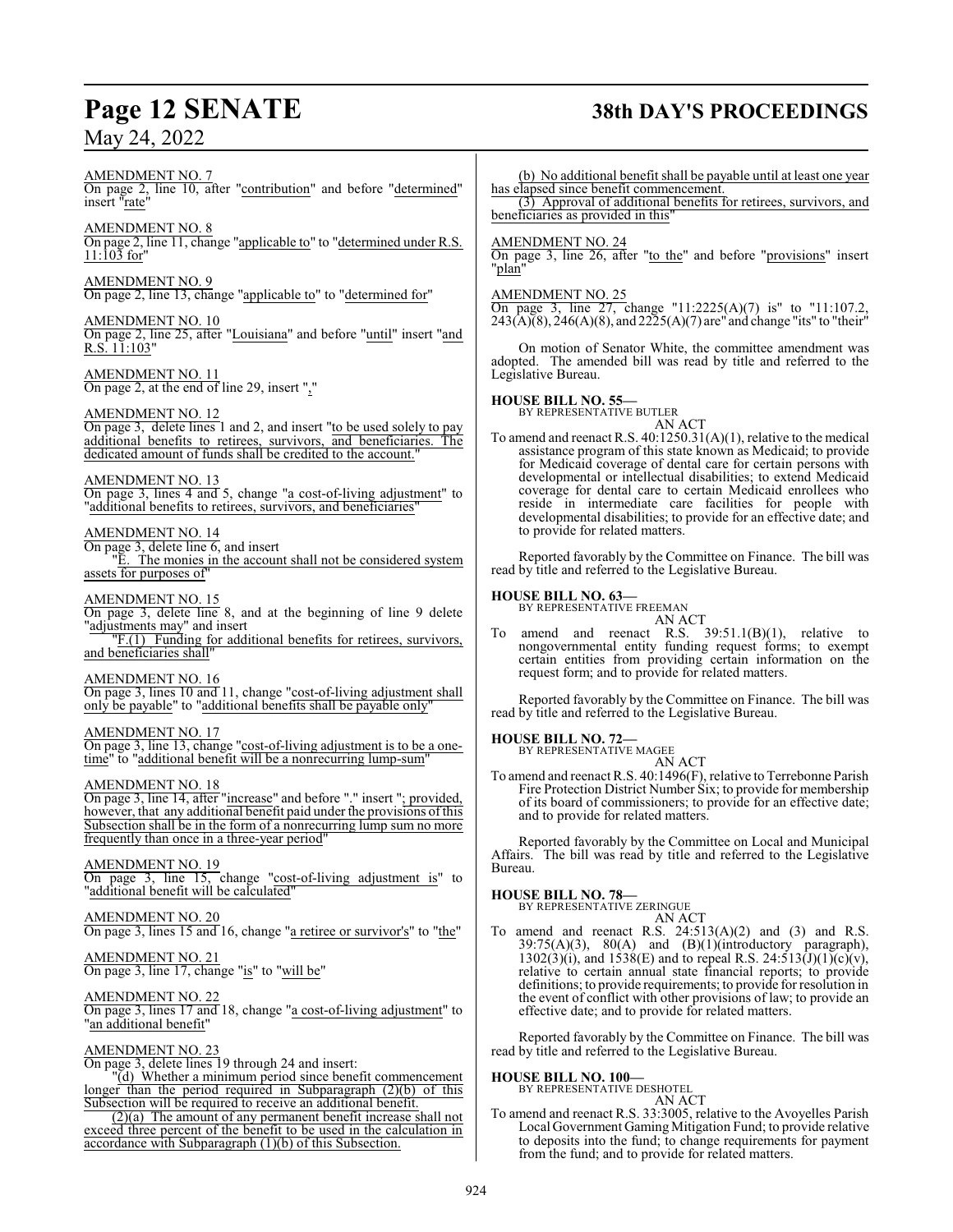AMENDMENT NO. 7
On page 2, line 10, after "contribution" and before "determined" insert "rate"

AMENDMENT NO. 8
On page 2, line 11, change "applicable to" to "determined under R.S. 11:103 for"

AMENDMENT NO. 9
On page 2, line 13, change "applicable to" to "determined for"

AMENDMENT NO. 10
On page 2, line 25, after "Louisiana" and before "until" insert "and R.S. 11:103"

AMENDMENT NO. 11
On page 2, at the end of line 29, insert ","

AMENDMENT NO. 12
On page 3, delete lines 1 and 2, and insert "to be used solely to pay additional benefits to retirees, survivors, and beneficiaries. The dedicated amount of funds shall be credited to the account."

AMENDMENT NO. 13
On page 3, lines 4 and 5, change "a cost-of-living adjustment" to "additional benefits to retirees, survivors, and beneficiaries"

AMENDMENT NO. 14
On page 3, delete line 6, and insert

"E. The monies in the account shall not be considered system assets for purposes of"

AMENDMENT NO. 15
On page 3, delete line 8, and at the beginning of line 9 delete "adjustments may" and insert

"F.(1) Funding for additional benefits for retirees, survivors, and beneficiaries shall"

AMENDMENT NO. 16
On page 3, lines 10 and 11, change "cost-of-living adjustment shall only be payable" to "additional benefits shall be payable only"

AMENDMENT NO. 17
On page 3, line 13, change "cost-of-living adjustment is to be a one-time" to "additional benefit will be a nonrecurring lump-sum"

AMENDMENT NO. 18
On page 3, line 14, after "increase" and before "." insert "; provided, however, that any additional benefit paid under the provisions of this Subsection shall be in the form of a nonrecurring lump sum no more frequently than once in a three-year period"

AMENDMENT NO. 19
On page 3, line 15, change "cost-of-living adjustment is" to "additional benefit will be calculated"

AMENDMENT NO. 20
On page 3, lines 15 and 16, change "a retiree or survivor's" to "the"

AMENDMENT NO. 21
On page 3, line 17, change "is" to "will be"

AMENDMENT NO. 22
On page 3, lines 17 and 18, change "a cost-of-living adjustment" to "an additional benefit"

AMENDMENT NO. 23
On page 3, delete lines 19 through 24 and insert:

"(d) Whether a minimum period since benefit commencement longer than the period required in Subparagraph (2)(b) of this Subsection will be required to receive an additional benefit.

(2)(a) The amount of any permanent benefit increase shall not exceed three percent of the benefit to be used in the calculation in accordance with Subparagraph (1)(b) of this Subsection.

(b) No additional benefit shall be payable until at least one year has elapsed since benefit commencement.

(3) Approval of additional benefits for retirees, survivors, and beneficiaries as provided in this"

AMENDMENT NO. 24
On page 3, line 26, after "to the" and before "provisions" insert "plan"

AMENDMENT NO. 25
On page 3, line 27, change "11:2225(A)(7) is" to "11:107.2, 243(A)(8), 246(A)(8), and 2225(A)(7) are" and change "its" to "their"

On motion of Senator White, the committee amendment was adopted. The amended bill was read by title and referred to the Legislative Bureau.

**HOUSE BILL NO. 55—**
BY REPRESENTATIVE BUTLER
AN ACT

To amend and reenact R.S. 40:1250.31(A)(1), relative to the medical assistance program of this state known as Medicaid; to provide for Medicaid coverage of dental care for certain persons with developmental or intellectual disabilities; to extend Medicaid coverage for dental care to certain Medicaid enrollees who reside in intermediate care facilities for people with developmental disabilities; to provide for an effective date; and to provide for related matters.

Reported favorably by the Committee on Finance. The bill was read by title and referred to the Legislative Bureau.

**HOUSE BILL NO. 63—**
BY REPRESENTATIVE FREEMAN
AN ACT

To amend and reenact R.S. 39:51.1(B)(1), relative to nongovernmental entity funding request forms; to exempt certain entities from providing certain information on the request form; and to provide for related matters.

Reported favorably by the Committee on Finance. The bill was read by title and referred to the Legislative Bureau.

**HOUSE BILL NO. 72—**
BY REPRESENTATIVE MAGEE
AN ACT

To amend and reenact R.S. 40:1496(F), relative to Terrebonne Parish Fire Protection District Number Six; to provide for membership of its board of commissioners; to provide for an effective date; and to provide for related matters.

Reported favorably by the Committee on Local and Municipal Affairs. The bill was read by title and referred to the Legislative Bureau.

**HOUSE BILL NO. 78—**
BY REPRESENTATIVE ZERINGUE
AN ACT

To amend and reenact R.S. 24:513(A)(2) and (3) and R.S. 39:75(A)(3), 80(A) and (B)(1)(introductory paragraph), 1302(3)(i), and 1538(E) and to repeal R.S. 24:513(J)(1)(c)(v), relative to certain annual state financial reports; to provide definitions; to provide requirements; to provide for resolution in the event of conflict with other provisions of law; to provide an effective date; and to provide for related matters.

Reported favorably by the Committee on Finance. The bill was read by title and referred to the Legislative Bureau.

**HOUSE BILL NO. 100—**
BY REPRESENTATIVE DESHOTEL
AN ACT

To amend and reenact R.S. 33:3005, relative to the Avoyelles Parish Local Government Gaming Mitigation Fund; to provide relative to deposits into the fund; to change requirements for payment from the fund; and to provide for related matters.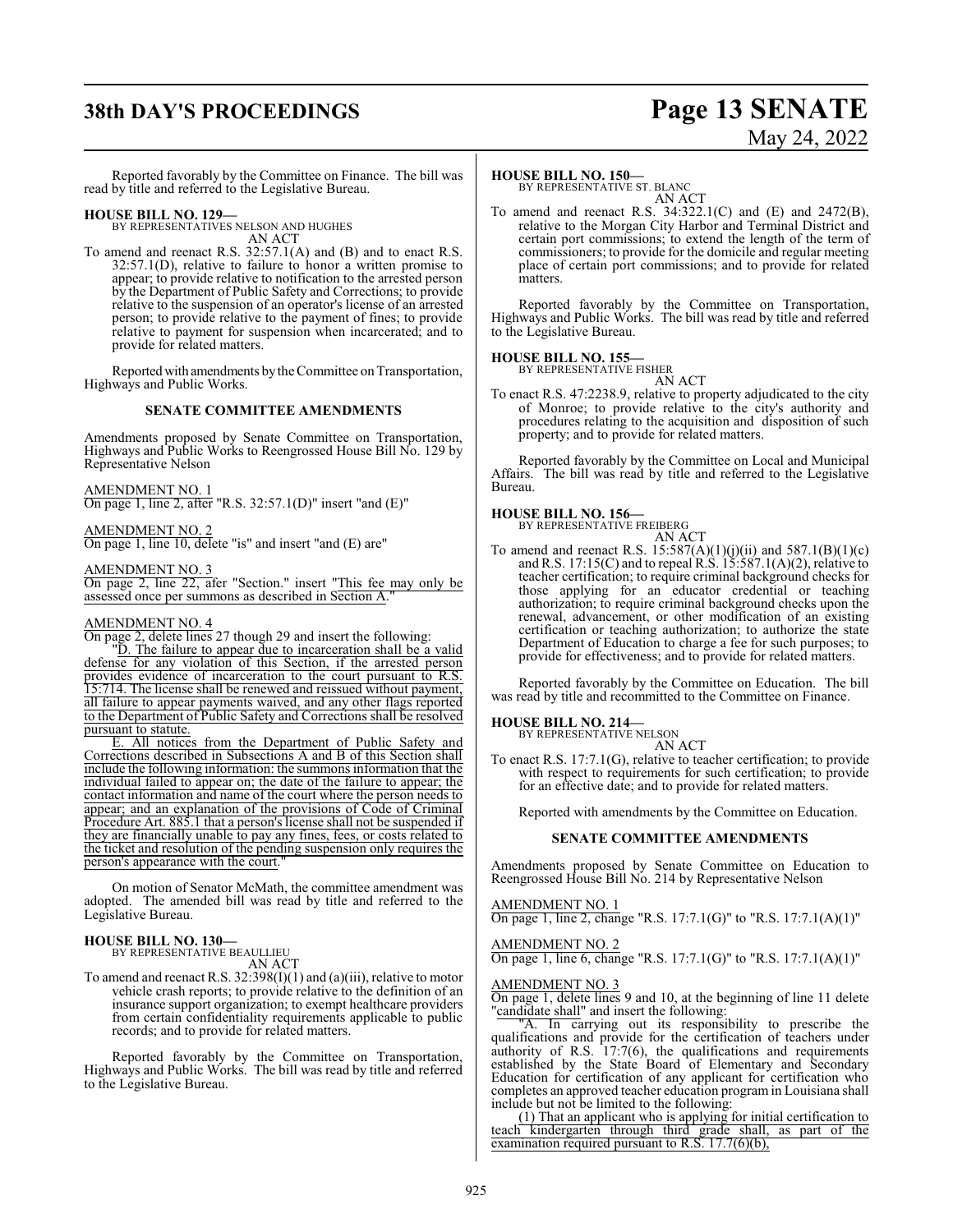Reported favorably by the Committee on Finance. The bill was read by title and referred to the Legislative Bureau.

**HOUSE BILL NO. 129—**
BY REPRESENTATIVES NELSON AND HUGHES
AN ACT

To amend and reenact R.S. 32:57.1(A) and (B) and to enact R.S. 32:57.1(D), relative to failure to honor a written promise to appear; to provide relative to notification to the arrested person by the Department of Public Safety and Corrections; to provide relative to the suspension of an operator's license of an arrested person; to provide relative to the payment of fines; to provide relative to payment for suspension when incarcerated; and to provide for related matters.

Reported with amendments by the Committee on Transportation, Highways and Public Works.

**SENATE COMMITTEE AMENDMENTS**

Amendments proposed by Senate Committee on Transportation, Highways and Public Works to Reengrossed House Bill No. 129 by Representative Nelson

AMENDMENT NO. 1
On page 1, line 2, after "R.S. 32:57.1(D)" insert "and (E)"

AMENDMENT NO. 2
On page 1, line 10, delete "is" and insert "and (E) are"

AMENDMENT NO. 3
On page 2, line 22, afer "Section." insert "This fee may only be assessed once per summons as described in Section A."

AMENDMENT NO. 4
On page 2, delete lines 27 though 29 and insert the following:

"D. The failure to appear due to incarceration shall be a valid defense for any violation of this Section, if the arrested person provides evidence of incarceration to the court pursuant to R.S. 15:714. The license shall be renewed and reissued without payment, all failure to appear payments waived, and any other flags reported to the Department of Public Safety and Corrections shall be resolved pursuant to statute.

E. All notices from the Department of Public Safety and Corrections described in Subsections A and B of this Section shall include the following information: the summons information that the individual failed to appear on; the date of the failure to appear; the contact information and name of the court where the person needs to appear; and an explanation of the provisions of Code of Criminal Procedure Art. 885.1 that a person's license shall not be suspended if they are financially unable to pay any fines, fees, or costs related to the ticket and resolution of the pending suspension only requires the person's appearance with the court."

On motion of Senator McMath, the committee amendment was adopted. The amended bill was read by title and referred to the Legislative Bureau.

**HOUSE BILL NO. 130—**
BY REPRESENTATIVE BEAULLIEU
AN ACT

To amend and reenact R.S. 32:398(I)(1) and (a)(iii), relative to motor vehicle crash reports; to provide relative to the definition of an insurance support organization; to exempt healthcare providers from certain confidentiality requirements applicable to public records; and to provide for related matters.

Reported favorably by the Committee on Transportation, Highways and Public Works. The bill was read by title and referred to the Legislative Bureau.

**HOUSE BILL NO. 150—**
BY REPRESENTATIVE ST. BLANC
AN ACT

To amend and reenact R.S. 34:322.1(C) and (E) and 2472(B), relative to the Morgan City Harbor and Terminal District and certain port commissions; to extend the length of the term of commissioners; to provide for the domicile and regular meeting place of certain port commissions; and to provide for related matters.

Reported favorably by the Committee on Transportation, Highways and Public Works. The bill was read by title and referred to the Legislative Bureau.

**HOUSE BILL NO. 155—**
BY REPRESENTATIVE FISHER
AN ACT

To enact R.S. 47:2238.9, relative to property adjudicated to the city of Monroe; to provide relative to the city's authority and procedures relating to the acquisition and disposition of such property; and to provide for related matters.

Reported favorably by the Committee on Local and Municipal Affairs. The bill was read by title and referred to the Legislative Bureau.

**HOUSE BILL NO. 156—**
BY REPRESENTATIVE FREIBERG
AN ACT

To amend and reenact R.S. 15:587(A)(1)(j)(ii) and 587.1(B)(1)(c) and R.S. 17:15(C) and to repeal R.S. 15:587.1(A)(2), relative to teacher certification; to require criminal background checks for those applying for an educator credential or teaching authorization; to require criminal background checks upon the renewal, advancement, or other modification of an existing certification or teaching authorization; to authorize the state Department of Education to charge a fee for such purposes; to provide for effectiveness; and to provide for related matters.

Reported favorably by the Committee on Education. The bill was read by title and recommitted to the Committee on Finance.

**HOUSE BILL NO. 214—**
BY REPRESENTATIVE NELSON
AN ACT

To enact R.S. 17:7.1(G), relative to teacher certification; to provide with respect to requirements for such certification; to provide for an effective date; and to provide for related matters.

Reported with amendments by the Committee on Education.

**SENATE COMMITTEE AMENDMENTS**

Amendments proposed by Senate Committee on Education to Reengrossed House Bill No. 214 by Representative Nelson

AMENDMENT NO. 1
On page 1, line 2, change "R.S. 17:7.1(G)" to "R.S. 17:7.1(A)(1)"

AMENDMENT NO. 2
On page 1, line 6, change "R.S. 17:7.1(G)" to "R.S. 17:7.1(A)(1)"

AMENDMENT NO. 3
On page 1, delete lines 9 and 10, at the beginning of line 11 delete "candidate shall" and insert the following:

"A. In carrying out its responsibility to prescribe the qualifications and provide for the certification of teachers under authority of R.S. 17:7(6), the qualifications and requirements established by the State Board of Elementary and Secondary Education for certification of any applicant for certification who completes an approved teacher education program in Louisiana shall include but not be limited to the following:

(1) That an applicant who is applying for initial certification to teach kindergarten through third grade shall, as part of the examination required pursuant to R.S. 17:7(6)(b),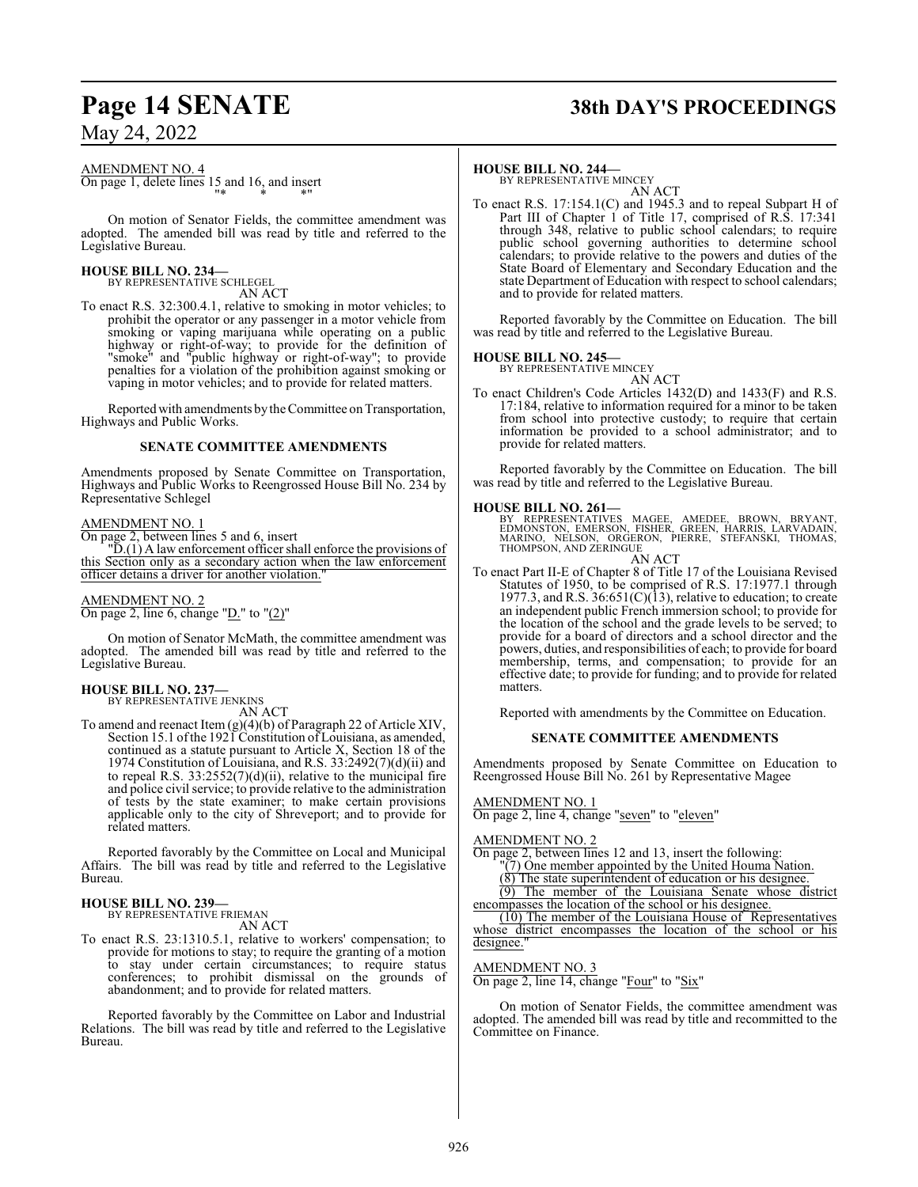AMENDMENT NO. 4

On page 1, delete lines 15 and 16, and insert
"* * *"

On motion of Senator Fields, the committee amendment was adopted. The amended bill was read by title and referred to the Legislative Bureau.

**HOUSE BILL NO. 234—**
BY REPRESENTATIVE SCHLEGEL
AN ACT

To enact R.S. 32:300.4.1, relative to smoking in motor vehicles; to prohibit the operator or any passenger in a motor vehicle from smoking or vaping marijuana while operating on a public highway or right-of-way; to provide for the definition of "smoke" and "public highway or right-of-way"; to provide penalties for a violation of the prohibition against smoking or vaping in motor vehicles; and to provide for related matters.

Reported with amendments by the Committee on Transportation, Highways and Public Works.

**SENATE COMMITTEE AMENDMENTS**

Amendments proposed by Senate Committee on Transportation, Highways and Public Works to Reengrossed House Bill No. 234 by Representative Schlegel

AMENDMENT NO. 1

On page 2, between lines 5 and 6, insert
"D.(1) A law enforcement officer shall enforce the provisions of this Section only as a secondary action when the law enforcement officer detains a driver for another violation."

AMENDMENT NO. 2

On page 2, line 6, change "D." to "(2)"

On motion of Senator McMath, the committee amendment was adopted. The amended bill was read by title and referred to the Legislative Bureau.

**HOUSE BILL NO. 237—**
BY REPRESENTATIVE JENKINS
AN ACT

To amend and reenact Item (g)(4)(b) of Paragraph 22 of Article XIV, Section 15.1 of the 1921 Constitution of Louisiana, as amended, continued as a statute pursuant to Article X, Section 18 of the 1974 Constitution of Louisiana, and R.S. 33:2492(7)(d)(ii) and to repeal R.S. 33:2552(7)(d)(ii), relative to the municipal fire and police civil service; to provide relative to the administration of tests by the state examiner; to make certain provisions applicable only to the city of Shreveport; and to provide for related matters.

Reported favorably by the Committee on Local and Municipal Affairs. The bill was read by title and referred to the Legislative Bureau.

**HOUSE BILL NO. 239—**
BY REPRESENTATIVE FRIEMAN
AN ACT

To enact R.S. 23:1310.5.1, relative to workers' compensation; to provide for motions to stay; to require the granting of a motion to stay under certain circumstances; to require status conferences; to prohibit dismissal on the grounds of abandonment; and to provide for related matters.

Reported favorably by the Committee on Labor and Industrial Relations. The bill was read by title and referred to the Legislative Bureau.

**HOUSE BILL NO. 244—**
BY REPRESENTATIVE MINCEY
AN ACT

To enact R.S. 17:154.1(C) and 1945.3 and to repeal Subpart H of Part III of Chapter 1 of Title 17, comprised of R.S. 17:341 through 348, relative to public school calendars; to require public school governing authorities to determine school calendars; to provide relative to the powers and duties of the State Board of Elementary and Secondary Education and the state Department of Education with respect to school calendars; and to provide for related matters.

Reported favorably by the Committee on Education. The bill was read by title and referred to the Legislative Bureau.

**HOUSE BILL NO. 245—**
BY REPRESENTATIVE MINCEY
AN ACT

To enact Children's Code Articles 1432(D) and 1433(F) and R.S. 17:184, relative to information required for a minor to be taken from school into protective custody; to require that certain information be provided to a school administrator; and to provide for related matters.

Reported favorably by the Committee on Education. The bill was read by title and referred to the Legislative Bureau.

**HOUSE BILL NO. 261—**
BY REPRESENTATIVES MAGEE, AMEDEE, BROWN, BRYANT, EDMONSTON, EMERSON, FISHER, GREEN, HARRIS, LARVADAIN, MARINO, NELSON, ORGERON, PIERRE, STEFANSKI, THOMAS, THOMPSON, AND ZERINGUE
AN ACT

To enact Part II-E of Chapter 8 of Title 17 of the Louisiana Revised Statutes of 1950, to be comprised of R.S. 17:1977.1 through 1977.3, and R.S. 36:651(C)(13), relative to education; to create an independent public French immersion school; to provide for the location of the school and the grade levels to be served; to provide for a board of directors and a school director and the powers, duties, and responsibilities of each; to provide for board membership, terms, and compensation; to provide for an effective date; to provide for funding; and to provide for related matters.

Reported with amendments by the Committee on Education.

**SENATE COMMITTEE AMENDMENTS**

Amendments proposed by Senate Committee on Education to Reengrossed House Bill No. 261 by Representative Magee

AMENDMENT NO. 1

On page 2, line 4, change "seven" to "eleven"

AMENDMENT NO. 2

On page 2, between lines 12 and 13, insert the following:
"(7) One member appointed by the United Houma Nation.
(8) The state superintendent of education or his designee.
(9) The member of the Louisiana Senate whose district encompasses the location of the school or his designee.
(10) The member of the Louisiana House of Representatives whose district encompasses the location of the school or his designee."

AMENDMENT NO. 3

On page 2, line 14, change "Four" to "Six"

On motion of Senator Fields, the committee amendment was adopted. The amended bill was read by title and recommitted to the Committee on Finance.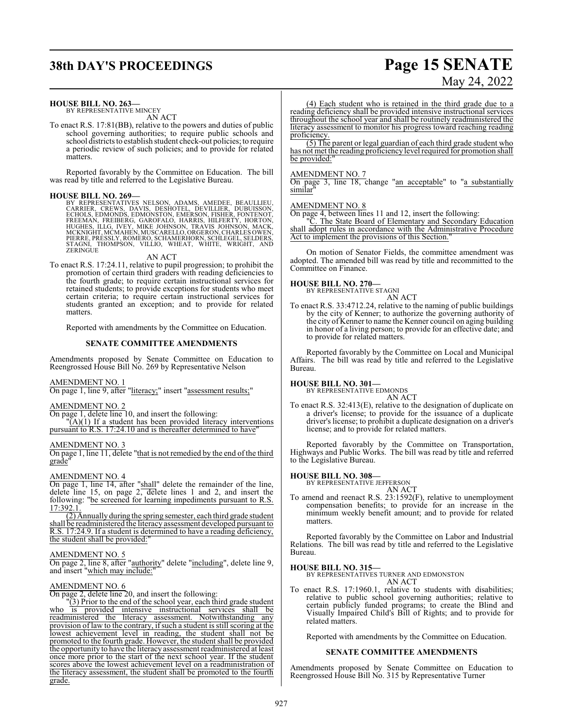**HOUSE BILL NO. 263—**
BY REPRESENTATIVE MINCEY
AN ACT

To enact R.S. 17:81(BB), relative to the powers and duties of public school governing authorities; to require public schools and school districts to establish student check-out policies; to require a periodic review of such policies; and to provide for related matters.

Reported favorably by the Committee on Education. The bill was read by title and referred to the Legislative Bureau.

**HOUSE BILL NO. 269—**
BY REPRESENTATIVES NELSON, ADAMS, AMEDEE, BEAULLIEU, CARRIER, CREWS, DAVIS, DESHOTEL, DEVILLIER, DUBUISSON, ECHOLS, EDMONDS, EDMONSTON, EMERSON, FISHER, FONTENOT, FREEMAN, FREIBERG, GAROFALO, HARRIS, HILFERTY, HORTON, HUGHES, ILLG, IVEY, MIKE JOHNSON, TRAVIS JOHNSON, MACK, MCKNIGHT, MCMAHEN, MUSCARELLO, ORGERON, CHARLES OWEN, PIERRE, PRESSLY, ROMERO, SCHAMERHORN, SCHLEGEL, SELDERS, STAGNI, THOMPSON, VILLIO, WHEAT, WHITE, WRIGHT, AND ZERINGUE
AN ACT

To enact R.S. 17:24.11, relative to pupil progression; to prohibit the promotion of certain third graders with reading deficiencies to the fourth grade; to require certain instructional services for retained students; to provide exceptions for students who meet certain criteria; to require certain instructional services for students granted an exception; and to provide for related matters.

Reported with amendments by the Committee on Education.

**SENATE COMMITTEE AMENDMENTS**

Amendments proposed by Senate Committee on Education to Reengrossed House Bill No. 269 by Representative Nelson

AMENDMENT NO. 1
On page 1, line 9, after "literacy;" insert "assessment results;"

AMENDMENT NO. 2
On page 1, delete line 10, and insert the following:
"(A)(1) If a student has been provided literacy interventions pursuant to R.S. 17:24.10 and is thereafter determined to have"

AMENDMENT NO. 3
On page 1, line 11, delete "that is not remedied by the end of the third grade"

AMENDMENT NO. 4
On page 1, line 14, after "shall" delete the remainder of the line, delete line 15, on page 2, delete lines 1 and 2, and insert the following: "be screened for learning impediments pursuant to R.S. 17:392.1.

(2) Annually during the spring semester, each third grade student shall be readministered the literacy assessment developed pursuant to R.S. 17:24.9. If a student is determined to have a reading deficiency, the student shall be provided:"

AMENDMENT NO. 5
On page 2, line 8, after "authority" delete "including", delete line 9, and insert "which may include:"

AMENDMENT NO. 6
On page 2, delete line 20, and insert the following:
"(3) Prior to the end of the school year, each third grade student who is provided intensive instructional services shall be readministered the literacy assessment. Notwithstanding any provision of law to the contrary, if such a student is still scoring at the lowest achievement level in reading, the student shall not be promoted to the fourth grade. However, the student shall be provided the opportunity to have the literacy assessment readministered at least once more prior to the start of the next school year. If the student scores above the lowest achievement level on a readministration of the literacy assessment, the student shall be promoted to the fourth grade.

(4) Each student who is retained in the third grade due to a reading deficiency shall be provided intensive instructional services throughout the school year and shall be routinely readministered the literacy assessment to monitor his progress toward reaching reading proficiency.

(5) The parent or legal guardian of each third grade student who has not met the reading proficiency level required for promotion shall be provided:"

AMENDMENT NO. 7
On page 3, line 18, change "an acceptable" to "a substantially similar"

AMENDMENT NO. 8
On page 4, between lines 11 and 12, insert the following:
"C. The State Board of Elementary and Secondary Education shall adopt rules in accordance with the Administrative Procedure Act to implement the provisions of this Section."

On motion of Senator Fields, the committee amendment was adopted. The amended bill was read by title and recommitted to the Committee on Finance.

**HOUSE BILL NO. 270—**
BY REPRESENTATIVE STAGNI
AN ACT

To enact R.S. 33:4712.24, relative to the naming of public buildings by the city of Kenner; to authorize the governing authority of the city of Kenner to name the Kenner council on aging building in honor of a living person; to provide for an effective date; and to provide for related matters.

Reported favorably by the Committee on Local and Municipal Affairs. The bill was read by title and referred to the Legislative Bureau.

**HOUSE BILL NO. 301—**
BY REPRESENTATIVE EDMONDS
AN ACT

To enact R.S. 32:413(E), relative to the designation of duplicate on a driver's license; to provide for the issuance of a duplicate driver's license; to prohibit a duplicate designation on a driver's license; and to provide for related matters.

Reported favorably by the Committee on Transportation, Highways and Public Works. The bill was read by title and referred to the Legislative Bureau.

**HOUSE BILL NO. 308—**
BY REPRESENTATIVE JEFFERSON
AN ACT

To amend and reenact R.S. 23:1592(F), relative to unemployment compensation benefits; to provide for an increase in the minimum weekly benefit amount; and to provide for related matters.

Reported favorably by the Committee on Labor and Industrial Relations. The bill was read by title and referred to the Legislative Bureau.

**HOUSE BILL NO. 315—**
BY REPRESENTATIVES TURNER AND EDMONSTON
AN ACT

To enact R.S. 17:1960.1, relative to students with disabilities; relative to public school governing authorities; relative to certain publicly funded programs; to create the Blind and Visually Impaired Child's Bill of Rights; and to provide for related matters.

Reported with amendments by the Committee on Education.

**SENATE COMMITTEE AMENDMENTS**

Amendments proposed by Senate Committee on Education to Reengrossed House Bill No. 315 by Representative Turner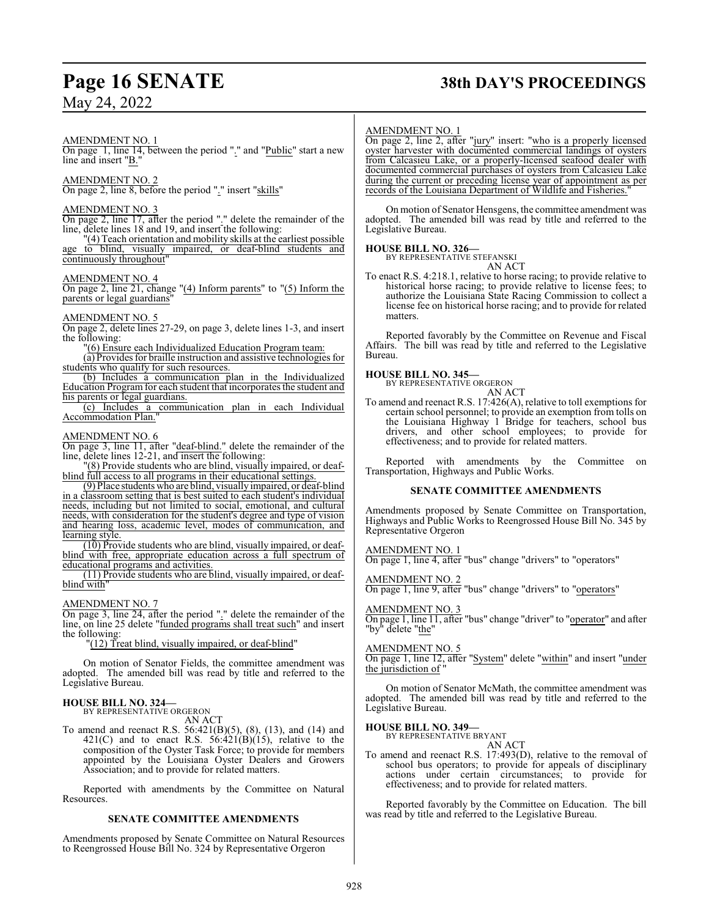AMENDMENT NO. 1

On page 1, line 14, between the period "." and "Public" start a new line and insert "B."

AMENDMENT NO. 2

On page 2, line 8, before the period "." insert "skills"

AMENDMENT NO. 3

On page 2, line 17, after the period "." delete the remainder of the line, delete lines 18 and 19, and insert the following:

"(4) Teach orientation and mobility skills at the earliest possible age to blind, visually impaired, or deaf-blind students and continuously throughout"

AMENDMENT NO. 4

On page 2, line 21, change "(4) Inform parents" to "(5) Inform the parents or legal guardians"

AMENDMENT NO. 5

On page 2, delete lines 27-29, on page 3, delete lines 1-3, and insert the following:

"(6) Ensure each Individualized Education Program team:

(a) Provides for braille instruction and assistive technologies for students who qualify for such resources.

(b) Includes a communication plan in the Individualized Education Program for each student that incorporates the student and his parents or legal guardians.

(c) Includes a communication plan in each Individual Accommodation Plan."

AMENDMENT NO. 6

On page 3, line 11, after "deaf-blind." delete the remainder of the line, delete lines 12-21, and insert the following:

"(8) Provide students who are blind, visually impaired, or deaf-blind full access to all programs in their educational settings.

(9) Place students who are blind, visually impaired, or deaf-blind in a classroom setting that is best suited to each student's individual needs, including but not limited to social, emotional, and cultural needs, with consideration for the student's degree and type of vision and hearing loss, academic level, modes of communication, and learning style.

(10) Provide students who are blind, visually impaired, or deaf-blind with free, appropriate education across a full spectrum of educational programs and activities.

(11) Provide students who are blind, visually impaired, or deaf-blind with"

AMENDMENT NO. 7

On page 3, line 24, after the period "." delete the remainder of the line, on line 25 delete "funded programs shall treat such" and insert the following:

"(12) Treat blind, visually impaired, or deaf-blind"

On motion of Senator Fields, the committee amendment was adopted. The amended bill was read by title and referred to the Legislative Bureau.

**HOUSE BILL NO. 324—**
BY REPRESENTATIVE ORGERON
AN ACT

To amend and reenact R.S. 56:421(B)(5), (8), (13), and (14) and 421(C) and to enact R.S. 56:421(B)(15), relative to the composition of the Oyster Task Force; to provide for members appointed by the Louisiana Oyster Dealers and Growers Association; and to provide for related matters.

Reported with amendments by the Committee on Natural Resources.

**SENATE COMMITTEE AMENDMENTS**

Amendments proposed by Senate Committee on Natural Resources to Reengrossed House Bill No. 324 by Representative Orgeron

AMENDMENT NO. 1

On page 2, line 2, after "jury" insert: "who is a properly licensed oyster harvester with documented commercial landings of oysters from Calcasieu Lake, or a properly-licensed seafood dealer with documented commercial purchases of oysters from Calcasieu Lake during the current or preceding license year of appointment as per records of the Louisiana Department of Wildlife and Fisheries."

On motion of Senator Hensgens, the committee amendment was adopted. The amended bill was read by title and referred to the Legislative Bureau.

**HOUSE BILL NO. 326—**
BY REPRESENTATIVE STEFANSKI
AN ACT

To enact R.S. 4:218.1, relative to horse racing; to provide relative to historical horse racing; to provide relative to license fees; to authorize the Louisiana State Racing Commission to collect a license fee on historical horse racing; and to provide for related matters.

Reported favorably by the Committee on Revenue and Fiscal Affairs. The bill was read by title and referred to the Legislative Bureau.

**HOUSE BILL NO. 345—**
BY REPRESENTATIVE ORGERON
AN ACT

To amend and reenact R.S. 17:426(A), relative to toll exemptions for certain school personnel; to provide an exemption from tolls on the Louisiana Highway 1 Bridge for teachers, school bus drivers, and other school employees; to provide for effectiveness; and to provide for related matters.

Reported with amendments by the Committee on Transportation, Highways and Public Works.

**SENATE COMMITTEE AMENDMENTS**

Amendments proposed by Senate Committee on Transportation, Highways and Public Works to Reengrossed House Bill No. 345 by Representative Orgeron

AMENDMENT NO. 1

On page 1, line 4, after "bus" change "drivers" to "operators"

AMENDMENT NO. 2

On page 1, line 9, after "bus" change "drivers" to "operators"

AMENDMENT NO. 3

On page 1, line 11, after "bus" change "driver" to "operator" and after "by" delete "the"

AMENDMENT NO. 5

On page 1, line 12, after "System" delete "within" and insert "under the jurisdiction of "

On motion of Senator McMath, the committee amendment was adopted. The amended bill was read by title and referred to the Legislative Bureau.

**HOUSE BILL NO. 349—**
BY REPRESENTATIVE BRYANT
AN ACT

To amend and reenact R.S. 17:493(D), relative to the removal of school bus operators; to provide for appeals of disciplinary actions under certain circumstances; to provide for effectiveness; and to provide for related matters.

Reported favorably by the Committee on Education. The bill was read by title and referred to the Legislative Bureau.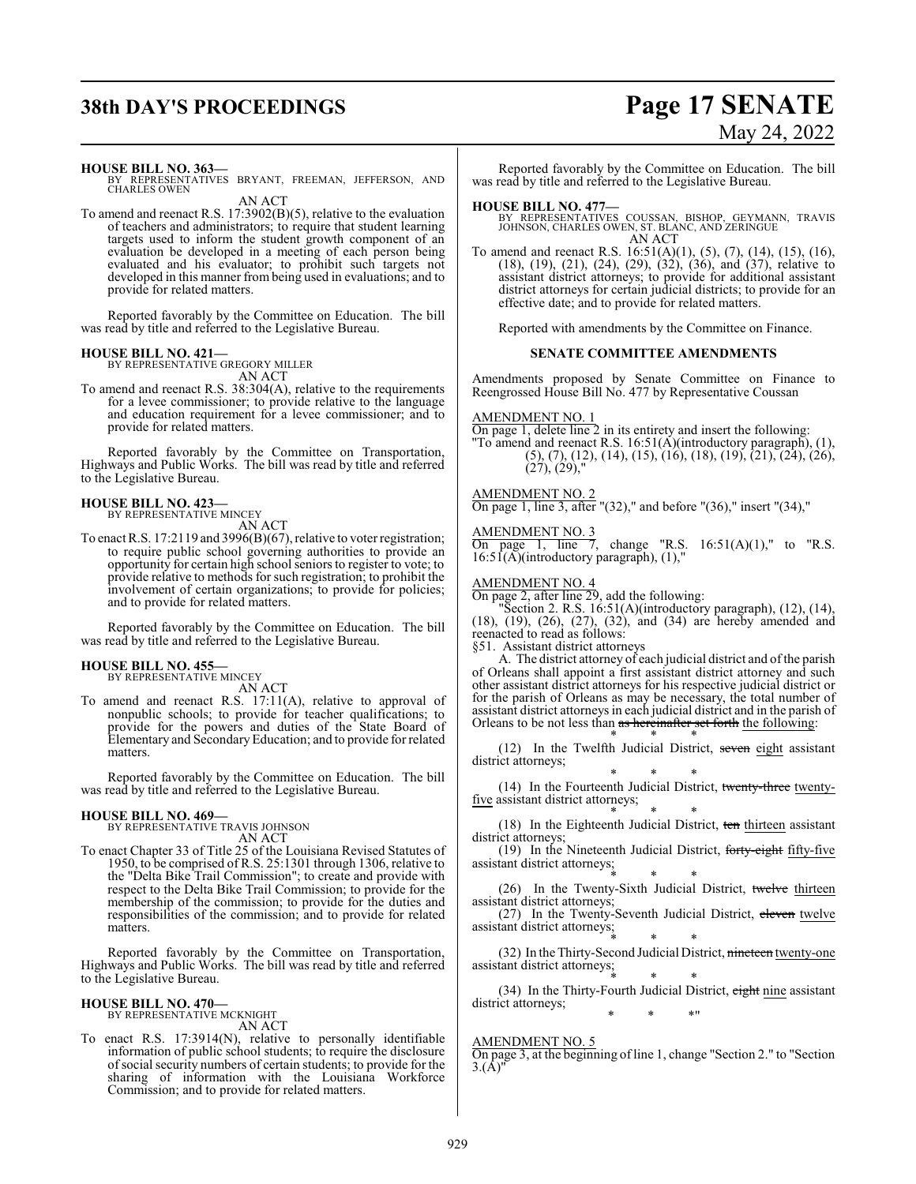**HOUSE BILL NO. 363—**
BY REPRESENTATIVES BRYANT, FREEMAN, JEFFERSON, AND CHARLES OWEN

AN ACT

To amend and reenact R.S. 17:3902(B)(5), relative to the evaluation of teachers and administrators; to require that student learning targets used to inform the student growth component of an evaluation be developed in a meeting of each person being evaluated and his evaluator; to prohibit such targets not developed in this manner from being used in evaluations; and to provide for related matters.

Reported favorably by the Committee on Education. The bill was read by title and referred to the Legislative Bureau.

**HOUSE BILL NO. 421—**
BY REPRESENTATIVE GREGORY MILLER

AN ACT

To amend and reenact R.S. 38:304(A), relative to the requirements for a levee commissioner; to provide relative to the language and education requirement for a levee commissioner; and to provide for related matters.

Reported favorably by the Committee on Transportation, Highways and Public Works. The bill was read by title and referred to the Legislative Bureau.

**HOUSE BILL NO. 423—**
BY REPRESENTATIVE MINCEY

AN ACT

To enact R.S. 17:2119 and 3996(B)(67), relative to voter registration; to require public school governing authorities to provide an opportunity for certain high school seniors to register to vote; to provide relative to methods for such registration; to prohibit the involvement of certain organizations; to provide for policies; and to provide for related matters.

Reported favorably by the Committee on Education. The bill was read by title and referred to the Legislative Bureau.

**HOUSE BILL NO. 455—**
BY REPRESENTATIVE MINCEY

AN ACT

To amend and reenact R.S. 17:11(A), relative to approval of nonpublic schools; to provide for teacher qualifications; to provide for the powers and duties of the State Board of Elementary and Secondary Education; and to provide for related matters.

Reported favorably by the Committee on Education. The bill was read by title and referred to the Legislative Bureau.

**HOUSE BILL NO. 469—**
BY REPRESENTATIVE TRAVIS JOHNSON

AN ACT

To enact Chapter 33 of Title 25 of the Louisiana Revised Statutes of 1950, to be comprised of R.S. 25:1301 through 1306, relative to the "Delta Bike Trail Commission"; to create and provide with respect to the Delta Bike Trail Commission; to provide for the membership of the commission; to provide for the duties and responsibilities of the commission; and to provide for related matters.

Reported favorably by the Committee on Transportation, Highways and Public Works. The bill was read by title and referred to the Legislative Bureau.

**HOUSE BILL NO. 470—**
BY REPRESENTATIVE MCKNIGHT

AN ACT

To enact R.S. 17:3914(N), relative to personally identifiable information of public school students; to require the disclosure of social security numbers of certain students; to provide for the sharing of information with the Louisiana Workforce Commission; and to provide for related matters.

Reported favorably by the Committee on Education. The bill was read by title and referred to the Legislative Bureau.

**HOUSE BILL NO. 477—**
BY REPRESENTATIVES COUSSAN, BISHOP, GEYMANN, TRAVIS JOHNSON, CHARLES OWEN, ST. BLANC, AND ZERINGUE

AN ACT

To amend and reenact R.S. 16:51(A)(1), (5), (7), (14), (15), (16), (18), (19), (21), (24), (29), (32), (36), and (37), relative to assistant district attorneys; to provide for additional assistant district attorneys for certain judicial districts; to provide for an effective date; and to provide for related matters.

Reported with amendments by the Committee on Finance.

**SENATE COMMITTEE AMENDMENTS**

Amendments proposed by Senate Committee on Finance to Reengrossed House Bill No. 477 by Representative Coussan

AMENDMENT NO. 1

On page 1, delete line 2 in its entirety and insert the following:
"To amend and reenact R.S. 16:51(A)(introductory paragraph), (1), (5), (7), (12), (14), (15), (16), (18), (19), (21), (24), (26), (27), (29),"

AMENDMENT NO. 2

On page 1, line 3, after "(32)," and before "(36)," insert "(34),"

AMENDMENT NO. 3

On page 1, line 7, change "R.S. 16:51(A)(1)," to "R.S. 16:51(A)(introductory paragraph), (1),"

AMENDMENT NO. 4

On page 2, after line 29, add the following:

"Section 2. R.S. 16:51(A)(introductory paragraph), (12), (14), (18), (19), (26), (27), (32), and (34) are hereby amended and reenacted to read as follows:

§51. Assistant district attorneys

A. The district attorney of each judicial district and of the parish of Orleans shall appoint a first assistant district attorney and such other assistant district attorneys for his respective judicial district or for the parish of Orleans as may be necessary, the total number of assistant district attorneys in each judicial district and in the parish of Orleans to be not less than ~~as hereinafter set forth~~ the following:

\* \* \*

(12) In the Twelfth Judicial District, ~~seven~~ eight assistant district attorneys;

\* \* \*

(14) In the Fourteenth Judicial District, ~~twenty-three~~ twenty-five assistant district attorneys;

\* \* \*

(18) In the Eighteenth Judicial District, ~~ten~~ thirteen assistant district attorneys;

(19) In the Nineteenth Judicial District, ~~forty-eight~~ fifty-five assistant district attorneys;

\* \* \*

(26) In the Twenty-Sixth Judicial District, ~~twelve~~ thirteen assistant district attorneys;

(27) In the Twenty-Seventh Judicial District, ~~eleven~~ twelve assistant district attorneys;

\* \* \*

(32) In the Thirty-Second Judicial District, ~~nineteen~~ twenty-one assistant district attorneys;

\* \* \*

(34) In the Thirty-Fourth Judicial District, ~~eight~~ nine assistant district attorneys;

\* \* \*"

AMENDMENT NO. 5

On page 3, at the beginning of line 1, change "Section 2." to "Section 3.(A)"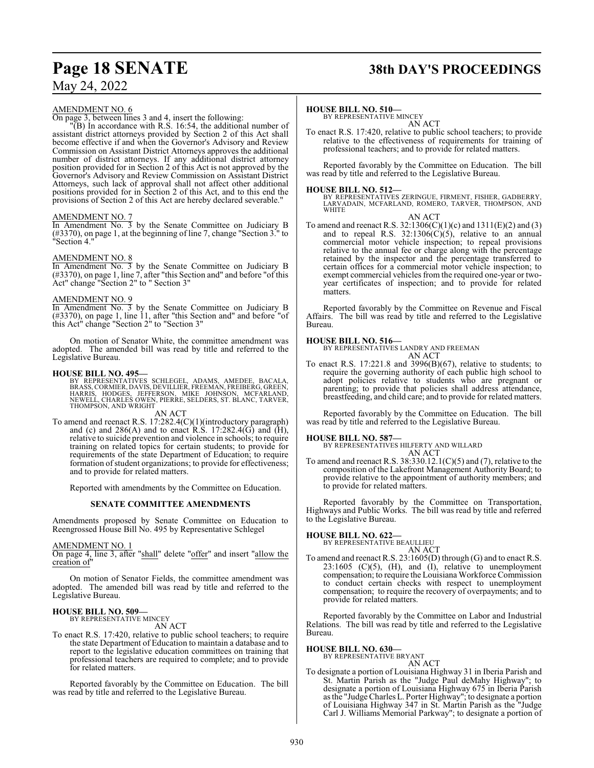AMENDMENT NO. 6

On page 3, between lines 3 and 4, insert the following:

"(B) In accordance with R.S. 16:54, the additional number of assistant district attorneys provided by Section 2 of this Act shall become effective if and when the Governor's Advisory and Review Commission on Assistant District Attorneys approves the additional number of district attorneys. If any additional district attorney position provided for in Section 2 of this Act is not approved by the Governor's Advisory and Review Commission on Assistant District Attorneys, such lack of approval shall not affect other additional positions provided for in Section 2 of this Act, and to this end the provisions of Section 2 of this Act are hereby declared severable."

AMENDMENT NO. 7

In Amendment No. 3 by the Senate Committee on Judiciary B (#3370), on page 1, at the beginning of line 7, change "Section 3." to "Section 4."

AMENDMENT NO. 8

In Amendment No. 3 by the Senate Committee on Judiciary B (#3370), on page 1, line 7, after "this Section and" and before "of this Act" change "Section 2" to " Section 3"

AMENDMENT NO. 9

In Amendment No. 3 by the Senate Committee on Judiciary B (#3370), on page 1, line 11, after "this Section and" and before "of this Act" change "Section 2" to "Section 3"

On motion of Senator White, the committee amendment was adopted. The amended bill was read by title and referred to the Legislative Bureau.

**HOUSE BILL NO. 495—**

BY REPRESENTATIVES SCHLEGEL, ADAMS, AMEDEE, BACALA, BRASS, CORMIER, DAVIS, DEVILLIER, FREEMAN, FREIBERG, GREEN, HARRIS, HODGES, JEFFERSON, MIKE JOHNSON, MCFARLAND, NEWELL, CHARLES OWEN, PIERRE, SELDERS, ST. BLANC, TARVER, THOMPSON, AND WRIGHT

AN ACT

To amend and reenact R.S. 17:282.4(C)(1)(introductory paragraph) and (c) and 286(A) and to enact R.S. 17:282.4(G) and (H), relative to suicide prevention and violence in schools; to require training on related topics for certain students; to provide for requirements of the state Department of Education; to require formation of student organizations; to provide for effectiveness; and to provide for related matters.

Reported with amendments by the Committee on Education.

**SENATE COMMITTEE AMENDMENTS**

Amendments proposed by Senate Committee on Education to Reengrossed House Bill No. 495 by Representative Schlegel

AMENDMENT NO. 1

On page 4, line 3, after "shall" delete "offer" and insert "allow the creation of"

On motion of Senator Fields, the committee amendment was adopted. The amended bill was read by title and referred to the Legislative Bureau.

**HOUSE BILL NO. 509—**

BY REPRESENTATIVE MINCEY

AN ACT

To enact R.S. 17:420, relative to public school teachers; to require the state Department of Education to maintain a database and to report to the legislative education committees on training that professional teachers are required to complete; and to provide for related matters.

Reported favorably by the Committee on Education. The bill was read by title and referred to the Legislative Bureau.

**HOUSE BILL NO. 510—**

BY REPRESENTATIVE MINCEY

AN ACT

To enact R.S. 17:420, relative to public school teachers; to provide relative to the effectiveness of requirements for training of professional teachers; and to provide for related matters.

Reported favorably by the Committee on Education. The bill was read by title and referred to the Legislative Bureau.

**HOUSE BILL NO. 512—**

BY REPRESENTATIVES ZERINGUE, FIRMENT, FISHER, GADBERRY, LARVADAIN, MCFARLAND, ROMERO, TARVER, THOMPSON, AND WHITE

AN ACT

To amend and reenact R.S. 32:1306(C)(1)(c) and 1311(E)(2) and (3) and to repeal R.S. 32:1306(C)(5), relative to an annual commercial motor vehicle inspection; to repeal provisions relative to the annual fee or charge along with the percentage retained by the inspector and the percentage transferred to certain offices for a commercial motor vehicle inspection; to exempt commercial vehicles from the required one-year or two-year certificates of inspection; and to provide for related matters.

Reported favorably by the Committee on Revenue and Fiscal Affairs. The bill was read by title and referred to the Legislative Bureau.

**HOUSE BILL NO. 516—**

BY REPRESENTATIVES LANDRY AND FREEMAN

AN ACT

To enact R.S. 17:221.8 and 3996(B)(67), relative to students; to require the governing authority of each public high school to adopt policies relative to students who are pregnant or parenting; to provide that policies shall address attendance, breastfeeding, and child care; and to provide for related matters.

Reported favorably by the Committee on Education. The bill was read by title and referred to the Legislative Bureau.

**HOUSE BILL NO. 587—**

BY REPRESENTATIVES HILFERTY AND WILLARD

AN ACT

To amend and reenact R.S. 38:330.12.1(C)(5) and (7), relative to the composition of the Lakefront Management Authority Board; to provide relative to the appointment of authority members; and to provide for related matters.

Reported favorably by the Committee on Transportation, Highways and Public Works. The bill was read by title and referred to the Legislative Bureau.

**HOUSE BILL NO. 622—**

BY REPRESENTATIVE BEAULLIEU

AN ACT

To amend and reenact R.S. 23:1605(D) through (G) and to enact R.S. 23:1605 (C)(5), (H), and (I), relative to unemployment compensation; to require the Louisiana Workforce Commission to conduct certain checks with respect to unemployment compensation; to require the recovery of overpayments; and to provide for related matters.

Reported favorably by the Committee on Labor and Industrial Relations. The bill was read by title and referred to the Legislative Bureau.

**HOUSE BILL NO. 630—**

BY REPRESENTATIVE BRYANT

AN ACT

To designate a portion of Louisiana Highway 31 in Iberia Parish and St. Martin Parish as the "Judge Paul deMahy Highway"; to designate a portion of Louisiana Highway 675 in Iberia Parish as the "Judge Charles L. Porter Highway"; to designate a portion of Louisiana Highway 347 in St. Martin Parish as the "Judge Carl J. Williams Memorial Parkway"; to designate a portion of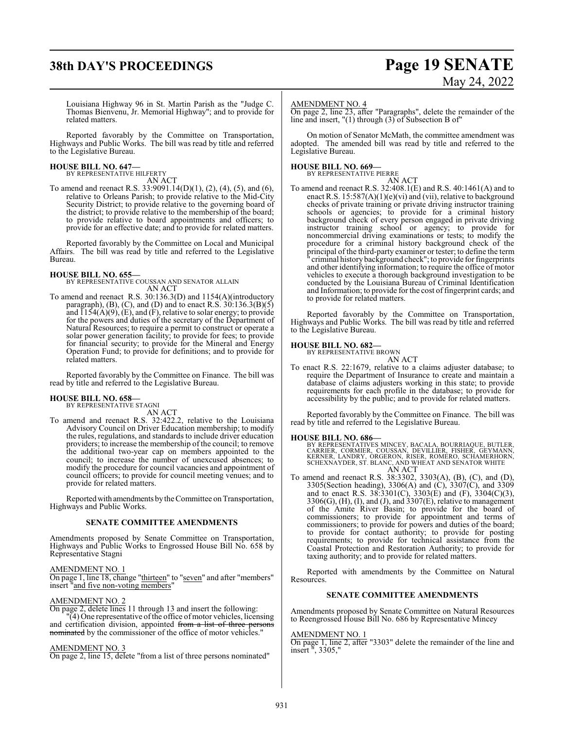Louisiana Highway 96 in St. Martin Parish as the "Judge C. Thomas Bienvenu, Jr. Memorial Highway"; and to provide for related matters.

Reported favorably by the Committee on Transportation, Highways and Public Works. The bill was read by title and referred to the Legislative Bureau.

**HOUSE BILL NO. 647—**
BY REPRESENTATIVE HILFERTY
AN ACT

To amend and reenact R.S. 33:9091.14(D)(1), (2), (4), (5), and (6), relative to Orleans Parish; to provide relative to the Mid-City Security District; to provide relative to the governing board of the district; to provide relative to the membership of the board; to provide relative to board appointments and officers; to provide for an effective date; and to provide for related matters.

Reported favorably by the Committee on Local and Municipal Affairs. The bill was read by title and referred to the Legislative Bureau.

**HOUSE BILL NO. 655—**
BY REPRESENTATIVE COUSSAN AND SENATOR ALLAIN
AN ACT

To amend and reenact R.S. 30:136.3(D) and 1154(A)(introductory paragraph), (B), (C), and (D) and to enact R.S. 30:136.3(B)(5) and 1154(A)(9), (E), and (F), relative to solar energy; to provide for the powers and duties of the secretary of the Department of Natural Resources; to require a permit to construct or operate a solar power generation facility; to provide for fees; to provide for financial security; to provide for the Mineral and Energy Operation Fund; to provide for definitions; and to provide for related matters.

Reported favorably by the Committee on Finance. The bill was read by title and referred to the Legislative Bureau.

**HOUSE BILL NO. 658—**
BY REPRESENTATIVE STAGNI
AN ACT

To amend and reenact R.S. 32:422.2, relative to the Louisiana Advisory Council on Driver Education membership; to modify the rules, regulations, and standards to include driver education providers; to increase the membership of the council; to remove the additional two-year cap on members appointed to the council; to increase the number of unexcused absences; to modify the procedure for council vacancies and appointment of council officers; to provide for council meeting venues; and to provide for related matters.

Reported with amendments by the Committee on Transportation, Highways and Public Works.

**SENATE COMMITTEE AMENDMENTS**

Amendments proposed by Senate Committee on Transportation, Highways and Public Works to Engrossed House Bill No. 658 by Representative Stagni

AMENDMENT NO. 1
On page 1, line 18, change "thirteen" to "seven" and after "members" insert "and five non-voting members"

AMENDMENT NO. 2
On page 2, delete lines 11 through 13 and insert the following:

"(4) One representative of the office of motor vehicles, licensing and certification division, appointed ~~from a list of three persons nominated~~ by the commissioner of the office of motor vehicles."

AMENDMENT NO. 3
On page 2, line 15, delete "from a list of three persons nominated"

AMENDMENT NO. 4
On page 2, line 23, after "Paragraphs", delete the remainder of the line and insert, "(1) through (3) of Subsection B of"

On motion of Senator McMath, the committee amendment was adopted. The amended bill was read by title and referred to the Legislative Bureau.

**HOUSE BILL NO. 669—**
BY REPRESENTATIVE PIERRE
AN ACT

To amend and reenact R.S. 32:408.1(E) and R.S. 40:1461(A) and to enact R.S. 15:587(A)(1)(e)(vi) and (vii), relative to background checks of private training or private driving instructor training schools or agencies; to provide for a criminal history background check of every person engaged in private driving instructor training school or agency; to provide for noncommercial driving examinations or tests; to modify the procedure for a criminal history background check of the principal of the third-party examiner or tester; to define the term " criminal history background check"; to provide for fingerprints and other identifying information; to require the office of motor vehicles to execute a thorough background investigation to be conducted by the Louisiana Bureau of Criminal Identification and Information; to provide for the cost of fingerprint cards; and to provide for related matters.

Reported favorably by the Committee on Transportation, Highways and Public Works. The bill was read by title and referred to the Legislative Bureau.

**HOUSE BILL NO. 682—**
BY REPRESENTATIVE BROWN
AN ACT

To enact R.S. 22:1679, relative to a claims adjuster database; to require the Department of Insurance to create and maintain a database of claims adjusters working in this state; to provide requirements for each profile in the database; to provide for accessibility by the public; and to provide for related matters.

Reported favorably by the Committee on Finance. The bill was read by title and referred to the Legislative Bureau.

**HOUSE BILL NO. 686—**
BY REPRESENTATIVES MINCEY, BACALA, BOURRIAQUE, BUTLER, CARRIER, CORMIER, COUSSAN, DEVILLIER, FISHER, GEYMANN, KERNER, LANDRY, ORGERON, RISER, ROMERO, SCHAMERHORN, SCHEXNAYDER, ST. BLANC, AND WHEAT AND SENATOR WHITE
AN ACT

To amend and reenact R.S. 38:3302, 3303(A), (B), (C), and (D), 3305(Section heading), 3306(A) and (C), 3307(C), and 3309 and to enact R.S. 38:3301(C), 3303(E) and (F), 3304(C)(3), 3306(G), (H), (I), and (J), and 3307(E), relative to management of the Amite River Basin; to provide for the board of commissioners; to provide for appointment and terms of commissioners; to provide for powers and duties of the board; to provide for contact authority; to provide for posting requirements; to provide for technical assistance from the Coastal Protection and Restoration Authority; to provide for taxing authority; and to provide for related matters.

Reported with amendments by the Committee on Natural Resources.

**SENATE COMMITTEE AMENDMENTS**

Amendments proposed by Senate Committee on Natural Resources to Reengrossed House Bill No. 686 by Representative Mincey

AMENDMENT NO. 1
On page 1, line 2, after "3303" delete the remainder of the line and insert ", 3305,"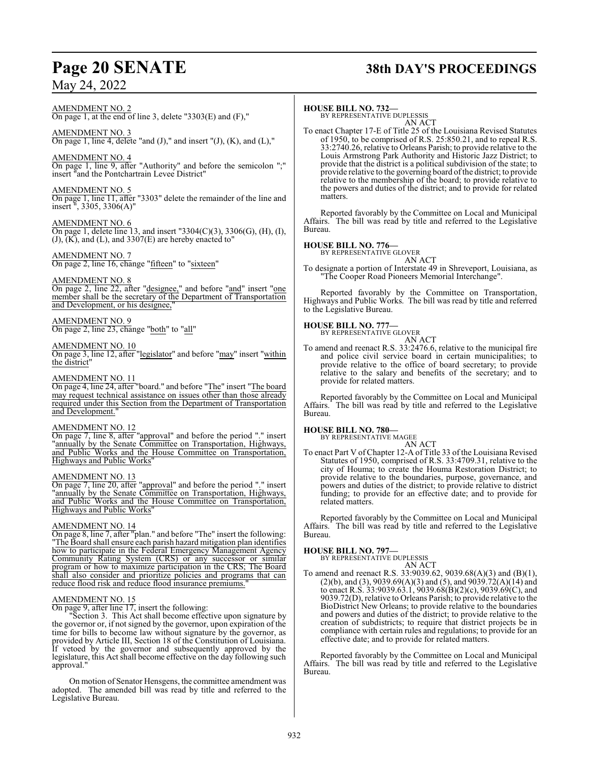AMENDMENT NO. 2
On page 1, at the end of line 3, delete "3303(E) and (F),"

AMENDMENT NO. 3
On page 1, line 4, delete "and (J)," and insert "(J), (K), and (L),"

AMENDMENT NO. 4
On page 1, line 9, after "Authority" and before the semicolon ";" insert "and the Pontchartrain Levee District"

AMENDMENT NO. 5
On page 1, line 11, after "3303" delete the remainder of the line and insert ", 3305, 3306(A)"

AMENDMENT NO. 6
On page 1, delete line 13, and insert "3304(C)(3), 3306(G), (H), (I), (J), (K), and (L), and 3307(E) are hereby enacted to"

AMENDMENT NO. 7
On page 2, line 16, change "fifteen" to "sixteen"

AMENDMENT NO. 8
On page 2, line 22, after "designee," and before "and" insert "one member shall be the secretary of the Department of Transportation and Development, or his designee,"

AMENDMENT NO. 9
On page 2, line 23, change "both" to "all"

AMENDMENT NO. 10
On page 3, line 12, after "legislator" and before "may" insert "within the district"

AMENDMENT NO. 11
On page 4, line 24, after "board." and before "The" insert "The board may request technical assistance on issues other than those already required under this Section from the Department of Transportation and Development."

AMENDMENT NO. 12
On page 7, line 8, after "approval" and before the period "." insert "annually by the Senate Committee on Transportation, Highways, and Public Works and the House Committee on Transportation, Highways and Public Works"

AMENDMENT NO. 13
On page 7, line 20, after "approval" and before the period "." insert "annually by the Senate Committee on Transportation, Highways, and Public Works and the House Committee on Transportation, Highways and Public Works"

AMENDMENT NO. 14
On page 8, line 7, after "plan." and before "The" insert the following: "The Board shall ensure each parish hazard mitigation plan identifies how to participate in the Federal Emergency Management Agency Community Rating System (CRS) or any successor or similar program or how to maximize participation in the CRS; The Board shall also consider and prioritize policies and programs that can reduce flood risk and reduce flood insurance premiums."

AMENDMENT NO. 15
On page 9, after line 17, insert the following:

"Section 3. This Act shall become effective upon signature by the governor or, if not signed by the governor, upon expiration of the time for bills to become law without signature by the governor, as provided by Article III, Section 18 of the Constitution of Louisiana. If vetoed by the governor and subsequently approved by the legislature, this Act shall become effective on the day following such approval."

On motion of Senator Hensgens, the committee amendment was adopted. The amended bill was read by title and referred to the Legislative Bureau.

**HOUSE BILL NO. 732—**
BY REPRESENTATIVE DUPLESSIS
AN ACT

To enact Chapter 17-E of Title 25 of the Louisiana Revised Statutes of 1950, to be comprised of R.S. 25:850.21, and to repeal R.S. 33:2740.26, relative to Orleans Parish; to provide relative to the Louis Armstrong Park Authority and Historic Jazz District; to provide that the district is a political subdivision of the state; to provide relative to the governing board of the district; to provide relative to the membership of the board; to provide relative to the powers and duties of the district; and to provide for related matters.

Reported favorably by the Committee on Local and Municipal Affairs. The bill was read by title and referred to the Legislative Bureau.

**HOUSE BILL NO. 776—**
BY REPRESENTATIVE GLOVER
AN ACT

To designate a portion of Interstate 49 in Shreveport, Louisiana, as "The Cooper Road Pioneers Memorial Interchange".

Reported favorably by the Committee on Transportation, Highways and Public Works. The bill was read by title and referred to the Legislative Bureau.

**HOUSE BILL NO. 777—**
BY REPRESENTATIVE GLOVER
AN ACT

To amend and reenact R.S. 33:2476.6, relative to the municipal fire and police civil service board in certain municipalities; to provide relative to the office of board secretary; to provide relative to the salary and benefits of the secretary; and to provide for related matters.

Reported favorably by the Committee on Local and Municipal Affairs. The bill was read by title and referred to the Legislative Bureau.

**HOUSE BILL NO. 780—**
BY REPRESENTATIVE MAGEE
AN ACT

To enact Part V of Chapter 12-A of Title 33 of the Louisiana Revised Statutes of 1950, comprised of R.S. 33:4709.31, relative to the city of Houma; to create the Houma Restoration District; to provide relative to the boundaries, purpose, governance, and powers and duties of the district; to provide relative to district funding; to provide for an effective date; and to provide for related matters.

Reported favorably by the Committee on Local and Municipal Affairs. The bill was read by title and referred to the Legislative Bureau.

**HOUSE BILL NO. 797—**
BY REPRESENTATIVE DUPLESSIS
AN ACT

To amend and reenact R.S. 33:9039.62, 9039.68(A)(3) and (B)(1), (2)(b), and (3), 9039.69(A)(3) and (5), and 9039.72(A)(14) and to enact R.S. 33:9039.63.1, 9039.68(B)(2)(c), 9039.69(C), and 9039.72(D), relative to Orleans Parish; to provide relative to the BioDistrict New Orleans; to provide relative to the boundaries and powers and duties of the district; to provide relative to the creation of subdistricts; to require that district projects be in compliance with certain rules and regulations; to provide for an effective date; and to provide for related matters.

Reported favorably by the Committee on Local and Municipal Affairs. The bill was read by title and referred to the Legislative Bureau.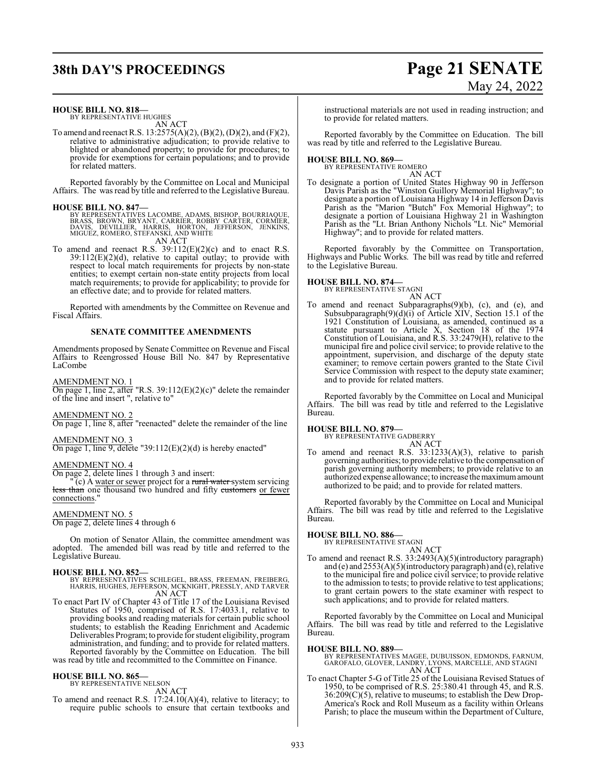**HOUSE BILL NO. 818—**
BY REPRESENTATIVE HUGHES

AN ACT

To amend and reenact R.S. 13:2575(A)(2), (B)(2), (D)(2), and (F)(2), relative to administrative adjudication; to provide relative to blighted or abandoned property; to provide for procedures; to provide for exemptions for certain populations; and to provide for related matters.

Reported favorably by the Committee on Local and Municipal Affairs. The was read by title and referred to the Legislative Bureau.

**HOUSE BILL NO. 847—**
BY REPRESENTATIVES LACOMBE, ADAMS, BISHOP, BOURRIAQUE, BRASS, BROWN, BRYANT, CARRIER, ROBBY CARTER, CORMIER, DAVIS, DEVILLIER, HARRIS, HORTON, JEFFERSON, JENKINS, MIGUEZ, ROMERO, STEFANSKI, AND WHITE

AN ACT

To amend and reenact R.S. 39:112(E)(2)(c) and to enact R.S. 39:112(E)(2)(d), relative to capital outlay; to provide with respect to local match requirements for projects by non-state entities; to exempt certain non-state entity projects from local match requirements; to provide for applicability; to provide for an effective date; and to provide for related matters.

Reported with amendments by the Committee on Revenue and Fiscal Affairs.

## SENATE COMMITTEE AMENDMENTS

Amendments proposed by Senate Committee on Revenue and Fiscal Affairs to Reengrossed House Bill No. 847 by Representative LaCombe

AMENDMENT NO. 1
On page 1, line 2, after "R.S. 39:112(E)(2)(c)" delete the remainder of the line and insert ", relative to"

AMENDMENT NO. 2
On page 1, line 8, after "reenacted" delete the remainder of the line

AMENDMENT NO. 3
On page 1, line 9, delete "39:112(E)(2)(d) is hereby enacted"

AMENDMENT NO. 4
On page 2, delete lines 1 through 3 and insert:
"(c) A water or sewer project for a rural water system servicing less than one thousand two hundred and fifty customers or fewer connections."

AMENDMENT NO. 5
On page 2, delete lines 4 through 6

On motion of Senator Allain, the committee amendment was adopted. The amended bill was read by title and referred to the Legislative Bureau.

**HOUSE BILL NO. 852—**
BY REPRESENTATIVES SCHLEGEL, BRASS, FREEMAN, FREIBERG, HARRIS, HUGHES, JEFFERSON, MCKNIGHT, PRESSLY, AND TARVER

AN ACT

To enact Part IV of Chapter 43 of Title 17 of the Louisiana Revised Statutes of 1950, comprised of R.S. 17:4033.1, relative to providing books and reading materials for certain public school students; to establish the Reading Enrichment and Academic Deliverables Program; to provide for student eligibility, program administration, and funding; and to provide for related matters.

Reported favorably by the Committee on Education. The bill was read by title and recommitted to the Committee on Finance.

**HOUSE BILL NO. 865—**
BY REPRESENTATIVE NELSON

AN ACT

To amend and reenact R.S. 17:24.10(A)(4), relative to literacy; to require public schools to ensure that certain textbooks and instructional materials are not used in reading instruction; and to provide for related matters.

Reported favorably by the Committee on Education. The bill was read by title and referred to the Legislative Bureau.

**HOUSE BILL NO. 869—**
BY REPRESENTATIVE ROMERO

AN ACT

To designate a portion of United States Highway 90 in Jefferson Davis Parish as the "Winston Guillory Memorial Highway"; to designate a portion of Louisiana Highway 14 in Jefferson Davis Parish as the "Marion "Butch" Fox Memorial Highway"; to designate a portion of Louisiana Highway 21 in Washington Parish as the "Lt. Brian Anthony Nichols "Lt. Nic" Memorial Highway"; and to provide for related matters.

Reported favorably by the Committee on Transportation, Highways and Public Works. The bill was read by title and referred to the Legislative Bureau.

**HOUSE BILL NO. 874—**
BY REPRESENTATIVE STAGNI

AN ACT

To amend and reenact Subparagraphs(9)(b), (c), and (e), and Subsubparagraph(9)(d)(i) of Article XIV, Section 15.1 of the 1921 Constitution of Louisiana, as amended, continued as a statute pursuant to Article X, Section 18 of the 1974 Constitution of Louisiana, and R.S. 33:2479(H), relative to the municipal fire and police civil service; to provide relative to the appointment, supervision, and discharge of the deputy state examiner; to remove certain powers granted to the State Civil Service Commission with respect to the deputy state examiner; and to provide for related matters.

Reported favorably by the Committee on Local and Municipal Affairs. The bill was read by title and referred to the Legislative Bureau.

**HOUSE BILL NO. 879—**
BY REPRESENTATIVE GADBERRY

AN ACT

To amend and reenact R.S. 33:1233(A)(3), relative to parish governing authorities; to provide relative to the compensation of parish governing authority members; to provide relative to an authorized expense allowance; to increase the maximum amount authorized to be paid; and to provide for related matters.

Reported favorably by the Committee on Local and Municipal Affairs. The bill was read by title and referred to the Legislative Bureau.

**HOUSE BILL NO. 886—**
BY REPRESENTATIVE STAGNI

AN ACT

To amend and reenact R.S. 33:2493(A)(5)(introductory paragraph) and (e) and 2553(A)(5)(introductory paragraph) and (e), relative to the municipal fire and police civil service; to provide relative to the admission to tests; to provide relative to test applications; to grant certain powers to the state examiner with respect to such applications; and to provide for related matters.

Reported favorably by the Committee on Local and Municipal Affairs. The bill was read by title and referred to the Legislative Bureau.

**HOUSE BILL NO. 889—**
BY REPRESENTATIVES MAGEE, DUBUISSON, EDMONDS, FARNUM, GAROFALO, GLOVER, LANDRY, LYONS, MARCELLE, AND STAGNI

AN ACT

To enact Chapter 5-G of Title 25 of the Louisiana Revised Statues of 1950, to be comprised of R.S. 25:380.41 through 45, and R.S. 36:209(C)(5), relative to museums; to establish the Dew Drop-America's Rock and Roll Museum as a facility within Orleans Parish; to place the museum within the Department of Culture,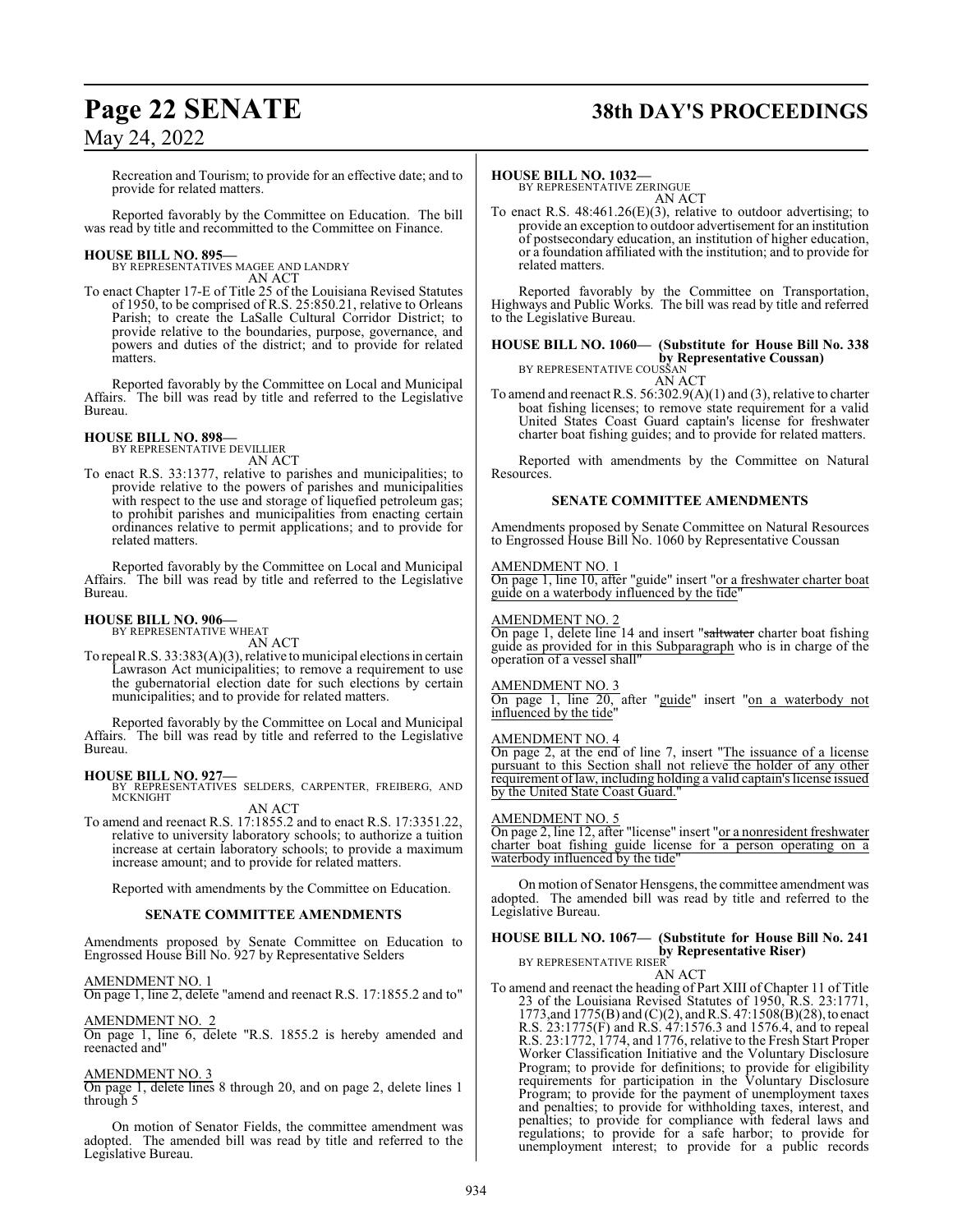Recreation and Tourism; to provide for an effective date; and to provide for related matters.

Reported favorably by the Committee on Education. The bill was read by title and recommitted to the Committee on Finance.

**HOUSE BILL NO. 895—**
BY REPRESENTATIVES MAGEE AND LANDRY
AN ACT

To enact Chapter 17-E of Title 25 of the Louisiana Revised Statutes of 1950, to be comprised of R.S. 25:850.21, relative to Orleans Parish; to create the LaSalle Cultural Corridor District; to provide relative to the boundaries, purpose, governance, and powers and duties of the district; and to provide for related matters.

Reported favorably by the Committee on Local and Municipal Affairs. The bill was read by title and referred to the Legislative Bureau.

**HOUSE BILL NO. 898—**
BY REPRESENTATIVE DEVILLIER
AN ACT

To enact R.S. 33:1377, relative to parishes and municipalities; to provide relative to the powers of parishes and municipalities with respect to the use and storage of liquefied petroleum gas; to prohibit parishes and municipalities from enacting certain ordinances relative to permit applications; and to provide for related matters.

Reported favorably by the Committee on Local and Municipal Affairs. The bill was read by title and referred to the Legislative Bureau.

**HOUSE BILL NO. 906—**
BY REPRESENTATIVE WHEAT
AN ACT

To repeal R.S. 33:383(A)(3), relative to municipal elections in certain Lawrason Act municipalities; to remove a requirement to use the gubernatorial election date for such elections by certain municipalities; and to provide for related matters.

Reported favorably by the Committee on Local and Municipal Affairs. The bill was read by title and referred to the Legislative Bureau.

**HOUSE BILL NO. 927—**
BY REPRESENTATIVES SELDERS, CARPENTER, FREIBERG, AND MCKNIGHT
AN ACT

To amend and reenact R.S. 17:1855.2 and to enact R.S. 17:3351.22, relative to university laboratory schools; to authorize a tuition increase at certain laboratory schools; to provide a maximum increase amount; and to provide for related matters.

Reported with amendments by the Committee on Education.

**SENATE COMMITTEE AMENDMENTS**

Amendments proposed by Senate Committee on Education to Engrossed House Bill No. 927 by Representative Selders

AMENDMENT NO. 1
On page 1, line 2, delete "amend and reenact R.S. 17:1855.2 and to"

AMENDMENT NO. 2
On page 1, line 6, delete "R.S. 1855.2 is hereby amended and reenacted and"

AMENDMENT NO. 3
On page 1, delete lines 8 through 20, and on page 2, delete lines 1 through 5

On motion of Senator Fields, the committee amendment was adopted. The amended bill was read by title and referred to the Legislative Bureau.

**HOUSE BILL NO. 1032—**
BY REPRESENTATIVE ZERINGUE
AN ACT

To enact R.S. 48:461.26(E)(3), relative to outdoor advertising; to provide an exception to outdoor advertisement for an institution of postsecondary education, an institution of higher education, or a foundation affiliated with the institution; and to provide for related matters.

Reported favorably by the Committee on Transportation, Highways and Public Works. The bill was read by title and referred to the Legislative Bureau.

**HOUSE BILL NO. 1060— (Substitute for House Bill No. 338 by Representative Coussan)**
BY REPRESENTATIVE COUSSAN
AN ACT

To amend and reenact R.S. 56:302.9(A)(1) and (3), relative to charter boat fishing licenses; to remove state requirement for a valid United States Coast Guard captain's license for freshwater charter boat fishing guides; and to provide for related matters.

Reported with amendments by the Committee on Natural Resources.

**SENATE COMMITTEE AMENDMENTS**

Amendments proposed by Senate Committee on Natural Resources to Engrossed House Bill No. 1060 by Representative Coussan

AMENDMENT NO. 1
On page 1, line 10, after "guide" insert "or a freshwater charter boat guide on a waterbody influenced by the tide"

AMENDMENT NO. 2
On page 1, delete line 14 and insert "~~saltwater~~ charter boat fishing guide as provided for in this Subparagraph who is in charge of the operation of a vessel shall"

AMENDMENT NO. 3
On page 1, line 20, after "guide" insert "on a waterbody not influenced by the tide"

AMENDMENT NO. 4
On page 2, at the end of line 7, insert "The issuance of a license pursuant to this Section shall not relieve the holder of any other requirement of law, including holding a valid captain's license issued by the United State Coast Guard."

AMENDMENT NO. 5
On page 2, line 12, after "license" insert "or a nonresident freshwater charter boat fishing guide license for a person operating on a waterbody influenced by the tide"

On motion of Senator Hensgens, the committee amendment was adopted. The amended bill was read by title and referred to the Legislative Bureau.

**HOUSE BILL NO. 1067— (Substitute for House Bill No. 241 by Representative Riser)**
BY REPRESENTATIVE RISER
AN ACT

To amend and reenact the heading of Part XIII of Chapter 11 of Title 23 of the Louisiana Revised Statutes of 1950, R.S. 23:1771, 1773,and 1775(B) and (C)(2), and R.S. 47:1508(B)(28), to enact R.S. 23:1775(F) and R.S. 47:1576.3 and 1576.4, and to repeal R.S. 23:1772, 1774, and 1776, relative to the Fresh Start Proper Worker Classification Initiative and the Voluntary Disclosure Program; to provide for definitions; to provide for eligibility requirements for participation in the Voluntary Disclosure Program; to provide for the payment of unemployment taxes and penalties; to provide for withholding taxes, interest, and penalties; to provide for compliance with federal laws and regulations; to provide for a safe harbor; to provide for unemployment interest; to provide for a public records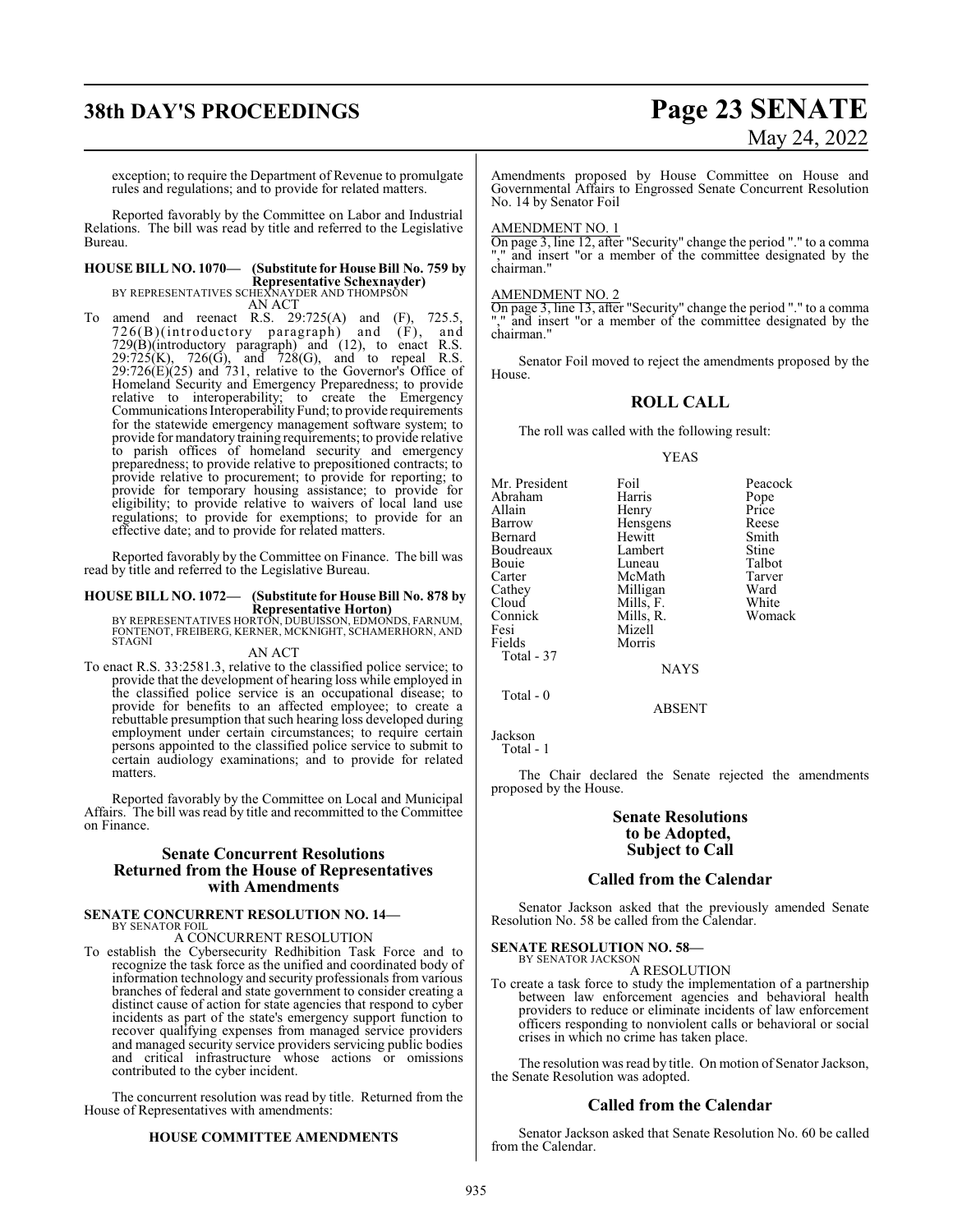exception; to require the Department of Revenue to promulgate rules and regulations; and to provide for related matters.

Reported favorably by the Committee on Labor and Industrial Relations. The bill was read by title and referred to the Legislative Bureau.

**HOUSE BILL NO. 1070— (Substitute for House Bill No. 759 by Representative Schexnayder)**
BY REPRESENTATIVES SCHEXNAYDER AND THOMPSON
AN ACT

To amend and reenact R.S. 29:725(A) and (F), 725.5, 726(B)(introductory paragraph) and (F), and 729(B)(introductory paragraph) and (12), to enact R.S. 29:725(K), 726(G), and 728(G), and to repeal R.S. 29:726(E)(25) and 731, relative to the Governor's Office of Homeland Security and Emergency Preparedness; to provide relative to interoperability; to create the Emergency Communications Interoperability Fund; to provide requirements for the statewide emergency management software system; to provide for mandatory training requirements; to provide relative to parish offices of homeland security and emergency preparedness; to provide relative to prepositioned contracts; to provide relative to procurement; to provide for reporting; to provide for temporary housing assistance; to provide for eligibility; to provide relative to waivers of local land use regulations; to provide for exemptions; to provide for an effective date; and to provide for related matters.

Reported favorably by the Committee on Finance. The bill was read by title and referred to the Legislative Bureau.

**HOUSE BILL NO. 1072— (Substitute for House Bill No. 878 by Representative Horton)**
BY REPRESENTATIVES HORTON, DUBUISSON, EDMONDS, FARNUM, FONTENOT, FREIBERG, KERNER, MCKNIGHT, SCHAMERHORN, AND STAGNI
AN ACT

To enact R.S. 33:2581.3, relative to the classified police service; to provide that the development of hearing loss while employed in the classified police service is an occupational disease; to provide for benefits to an affected employee; to create a rebuttable presumption that such hearing loss developed during employment under certain circumstances; to require certain persons appointed to the classified police service to submit to certain audiology examinations; and to provide for related matters.

Reported favorably by the Committee on Local and Municipal Affairs. The bill was read by title and recommitted to the Committee on Finance.

## Senate Concurrent Resolutions Returned from the House of Representatives with Amendments

**SENATE CONCURRENT RESOLUTION NO. 14—**
BY SENATOR FOIL
A CONCURRENT RESOLUTION

To establish the Cybersecurity Redhibition Task Force and to recognize the task force as the unified and coordinated body of information technology and security professionals from various branches of federal and state government to consider creating a distinct cause of action for state agencies that respond to cyber incidents as part of the state's emergency support function to recover qualifying expenses from managed service providers and managed security service providers servicing public bodies and critical infrastructure whose actions or omissions contributed to the cyber incident.

The concurrent resolution was read by title. Returned from the House of Representatives with amendments:

**HOUSE COMMITTEE AMENDMENTS**

Amendments proposed by House Committee on House and Governmental Affairs to Engrossed Senate Concurrent Resolution No. 14 by Senator Foil

AMENDMENT NO. 1
On page 3, line 12, after "Security" change the period "." to a comma "," and insert "or a member of the committee designated by the chairman."

AMENDMENT NO. 2
On page 3, line 13, after "Security" change the period "." to a comma "," and insert "or a member of the committee designated by the chairman."

Senator Foil moved to reject the amendments proposed by the House.

## ROLL CALL

The roll was called with the following result:

YEAS

| | | |
|---|---|---|
| Mr. President | Foil | Peacock |
| Abraham | Harris | Pope |
| Allain | Henry | Price |
| Barrow | Hensgens | Reese |
| Bernard | Hewitt | Smith |
| Boudreaux | Lambert | Stine |
| Bouie | Luneau | Talbot |
| Carter | McMath | Tarver |
| Cathey | Milligan | Ward |
| Cloud | Mills, F. | White |
| Connick | Mills, R. | Womack |
| Fesi | Mizell | |
| Fields | Morris | |

Total - 37

NAYS

Total - 0

ABSENT

Jackson
Total - 1

The Chair declared the Senate rejected the amendments proposed by the House.

## Senate Resolutions to be Adopted, Subject to Call

## Called from the Calendar

Senator Jackson asked that the previously amended Senate Resolution No. 58 be called from the Calendar.

**SENATE RESOLUTION NO. 58—**
BY SENATOR JACKSON
A RESOLUTION

To create a task force to study the implementation of a partnership between law enforcement agencies and behavioral health providers to reduce or eliminate incidents of law enforcement officers responding to nonviolent calls or behavioral or social crises in which no crime has taken place.

The resolution was read by title. On motion of Senator Jackson, the Senate Resolution was adopted.

## Called from the Calendar

Senator Jackson asked that Senate Resolution No. 60 be called from the Calendar.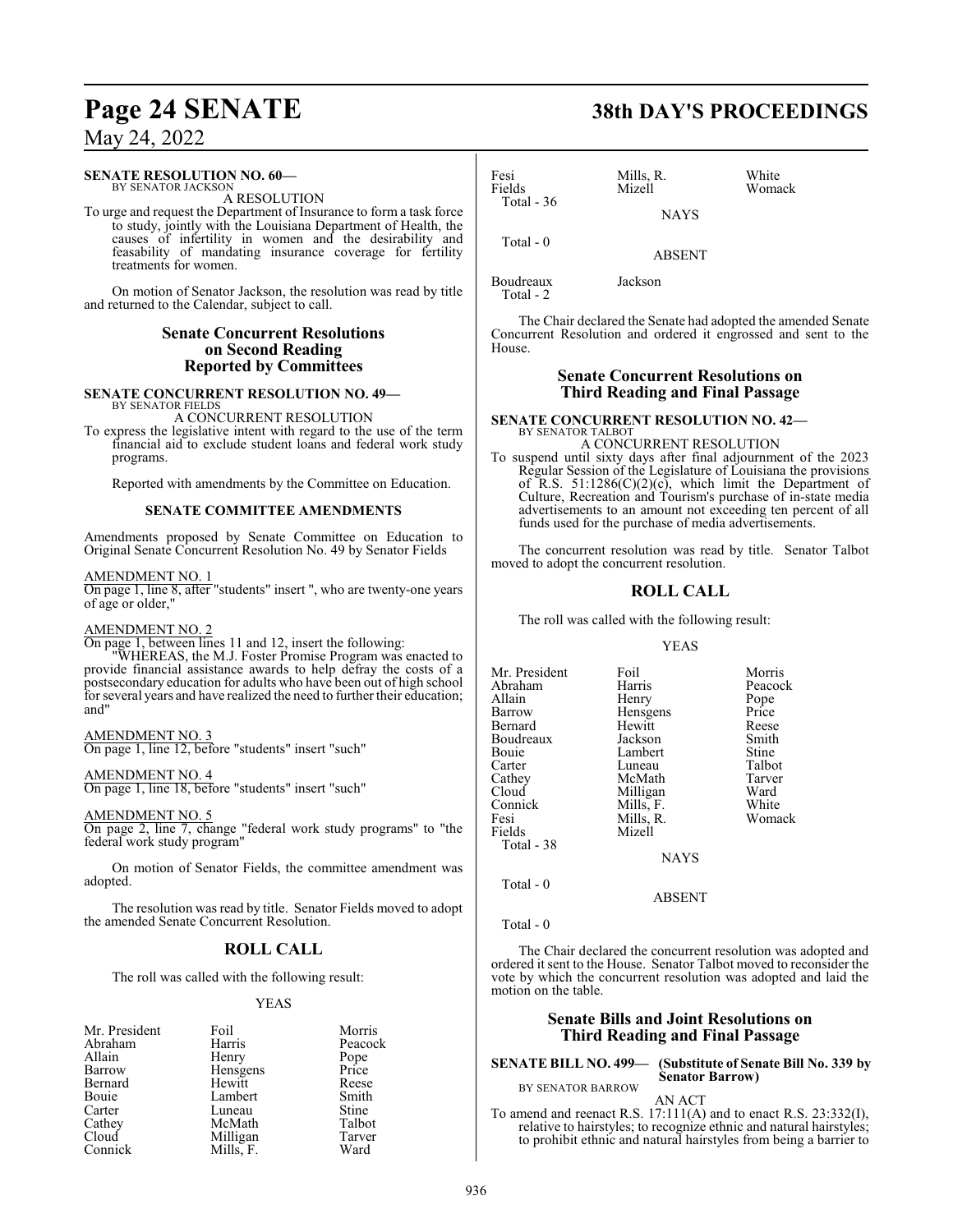**SENATE RESOLUTION NO. 60—**
BY SENATOR JACKSON

A RESOLUTION

To urge and request the Department of Insurance to form a task force to study, jointly with the Louisiana Department of Health, the causes of infertility in women and the desirability and feasability of mandating insurance coverage for fertility treatments for women.

On motion of Senator Jackson, the resolution was read by title and returned to the Calendar, subject to call.

## Senate Concurrent Resolutions on Second Reading Reported by Committees

**SENATE CONCURRENT RESOLUTION NO. 49—**
BY SENATOR FIELDS

A CONCURRENT RESOLUTION

To express the legislative intent with regard to the use of the term financial aid to exclude student loans and federal work study programs.

Reported with amendments by the Committee on Education.

### SENATE COMMITTEE AMENDMENTS

Amendments proposed by Senate Committee on Education to Original Senate Concurrent Resolution No. 49 by Senator Fields

AMENDMENT NO. 1
On page 1, line 8, after "students" insert ", who are twenty-one years of age or older,"

AMENDMENT NO. 2
On page 1, between lines 11 and 12, insert the following:
"WHEREAS, the M.J. Foster Promise Program was enacted to provide financial assistance awards to help defray the costs of a postsecondary education for adults who have been out of high school for several years and have realized the need to further their education; and"

AMENDMENT NO. 3
On page 1, line 12, before "students" insert "such"

AMENDMENT NO. 4
On page 1, line 18, before "students" insert "such"

AMENDMENT NO. 5
On page 2, line 7, change "federal work study programs" to "the federal work study program"

On motion of Senator Fields, the committee amendment was adopted.

The resolution was read by title. Senator Fields moved to adopt the amended Senate Concurrent Resolution.

## ROLL CALL

The roll was called with the following result:

YEAS

| | | |
|---|---|---|
| Mr. President | Foil | Morris |
| Abraham | Harris | Peacock |
| Allain | Henry | Pope |
| Barrow | Hensgens | Price |
| Bernard | Hewitt | Reese |
| Bouie | Lambert | Smith |
| Carter | Luneau | Stine |
| Cathey | McMath | Talbot |
| Cloud | Milligan | Tarver |
| Connick | Mills, F. | Ward |
| Fesi | Mills, R. | White |
| Fields | Mizell | Womack |

Total - 36

NAYS

Total - 0

ABSENT

Boudreaux Jackson
Total - 2

The Chair declared the Senate had adopted the amended Senate Concurrent Resolution and ordered it engrossed and sent to the House.

## Senate Concurrent Resolutions on Third Reading and Final Passage

**SENATE CONCURRENT RESOLUTION NO. 42—**
BY SENATOR TALBOT

A CONCURRENT RESOLUTION

To suspend until sixty days after final adjournment of the 2023 Regular Session of the Legislature of Louisiana the provisions of R.S. 51:1286(C)(2)(c), which limit the Department of Culture, Recreation and Tourism's purchase of in-state media advertisements to an amount not exceeding ten percent of all funds used for the purchase of media advertisements.

The concurrent resolution was read by title. Senator Talbot moved to adopt the concurrent resolution.

## ROLL CALL

The roll was called with the following result:

YEAS

| | | |
|---|---|---|
| Mr. President | Foil | Morris |
| Abraham | Harris | Peacock |
| Allain | Henry | Pope |
| Barrow | Hensgens | Price |
| Bernard | Hewitt | Reese |
| Boudreaux | Jackson | Smith |
| Bouie | Lambert | Stine |
| Carter | Luneau | Talbot |
| Cathey | McMath | Tarver |
| Cloud | Milligan | Ward |
| Connick | Mills, F. | White |
| Fesi | Mills, R. | Womack |
| Fields | Mizell | |

Total - 38

NAYS

Total - 0

ABSENT

Total - 0

The Chair declared the concurrent resolution was adopted and ordered it sent to the House. Senator Talbot moved to reconsider the vote by which the concurrent resolution was adopted and laid the motion on the table.

## Senate Bills and Joint Resolutions on Third Reading and Final Passage

**SENATE BILL NO. 499— (Substitute of Senate Bill No. 339 by Senator Barrow)**
BY SENATOR BARROW

AN ACT

To amend and reenact R.S. 17:111(A) and to enact R.S. 23:332(I), relative to hairstyles; to recognize ethnic and natural hairstyles; to prohibit ethnic and natural hairstyles from being a barrier to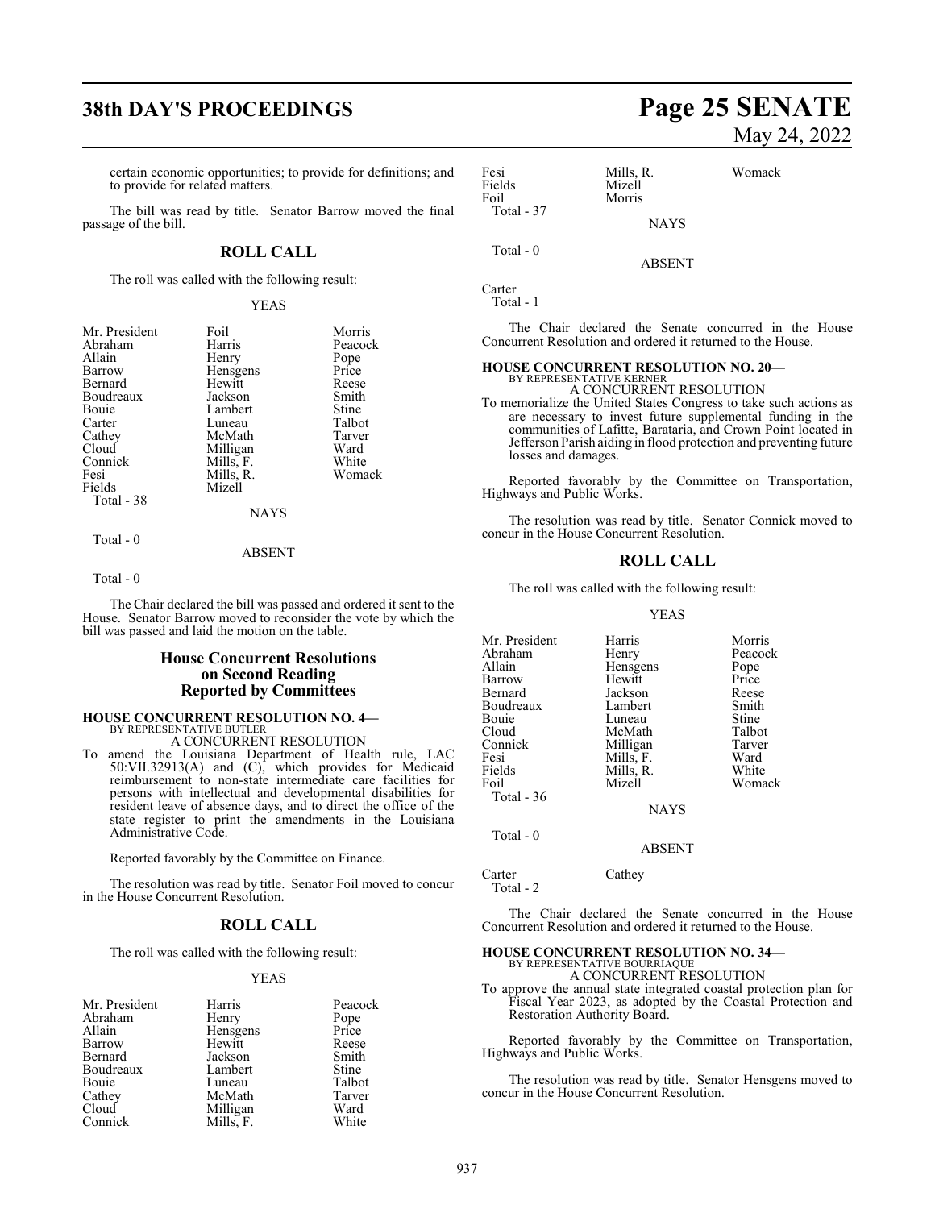certain economic opportunities; to provide for definitions; and to provide for related matters.

The bill was read by title. Senator Barrow moved the final passage of the bill.

## ROLL CALL

The roll was called with the following result:

YEAS

| | | |
|---|---|---|
| Mr. President | Foil | Morris |
| Abraham | Harris | Peacock |
| Allain | Henry | Pope |
| Barrow | Hensgens | Price |
| Bernard | Hewitt | Reese |
| Boudreaux | Jackson | Smith |
| Bouie | Lambert | Stine |
| Carter | Luneau | Talbot |
| Cathey | McMath | Tarver |
| Cloud | Milligan | Ward |
| Connick | Mills, F. | White |
| Fesi | Mills, R. | Womack |
| Fields | Mizell | |

Total - 38

NAYS

Total - 0

ABSENT

Total - 0

The Chair declared the bill was passed and ordered it sent to the House. Senator Barrow moved to reconsider the vote by which the bill was passed and laid the motion on the table.

## House Concurrent Resolutions on Second Reading Reported by Committees

**HOUSE CONCURRENT RESOLUTION NO. 4—**
BY REPRESENTATIVE BUTLER
A CONCURRENT RESOLUTION

To amend the Louisiana Department of Health rule, LAC 50:VII.32913(A) and (C), which provides for Medicaid reimbursement to non-state intermediate care facilities for persons with intellectual and developmental disabilities for resident leave of absence days, and to direct the office of the state register to print the amendments in the Louisiana Administrative Code.

Reported favorably by the Committee on Finance.

The resolution was read by title. Senator Foil moved to concur in the House Concurrent Resolution.

## ROLL CALL

The roll was called with the following result:

YEAS

| | | |
|---|---|---|
| Mr. President | Harris | Peacock |
| Abraham | Henry | Pope |
| Allain | Hensgens | Price |
| Barrow | Hewitt | Reese |
| Bernard | Jackson | Smith |
| Boudreaux | Lambert | Stine |
| Bouie | Luneau | Talbot |
| Cathey | McMath | Tarver |
| Cloud | Milligan | Ward |
| Connick | Mills, F. | White |
| Fesi | Mills, R. | Womack |
| Fields | Mizell | |
| Foil | Morris | |

Total - 37

NAYS

Total - 0

ABSENT

Carter

Total - 1

The Chair declared the Senate concurred in the House Concurrent Resolution and ordered it returned to the House.

**HOUSE CONCURRENT RESOLUTION NO. 20—**
BY REPRESENTATIVE KERNER
A CONCURRENT RESOLUTION

To memorialize the United States Congress to take such actions as are necessary to invest future supplemental funding in the communities of Lafitte, Barataria, and Crown Point located in Jefferson Parish aiding in flood protection and preventing future losses and damages.

Reported favorably by the Committee on Transportation, Highways and Public Works.

The resolution was read by title. Senator Connick moved to concur in the House Concurrent Resolution.

## ROLL CALL

The roll was called with the following result:

YEAS

| | | |
|---|---|---|
| Mr. President | Harris | Morris |
| Abraham | Henry | Peacock |
| Allain | Hensgens | Pope |
| Barrow | Hewitt | Price |
| Bernard | Jackson | Reese |
| Boudreaux | Lambert | Smith |
| Bouie | Luneau | Stine |
| Cloud | McMath | Talbot |
| Connick | Milligan | Tarver |
| Fesi | Mills, F. | Ward |
| Fields | Mills, R. | White |
| Foil | Mizell | Womack |

Total - 36

NAYS

Total - 0

ABSENT

Carter Cathey

Total - 2

The Chair declared the Senate concurred in the House Concurrent Resolution and ordered it returned to the House.

**HOUSE CONCURRENT RESOLUTION NO. 34—**
BY REPRESENTATIVE BOURRIAQUE
A CONCURRENT RESOLUTION

To approve the annual state integrated coastal protection plan for Fiscal Year 2023, as adopted by the Coastal Protection and Restoration Authority Board.

Reported favorably by the Committee on Transportation, Highways and Public Works.

The resolution was read by title. Senator Hensgens moved to concur in the House Concurrent Resolution.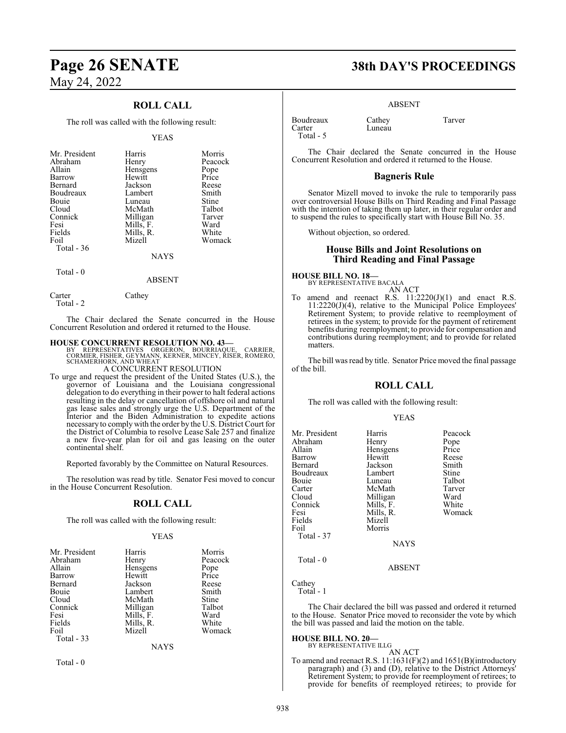## ROLL CALL

The roll was called with the following result:

YEAS

| | | |
|---|---|---|
| Mr. President | Harris | Morris |
| Abraham | Henry | Peacock |
| Allain | Hensgens | Pope |
| Barrow | Hewitt | Price |
| Bernard | Jackson | Reese |
| Boudreaux | Lambert | Smith |
| Bouie | Luneau | Stine |
| Cloud | McMath | Talbot |
| Connick | Milligan | Tarver |
| Fesi | Mills, F. | Ward |
| Fields | Mills, R. | White |
| Foil | Mizell | Womack |

Total - 36

NAYS

Total - 0

ABSENT

| | |
|---|---|
| Carter | Cathey |

Total - 2

The Chair declared the Senate concurred in the House Concurrent Resolution and ordered it returned to the House.

**HOUSE CONCURRENT RESOLUTION NO. 43—**
BY REPRESENTATIVES ORGERON, BOURRIAQUE, CARRIER, CORMIER, FISHER, GEYMANN, KERNER, MINCEY, RISER, ROMERO, SCHAMERHORN, AND WHEAT

A CONCURRENT RESOLUTION

To urge and request the president of the United States (U.S.), the governor of Louisiana and the Louisiana congressional delegation to do everything in their power to halt federal actions resulting in the delay or cancellation of offshore oil and natural gas lease sales and strongly urge the U.S. Department of the Interior and the Biden Administration to expedite actions necessary to comply with the order by the U.S. District Court for the District of Columbia to resolve Lease Sale 257 and finalize a new five-year plan for oil and gas leasing on the outer continental shelf.

Reported favorably by the Committee on Natural Resources.

The resolution was read by title. Senator Fesi moved to concur in the House Concurrent Resolution.

## ROLL CALL

The roll was called with the following result:

YEAS

| | | |
|---|---|---|
| Mr. President | Harris | Morris |
| Abraham | Henry | Peacock |
| Allain | Hensgens | Pope |
| Barrow | Hewitt | Price |
| Bernard | Jackson | Reese |
| Bouie | Lambert | Smith |
| Cloud | McMath | Stine |
| Connick | Milligan | Talbot |
| Fesi | Mills, F. | Ward |
| Fields | Mills, R. | White |
| Foil | Mizell | Womack |

Total - 33

NAYS

Total - 0

ABSENT

| | | |
|---|---|---|
| Boudreaux | Cathey | Tarver |
| Carter | Luneau | |

Total - 5

The Chair declared the Senate concurred in the House Concurrent Resolution and ordered it returned to the House.

## Bagneris Rule

Senator Mizell moved to invoke the rule to temporarily pass over controversial House Bills on Third Reading and Final Passage with the intention of taking them up later, in their regular order and to suspend the rules to specifically start with House Bill No. 35.

Without objection, so ordered.

## House Bills and Joint Resolutions on Third Reading and Final Passage

**HOUSE BILL NO. 18—**
BY REPRESENTATIVE BACALA

AN ACT

To amend and reenact R.S. 11:2220(J)(1) and enact R.S. 11:2220(J)(4), relative to the Municipal Police Employees' Retirement System; to provide relative to reemployment of retirees in the system; to provide for the payment of retirement benefits during reemployment; to provide for compensation and contributions during reemployment; and to provide for related matters.

The bill was read by title. Senator Price moved the final passage of the bill.

## ROLL CALL

The roll was called with the following result:

YEAS

| | | |
|---|---|---|
| Mr. President | Harris | Peacock |
| Abraham | Henry | Pope |
| Allain | Hensgens | Price |
| Barrow | Hewitt | Reese |
| Bernard | Jackson | Smith |
| Boudreaux | Lambert | Stine |
| Bouie | Luneau | Talbot |
| Carter | McMath | Tarver |
| Cloud | Milligan | Ward |
| Connick | Mills, F. | White |
| Fesi | Mills, R. | Womack |
| Fields | Mizell | |
| Foil | Morris | |

Total - 37

NAYS

Total - 0

ABSENT

Cathey

Total - 1

The Chair declared the bill was passed and ordered it returned to the House. Senator Price moved to reconsider the vote by which the bill was passed and laid the motion on the table.

**HOUSE BILL NO. 20—**
BY REPRESENTATIVE ILLG

AN ACT

To amend and reenact R.S. 11:1631(F)(2) and 1651(B)(introductory paragraph) and (3) and (D), relative to the District Attorneys' Retirement System; to provide for reemployment of retirees; to provide for benefits of reemployed retirees; to provide for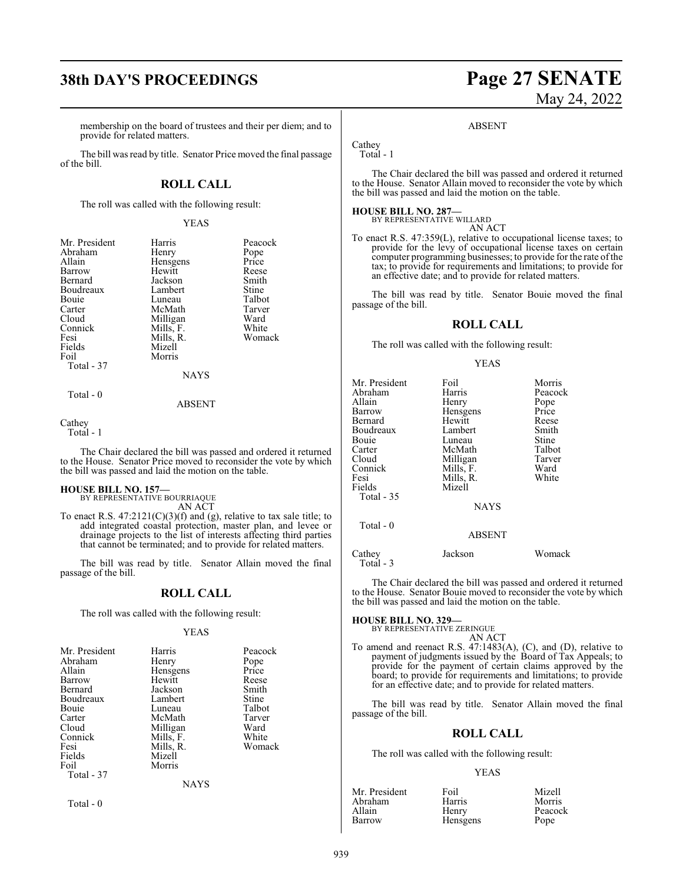membership on the board of trustees and their per diem; and to provide for related matters.

The bill was read by title. Senator Price moved the final passage of the bill.

## ROLL CALL

The roll was called with the following result:

YEAS

| | | |
|---|---|---|
| Mr. President | Harris | Peacock |
| Abraham | Henry | Pope |
| Allain | Hensgens | Price |
| Barrow | Hewitt | Reese |
| Bernard | Jackson | Smith |
| Boudreaux | Lambert | Stine |
| Bouie | Luneau | Talbot |
| Carter | McMath | Tarver |
| Cloud | Milligan | Ward |
| Connick | Mills, F. | White |
| Fesi | Mills, R. | Womack |
| Fields | Mizell | |
| Foil | Morris | |

Total - 37

NAYS

Total - 0

ABSENT

Cathey

Total - 1

The Chair declared the bill was passed and ordered it returned to the House. Senator Price moved to reconsider the vote by which the bill was passed and laid the motion on the table.

**HOUSE BILL NO. 157—**
BY REPRESENTATIVE BOURRIAQUE
AN ACT

To enact R.S. 47:2121(C)(3)(f) and (g), relative to tax sale title; to add integrated coastal protection, master plan, and levee or drainage projects to the list of interests affecting third parties that cannot be terminated; and to provide for related matters.

The bill was read by title. Senator Allain moved the final passage of the bill.

## ROLL CALL

The roll was called with the following result:

YEAS

| | | |
|---|---|---|
| Mr. President | Harris | Peacock |
| Abraham | Henry | Pope |
| Allain | Hensgens | Price |
| Barrow | Hewitt | Reese |
| Bernard | Jackson | Smith |
| Boudreaux | Lambert | Stine |
| Bouie | Luneau | Talbot |
| Carter | McMath | Tarver |
| Cloud | Milligan | Ward |
| Connick | Mills, F. | White |
| Fesi | Mills, R. | Womack |
| Fields | Mizell | |
| Foil | Morris | |

Total - 37

NAYS

Total - 0

ABSENT

Cathey

Total - 1

The Chair declared the bill was passed and ordered it returned to the House. Senator Allain moved to reconsider the vote by which the bill was passed and laid the motion on the table.

**HOUSE BILL NO. 287—**
BY REPRESENTATIVE WILLARD
AN ACT

To enact R.S. 47:359(L), relative to occupational license taxes; to provide for the levy of occupational license taxes on certain computer programming businesses; to provide for the rate of the tax; to provide for requirements and limitations; to provide for an effective date; and to provide for related matters.

The bill was read by title. Senator Bouie moved the final passage of the bill.

## ROLL CALL

The roll was called with the following result:

YEAS

| | | |
|---|---|---|
| Mr. President | Foil | Morris |
| Abraham | Harris | Peacock |
| Allain | Henry | Pope |
| Barrow | Hensgens | Price |
| Bernard | Hewitt | Reese |
| Boudreaux | Lambert | Smith |
| Bouie | Luneau | Stine |
| Carter | McMath | Talbot |
| Cloud | Milligan | Tarver |
| Connick | Mills, F. | Ward |
| Fesi | Mills, R. | White |
| Fields | Mizell | |

Total - 35

NAYS

Total - 0

ABSENT

| | | |
|---|---|---|
| Cathey | Jackson | Womack |

Total - 3

The Chair declared the bill was passed and ordered it returned to the House. Senator Bouie moved to reconsider the vote by which the bill was passed and laid the motion on the table.

**HOUSE BILL NO. 329—**
BY REPRESENTATIVE ZERINGUE
AN ACT

To amend and reenact R.S. 47:1483(A), (C), and (D), relative to payment of judgments issued by the Board of Tax Appeals; to provide for the payment of certain claims approved by the board; to provide for requirements and limitations; to provide for an effective date; and to provide for related matters.

The bill was read by title. Senator Allain moved the final passage of the bill.

## ROLL CALL

The roll was called with the following result:

YEAS

| | | |
|---|---|---|
| Mr. President | Foil | Mizell |
| Abraham | Harris | Morris |
| Allain | Henry | Peacock |
| Barrow | Hensgens | Pope |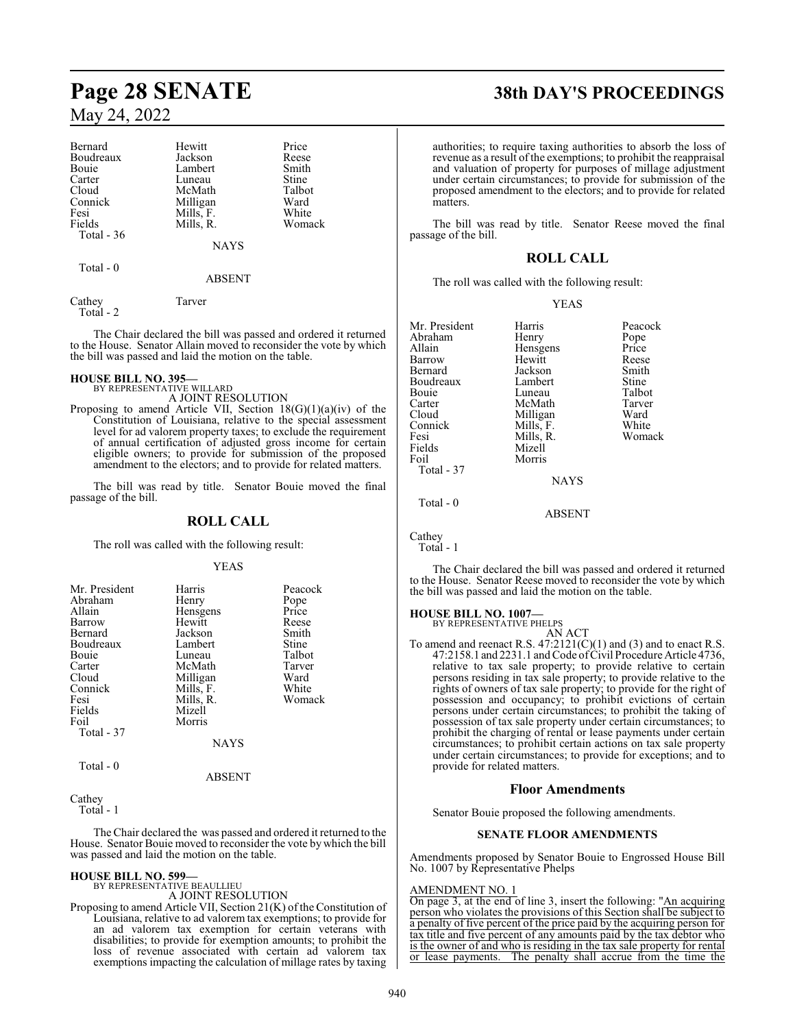| | | |
|---|---|---|
| Bernard | Hewitt | Price |
| Boudreaux | Jackson | Reese |
| Bouie | Lambert | Smith |
| Carter | Luneau | Stine |
| Cloud | McMath | Talbot |
| Connick | Milligan | Ward |
| Fesi | Mills, F. | White |
| Fields | Mills, R. | Womack |
| Total - 36 | | |

NAYS

Total - 0

ABSENT

| | |
|---|---|
| Cathey | Tarver |
| Total - 2 | |

The Chair declared the bill was passed and ordered it returned to the House. Senator Allain moved to reconsider the vote by which the bill was passed and laid the motion on the table.

**HOUSE BILL NO. 395—**
BY REPRESENTATIVE WILLARD
A JOINT RESOLUTION

Proposing to amend Article VII, Section 18(G)(1)(a)(iv) of the Constitution of Louisiana, relative to the special assessment level for ad valorem property taxes; to exclude the requirement of annual certification of adjusted gross income for certain eligible owners; to provide for submission of the proposed amendment to the electors; and to provide for related matters.

The bill was read by title. Senator Bouie moved the final passage of the bill.

## ROLL CALL

The roll was called with the following result:

YEAS

| | | |
|---|---|---|
| Mr. President | Harris | Peacock |
| Abraham | Henry | Pope |
| Allain | Hensgens | Price |
| Barrow | Hewitt | Reese |
| Bernard | Jackson | Smith |
| Boudreaux | Lambert | Stine |
| Bouie | Luneau | Talbot |
| Carter | McMath | Tarver |
| Cloud | Milligan | Ward |
| Connick | Mills, F. | White |
| Fesi | Mills, R. | Womack |
| Fields | Mizell | |
| Foil | Morris | |
| Total - 37 | | |

NAYS

Total - 0

ABSENT

Cathey
Total - 1

The Chair declared the was passed and ordered it returned to the House. Senator Bouie moved to reconsider the vote by which the bill was passed and laid the motion on the table.

**HOUSE BILL NO. 599—**
BY REPRESENTATIVE BEAULLIEU
A JOINT RESOLUTION

Proposing to amend Article VII, Section 21(K) of the Constitution of Louisiana, relative to ad valorem tax exemptions; to provide for an ad valorem tax exemption for certain veterans with disabilities; to provide for exemption amounts; to prohibit the loss of revenue associated with certain ad valorem tax exemptions impacting the calculation of millage rates by taxing authorities; to require taxing authorities to absorb the loss of revenue as a result of the exemptions; to prohibit the reappraisal and valuation of property for purposes of millage adjustment under certain circumstances; to provide for submission of the proposed amendment to the electors; and to provide for related matters.

The bill was read by title. Senator Reese moved the final passage of the bill.

## ROLL CALL

The roll was called with the following result:

YEAS

| | | |
|---|---|---|
| Mr. President | Harris | Peacock |
| Abraham | Henry | Pope |
| Allain | Hensgens | Price |
| Barrow | Hewitt | Reese |
| Bernard | Jackson | Smith |
| Boudreaux | Lambert | Stine |
| Bouie | Luneau | Talbot |
| Carter | McMath | Tarver |
| Cloud | Milligan | Ward |
| Connick | Mills, F. | White |
| Fesi | Mills, R. | Womack |
| Fields | Mizell | |
| Foil | Morris | |
| Total - 37 | | |

NAYS

Total - 0

ABSENT

Cathey
Total - 1

The Chair declared the bill was passed and ordered it returned to the House. Senator Reese moved to reconsider the vote by which the bill was passed and laid the motion on the table.

**HOUSE BILL NO. 1007—**
BY REPRESENTATIVE PHELPS
AN ACT

To amend and reenact R.S. 47:2121(C)(1) and (3) and to enact R.S. 47:2158.1 and 2231.1 and Code of Civil Procedure Article 4736, relative to tax sale property; to provide relative to certain persons residing in tax sale property; to provide relative to the rights of owners of tax sale property; to provide for the right of possession and occupancy; to prohibit evictions of certain persons under certain circumstances; to prohibit the taking of possession of tax sale property under certain circumstances; to prohibit the charging of rental or lease payments under certain circumstances; to prohibit certain actions on tax sale property under certain circumstances; to provide for exceptions; and to provide for related matters.

## Floor Amendments

Senator Bouie proposed the following amendments.

### SENATE FLOOR AMENDMENTS

Amendments proposed by Senator Bouie to Engrossed House Bill No. 1007 by Representative Phelps

AMENDMENT NO. 1

On page 3, at the end of line 3, insert the following: "An acquiring person who violates the provisions of this Section shall be subject to a penalty of five percent of the price paid by the acquiring person for tax title and five percent of any amounts paid by the tax debtor who is the owner of and who is residing in the tax sale property for rental or lease payments. The penalty shall accrue from the time the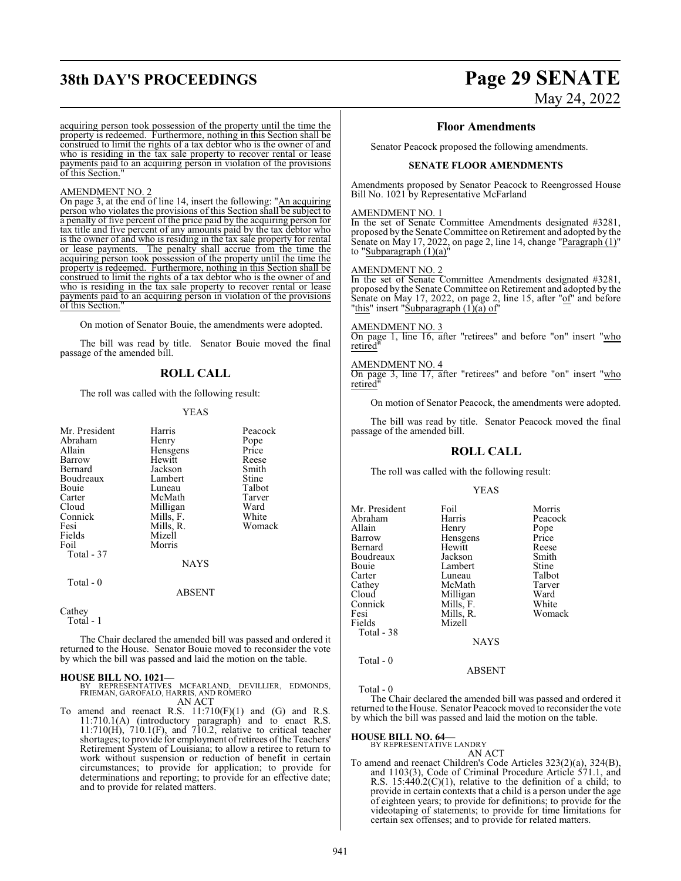acquiring person took possession of the property until the time the property is redeemed. Furthermore, nothing in this Section shall be construed to limit the rights of a tax debtor who is the owner of and who is residing in the tax sale property to recover rental or lease payments paid to an acquiring person in violation of the provisions of this Section."

AMENDMENT NO. 2

On page 3, at the end of line 14, insert the following: "An acquiring person who violates the provisions of this Section shall be subject to a penalty of five percent of the price paid by the acquiring person for tax title and five percent of any amounts paid by the tax debtor who is the owner of and who is residing in the tax sale property for rental or lease payments. The penalty shall accrue from the time the acquiring person took possession of the property until the time the property is redeemed. Furthermore, nothing in this Section shall be construed to limit the rights of a tax debtor who is the owner of and who is residing in the tax sale property to recover rental or lease payments paid to an acquiring person in violation of the provisions of this Section."

On motion of Senator Bouie, the amendments were adopted.

The bill was read by title. Senator Bouie moved the final passage of the amended bill.

## ROLL CALL

The roll was called with the following result:

YEAS

| | | |
|---|---|---|
| Mr. President | Harris | Peacock |
| Abraham | Henry | Pope |
| Allain | Hensgens | Price |
| Barrow | Hewitt | Reese |
| Bernard | Jackson | Smith |
| Boudreaux | Lambert | Stine |
| Bouie | Luneau | Talbot |
| Carter | McMath | Tarver |
| Cloud | Milligan | Ward |
| Connick | Mills, F. | White |
| Fesi | Mills, R. | Womack |
| Fields | Mizell | |
| Foil | Morris | |

Total - 37

NAYS

Total - 0

ABSENT

Cathey

Total - 1

The Chair declared the amended bill was passed and ordered it returned to the House. Senator Bouie moved to reconsider the vote by which the bill was passed and laid the motion on the table.

**HOUSE BILL NO. 1021—**
BY REPRESENTATIVES MCFARLAND, DEVILLIER, EDMONDS, FRIEMAN, GAROFALO, HARRIS, AND ROMERO
AN ACT

To amend and reenact R.S. 11:710(F)(1) and (G) and R.S. 11:710.1(A) (introductory paragraph) and to enact R.S. 11:710(H), 710.1(F), and 710.2, relative to critical teacher shortages; to provide for employment of retirees of the Teachers' Retirement System of Louisiana; to allow a retiree to return to work without suspension or reduction of benefit in certain circumstances; to provide for application; to provide for determinations and reporting; to provide for an effective date; and to provide for related matters.

### Floor Amendments

Senator Peacock proposed the following amendments.

#### SENATE FLOOR AMENDMENTS

Amendments proposed by Senator Peacock to Reengrossed House Bill No. 1021 by Representative McFarland

AMENDMENT NO. 1

In the set of Senate Committee Amendments designated #3281, proposed by the Senate Committee on Retirement and adopted by the Senate on May 17, 2022, on page 2, line 14, change "Paragraph (1)" to "Subparagraph (1)(a)"

AMENDMENT NO. 2

In the set of Senate Committee Amendments designated #3281, proposed by the Senate Committee on Retirement and adopted by the Senate on May 17, 2022, on page 2, line 15, after "of" and before "this" insert "Subparagraph (1)(a) of"

AMENDMENT NO. 3

On page 1, line 16, after "retirees" and before "on" insert "who retired"

AMENDMENT NO. 4

On page 3, line 17, after "retirees" and before "on" insert "who retired"

On motion of Senator Peacock, the amendments were adopted.

The bill was read by title. Senator Peacock moved the final passage of the amended bill.

## ROLL CALL

The roll was called with the following result:

YEAS

| | | |
|---|---|---|
| Mr. President | Foil | Morris |
| Abraham | Harris | Peacock |
| Allain | Henry | Pope |
| Barrow | Hensgens | Price |
| Bernard | Hewitt | Reese |
| Boudreaux | Jackson | Smith |
| Bouie | Lambert | Stine |
| Carter | Luneau | Talbot |
| Cathey | McMath | Tarver |
| Cloud | Milligan | Ward |
| Connick | Mills, F. | White |
| Fesi | Mills, R. | Womack |
| Fields | Mizell | |

Total - 38

NAYS

Total - 0

ABSENT

Total - 0

The Chair declared the amended bill was passed and ordered it returned to the House. Senator Peacock moved to reconsider the vote by which the bill was passed and laid the motion on the table.

**HOUSE BILL NO. 64—**
BY REPRESENTATIVE LANDRY
AN ACT

To amend and reenact Children's Code Articles 323(2)(a), 324(B), and 1103(3), Code of Criminal Procedure Article 571.1, and R.S. 15:440.2(C)(1), relative to the definition of a child; to provide in certain contexts that a child is a person under the age of eighteen years; to provide for definitions; to provide for the videotaping of statements; to provide for time limitations for certain sex offenses; and to provide for related matters.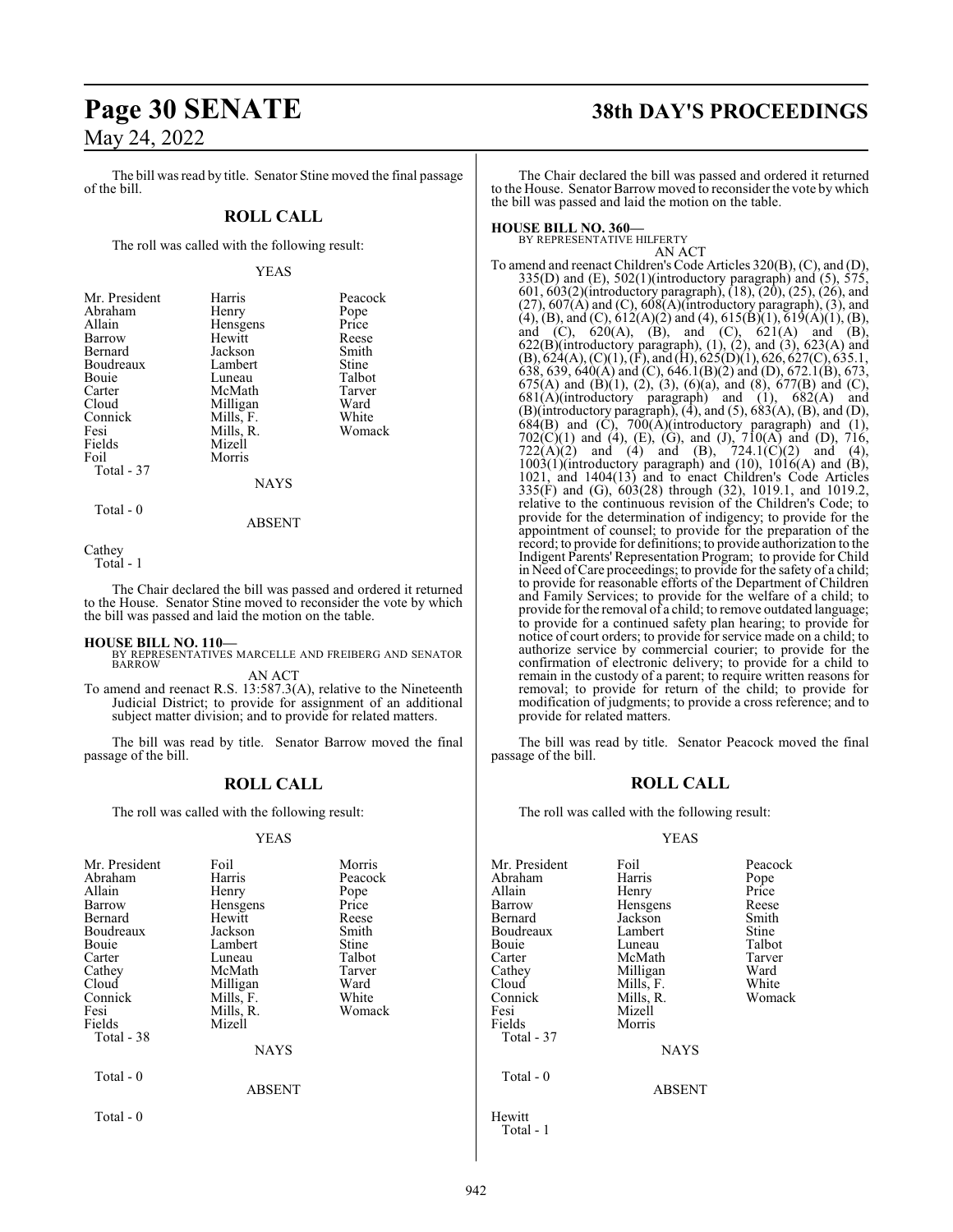The bill was read by title. Senator Stine moved the final passage of the bill.

## ROLL CALL

The roll was called with the following result:

YEAS

| | | |
|---|---|---|
| Mr. President | Harris | Peacock |
| Abraham | Henry | Pope |
| Allain | Hensgens | Price |
| Barrow | Hewitt | Reese |
| Bernard | Jackson | Smith |
| Boudreaux | Lambert | Stine |
| Bouie | Luneau | Talbot |
| Carter | McMath | Tarver |
| Cloud | Milligan | Ward |
| Connick | Mills, F. | White |
| Fesi | Mills, R. | Womack |
| Fields | Mizell | |
| Foil | Morris | |
| Total - 37 | | |

NAYS

Total - 0

ABSENT

Cathey
Total - 1

The Chair declared the bill was passed and ordered it returned to the House. Senator Stine moved to reconsider the vote by which the bill was passed and laid the motion on the table.

**HOUSE BILL NO. 110—**
BY REPRESENTATIVES MARCELLE AND FREIBERG AND SENATOR BARROW

AN ACT

To amend and reenact R.S. 13:587.3(A), relative to the Nineteenth Judicial District; to provide for assignment of an additional subject matter division; and to provide for related matters.

The bill was read by title. Senator Barrow moved the final passage of the bill.

## ROLL CALL

The roll was called with the following result:

YEAS

| | | |
|---|---|---|
| Mr. President | Foil | Morris |
| Abraham | Harris | Peacock |
| Allain | Henry | Pope |
| Barrow | Hensgens | Price |
| Bernard | Hewitt | Reese |
| Boudreaux | Jackson | Smith |
| Bouie | Lambert | Stine |
| Carter | Luneau | Talbot |
| Cathey | McMath | Tarver |
| Cloud | Milligan | Ward |
| Connick | Mills, F. | White |
| Fesi | Mills, R. | Womack |
| Fields | Mizell | |
| Total - 38 | | |

NAYS

Total - 0

ABSENT

Total - 0

The Chair declared the bill was passed and ordered it returned to the House. Senator Barrow moved to reconsider the vote by which the bill was passed and laid the motion on the table.

**HOUSE BILL NO. 360—**
BY REPRESENTATIVE HILFERTY

AN ACT

To amend and reenact Children's Code Articles 320(B), (C), and (D), 335(D) and (E), 502(1)(introductory paragraph) and (5), 575, 601, 603(2)(introductory paragraph), (18), (20), (25), (26), and (27), 607(A) and (C), 608(A)(introductory paragraph), (3), and (4), (B), and (C), 612(A)(2) and (4), 615(B)(1), 619(A)(1), (B), and (C), 620(A), (B), and (C), 621(A) and (B), 622(B)(introductory paragraph), (1), (2), and (3), 623(A) and (B), 624(A), (C)(1), (F), and (H), 625(D)(1), 626, 627(C), 635.1, 638, 639, 640(A) and (C), 646.1(B)(2) and (D), 672.1(B), 673, 675(A) and (B)(1), (2), (3), (6)(a), and (8), 677(B) and (C), 681(A)(introductory paragraph) and (1), 682(A) and (B)(introductory paragraph), (4), and (5), 683(A), (B), and (D), 684(B) and (C), 700(A)(introductory paragraph) and (1), 702(C)(1) and (4), (E), (G), and (J), 710(A) and (D), 716, 722(A)(2) and (4) and (B), 724.1(C)(2) and (4), 1003(1)(introductory paragraph) and (10), 1016(A) and (B), 1021, and 1404(13) and to enact Children's Code Articles 335(F) and (G), 603(28) through (32), 1019.1, and 1019.2, relative to the continuous revision of the Children's Code; to provide for the determination of indigency; to provide for the appointment of counsel; to provide for the preparation of the record; to provide for definitions; to provide authorization to the Indigent Parents' Representation Program; to provide for Child in Need of Care proceedings; to provide for the safety of a child; to provide for reasonable efforts of the Department of Children and Family Services; to provide for the welfare of a child; to provide for the removal of a child; to remove outdated language; to provide for a continued safety plan hearing; to provide for notice of court orders; to provide for service made on a child; to authorize service by commercial courier; to provide for the confirmation of electronic delivery; to provide for a child to remain in the custody of a parent; to require written reasons for removal; to provide for return of the child; to provide for modification of judgments; to provide a cross reference; and to provide for related matters.

The bill was read by title. Senator Peacock moved the final passage of the bill.

## ROLL CALL

The roll was called with the following result:

YEAS

| | | |
|---|---|---|
| Mr. President | Foil | Peacock |
| Abraham | Harris | Pope |
| Allain | Henry | Price |
| Barrow | Hensgens | Reese |
| Bernard | Jackson | Smith |
| Boudreaux | Lambert | Stine |
| Bouie | Luneau | Talbot |
| Carter | McMath | Tarver |
| Cathey | Milligan | Ward |
| Cloud | Mills, F. | White |
| Connick | Mills, R. | Womack |
| Fesi | Mizell | |
| Fields | Morris | |
| Total - 37 | | |

NAYS

Total - 0

ABSENT

Hewitt
Total - 1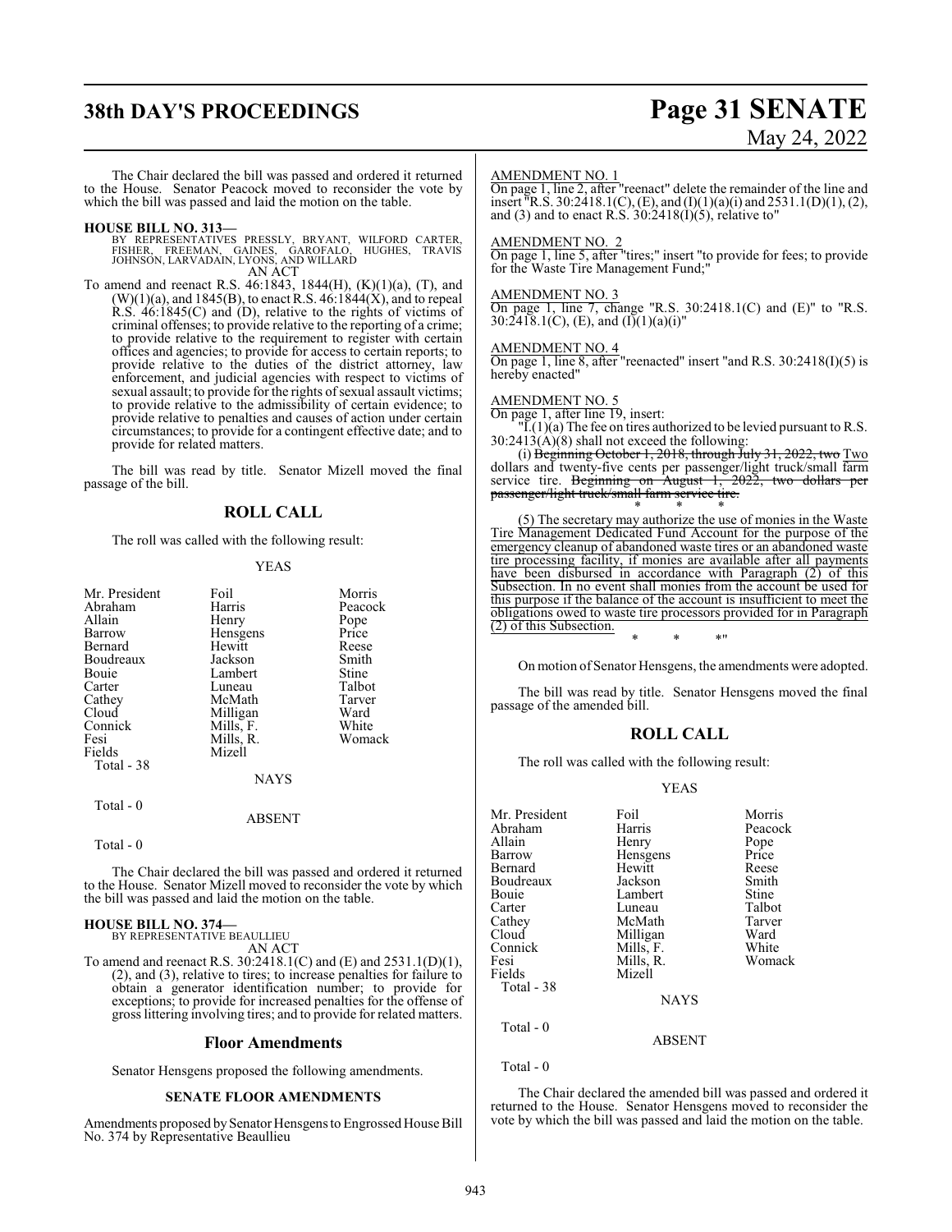The Chair declared the bill was passed and ordered it returned to the House. Senator Peacock moved to reconsider the vote by which the bill was passed and laid the motion on the table.

**HOUSE BILL NO. 313—**
BY REPRESENTATIVES PRESSLY, BRYANT, WILFORD CARTER, FISHER, FREEMAN, GAINES, GAROFALO, HUGHES, TRAVIS JOHNSON, LARVADAIN, LYONS, AND WILLARD
AN ACT

To amend and reenact R.S. 46:1843, 1844(H), (K)(1)(a), (T), and (W)(1)(a), and 1845(B), to enact R.S. 46:1844(X), and to repeal R.S. 46:1845(C) and (D), relative to the rights of victims of criminal offenses; to provide relative to the reporting of a crime; to provide relative to the requirement to register with certain offices and agencies; to provide for access to certain reports; to provide relative to the duties of the district attorney, law enforcement, and judicial agencies with respect to victims of sexual assault; to provide for the rights of sexual assault victims; to provide relative to the admissibility of certain evidence; to provide relative to penalties and causes of action under certain circumstances; to provide for a contingent effective date; and to provide for related matters.

The bill was read by title. Senator Mizell moved the final passage of the bill.

## ROLL CALL

The roll was called with the following result:

YEAS

| | | |
|---|---|---|
| Mr. President | Foil | Morris |
| Abraham | Harris | Peacock |
| Allain | Henry | Pope |
| Barrow | Hensgens | Price |
| Bernard | Hewitt | Reese |
| Boudreaux | Jackson | Smith |
| Bouie | Lambert | Stine |
| Carter | Luneau | Talbot |
| Cathey | McMath | Tarver |
| Cloud | Milligan | Ward |
| Connick | Mills, F. | White |
| Fesi | Mills, R. | Womack |
| Fields | Mizell | |

Total - 38

NAYS

Total - 0

ABSENT

Total - 0

The Chair declared the bill was passed and ordered it returned to the House. Senator Mizell moved to reconsider the vote by which the bill was passed and laid the motion on the table.

**HOUSE BILL NO. 374—**
BY REPRESENTATIVE BEAULLIEU
AN ACT

To amend and reenact R.S. 30:2418.1(C) and (E) and 2531.1(D)(1), (2), and (3), relative to tires; to increase penalties for failure to obtain a generator identification number; to provide for exceptions; to provide for increased penalties for the offense of gross littering involving tires; and to provide for related matters.

## Floor Amendments

Senator Hensgens proposed the following amendments.

### SENATE FLOOR AMENDMENTS

Amendments proposed by Senator Hensgens to Engrossed House Bill No. 374 by Representative Beaullieu

AMENDMENT NO. 1
On page 1, line 2, after "reenact" delete the remainder of the line and insert "R.S. 30:2418.1(C), (E), and (I)(1)(a)(i) and 2531.1(D)(1), (2), and (3) and to enact R.S. 30:2418(I)(5), relative to"

AMENDMENT NO. 2
On page 1, line 5, after "tires;" insert "to provide for fees; to provide for the Waste Tire Management Fund;"

AMENDMENT NO. 3
On page 1, line 7, change "R.S. 30:2418.1(C) and (E)" to "R.S. 30:2418.1(C), (E), and (I)(1)(a)(i)"

AMENDMENT NO. 4
On page 1, line 8, after "reenacted" insert "and R.S. 30:2418(I)(5) is hereby enacted"

AMENDMENT NO. 5
On page 1, after line 19, insert:

"I.(1)(a) The fee on tires authorized to be levied pursuant to R.S. 30:2413(A)(8) shall not exceed the following:

(i) ~~Beginning October 1, 2018, through July 31, 2022, two~~ Two dollars and twenty-five cents per passenger/light truck/small farm service tire. ~~Beginning on August 1, 2022, two dollars per passenger/light truck/small farm service tire.~~

\* \* \*

(5) The secretary may authorize the use of monies in the Waste Tire Management Dedicated Fund Account for the purpose of the emergency cleanup of abandoned waste tires or an abandoned waste tire processing facility, if monies are available after all payments have been disbursed in accordance with Paragraph (2) of this Subsection. In no event shall monies from the account be used for this purpose if the balance of the account is insufficient to meet the obligations owed to waste tire processors provided for in Paragraph (2) of this Subsection.

\* \* \*"

On motion of Senator Hensgens, the amendments were adopted.

The bill was read by title. Senator Hensgens moved the final passage of the amended bill.

## ROLL CALL

The roll was called with the following result:

YEAS

| | | |
|---|---|---|
| Mr. President | Foil | Morris |
| Abraham | Harris | Peacock |
| Allain | Henry | Pope |
| Barrow | Hensgens | Price |
| Bernard | Hewitt | Reese |
| Boudreaux | Jackson | Smith |
| Bouie | Lambert | Stine |
| Carter | Luneau | Talbot |
| Cathey | McMath | Tarver |
| Cloud | Milligan | Ward |
| Connick | Mills, F. | White |
| Fesi | Mills, R. | Womack |
| Fields | Mizell | |

Total - 38

NAYS

Total - 0

ABSENT

Total - 0

The Chair declared the amended bill was passed and ordered it returned to the House. Senator Hensgens moved to reconsider the vote by which the bill was passed and laid the motion on the table.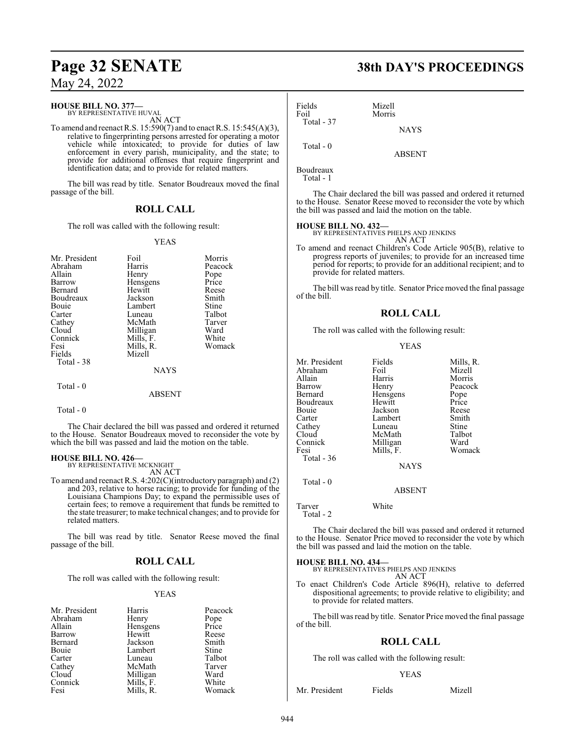**HOUSE BILL NO. 377—**
BY REPRESENTATIVE HUVAL
AN ACT

To amend and reenact R.S. 15:590(7) and to enact R.S. 15:545(A)(3), relative to fingerprinting persons arrested for operating a motor vehicle while intoxicated; to provide for duties of law enforcement in every parish, municipality, and the state; to provide for additional offenses that require fingerprint and identification data; and to provide for related matters.

The bill was read by title. Senator Boudreaux moved the final passage of the bill.

## ROLL CALL

The roll was called with the following result:

YEAS

| | | |
|---|---|---|
| Mr. President | Foil | Morris |
| Abraham | Harris | Peacock |
| Allain | Henry | Pope |
| Barrow | Hensgens | Price |
| Bernard | Hewitt | Reese |
| Boudreaux | Jackson | Smith |
| Bouie | Lambert | Stine |
| Carter | Luneau | Talbot |
| Cathey | McMath | Tarver |
| Cloud | Milligan | Ward |
| Connick | Mills, F. | White |
| Fesi | Mills, R. | Womack |
| Fields | Mizell | |

Total - 38

NAYS

Total - 0

ABSENT

Total - 0

The Chair declared the bill was passed and ordered it returned to the House. Senator Boudreaux moved to reconsider the vote by which the bill was passed and laid the motion on the table.

**HOUSE BILL NO. 426—**
BY REPRESENTATIVE MCKNIGHT
AN ACT

To amend and reenact R.S. 4:202(C)(introductory paragraph) and (2) and 203, relative to horse racing; to provide for funding of the Louisiana Champions Day; to expand the permissible uses of certain fees; to remove a requirement that funds be remitted to the state treasurer; to make technical changes; and to provide for related matters.

The bill was read by title. Senator Reese moved the final passage of the bill.

## ROLL CALL

The roll was called with the following result:

YEAS

| | | |
|---|---|---|
| Mr. President | Harris | Peacock |
| Abraham | Henry | Pope |
| Allain | Hensgens | Price |
| Barrow | Hewitt | Reese |
| Bernard | Jackson | Smith |
| Bouie | Lambert | Stine |
| Carter | Luneau | Talbot |
| Cathey | McMath | Tarver |
| Cloud | Milligan | Ward |
| Connick | Mills, F. | White |
| Fesi | Mills, R. | Womack |
| Fields | Mizell | |
| Foil | Morris | |

Total - 37

NAYS

Total - 0

ABSENT

Boudreaux

Total - 1

The Chair declared the bill was passed and ordered it returned to the House. Senator Reese moved to reconsider the vote by which the bill was passed and laid the motion on the table.

**HOUSE BILL NO. 432—**
BY REPRESENTATIVES PHELPS AND JENKINS
AN ACT

To amend and reenact Children's Code Article 905(B), relative to progress reports of juveniles; to provide for an increased time period for reports; to provide for an additional recipient; and to provide for related matters.

The bill was read by title. Senator Price moved the final passage of the bill.

## ROLL CALL

The roll was called with the following result:

YEAS

| | | |
|---|---|---|
| Mr. President | Fields | Mills, R. |
| Abraham | Foil | Mizell |
| Allain | Harris | Morris |
| Barrow | Henry | Peacock |
| Bernard | Hensgens | Pope |
| Boudreaux | Hewitt | Price |
| Bouie | Jackson | Reese |
| Carter | Lambert | Smith |
| Cathey | Luneau | Stine |
| Cloud | McMath | Talbot |
| Connick | Milligan | Ward |
| Fesi | Mills, F. | Womack |

Total - 36

NAYS

Total - 0

ABSENT

Tarver White

Total - 2

The Chair declared the bill was passed and ordered it returned to the House. Senator Price moved to reconsider the vote by which the bill was passed and laid the motion on the table.

**HOUSE BILL NO. 434—**
BY REPRESENTATIVES PHELPS AND JENKINS
AN ACT

To enact Children's Code Article 896(H), relative to deferred dispositional agreements; to provide relative to eligibility; and to provide for related matters.

The bill was read by title. Senator Price moved the final passage of the bill.

## ROLL CALL

The roll was called with the following result:

YEAS

| | | |
|---|---|---|
| Mr. President | Fields | Mizell |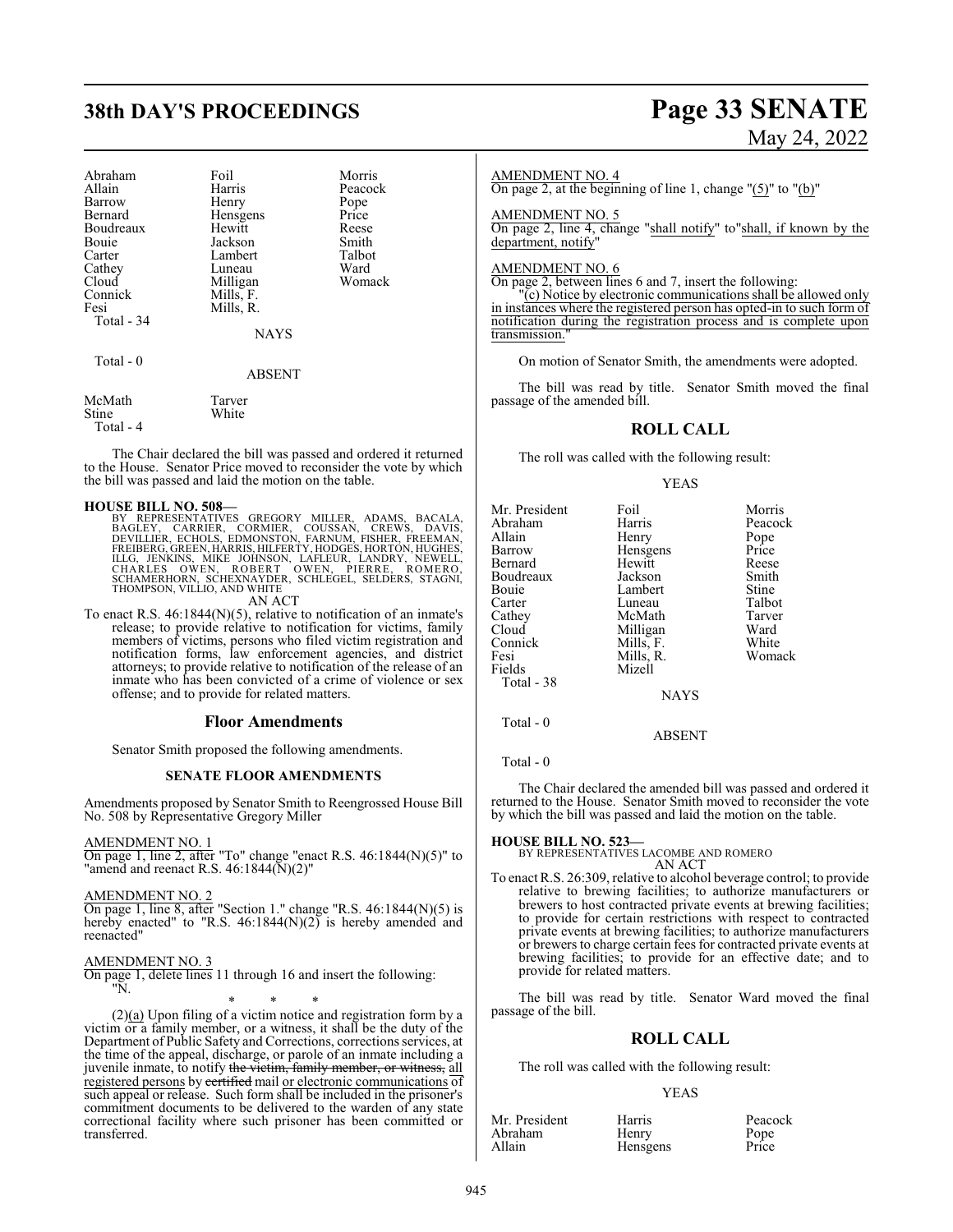| | | |
|---|---|---|
| Abraham | Foil | Morris |
| Allain | Harris | Peacock |
| Barrow | Henry | Pope |
| Bernard | Hensgens | Price |
| Boudreaux | Hewitt | Reese |
| Bouie | Jackson | Smith |
| Carter | Lambert | Talbot |
| Cathey | Luneau | Ward |
| Cloud | Milligan | Womack |
| Connick | Mills, F. | |
| Fesi | Mills, R. | |
| Total - 34 | | |

NAYS

Total - 0

ABSENT

| | |
|---|---|
| McMath | Tarver |
| Stine | White |
| Total - 4 | |

The Chair declared the bill was passed and ordered it returned to the House. Senator Price moved to reconsider the vote by which the bill was passed and laid the motion on the table.

**HOUSE BILL NO. 508—**
BY REPRESENTATIVES GREGORY MILLER, ADAMS, BACALA, BAGLEY, CARRIER, CORMIER, COUSSAN, CREWS, DAVIS, DEVILLIER, ECHOLS, EDMONSTON, FARNUM, FISHER, FREEMAN, FREIBERG, GREEN, HARRIS, HILFERTY, HODGES, HORTON, HUGHES, ILLG, JENKINS, MIKE JOHNSON, LAFLEUR, LANDRY, NEWELL, CHARLES OWEN, ROBERT OWEN, PIERRE, ROMERO, SCHAMERHORN, SCHEXNAYDER, SCHLEGEL, SELDERS, STAGNI, THOMPSON, VILLIO, AND WHITE

AN ACT

To enact R.S. 46:1844(N)(5), relative to notification of an inmate's release; to provide relative to notification for victims, family members of victims, persons who filed victim registration and notification forms, law enforcement agencies, and district attorneys; to provide relative to notification of the release of an inmate who has been convicted of a crime of violence or sex offense; and to provide for related matters.

## Floor Amendments

Senator Smith proposed the following amendments.

### SENATE FLOOR AMENDMENTS

Amendments proposed by Senator Smith to Reengrossed House Bill No. 508 by Representative Gregory Miller

AMENDMENT NO. 1
On page 1, line 2, after "To" change "enact R.S. 46:1844(N)(5)" to "amend and reenact R.S. 46:1844(N)(2)"

AMENDMENT NO. 2
On page 1, line 8, after "Section 1." change "R.S. 46:1844(N)(5) is hereby enacted" to "R.S. 46:1844(N)(2) is hereby amended and reenacted"

AMENDMENT NO. 3
On page 1, delete lines 11 through 16 and insert the following:
"N.

\* \* \*

(2)(a) Upon filing of a victim notice and registration form by a victim or a family member, or a witness, it shall be the duty of the Department of Public Safety and Corrections, corrections services, at the time of the appeal, discharge, or parole of an inmate including a juvenile inmate, to notify ~~the victim, family member, or witness,~~ all registered persons by ~~certified~~ mail or electronic communications of such appeal or release. Such form shall be included in the prisoner's commitment documents to be delivered to the warden of any state correctional facility where such prisoner has been committed or transferred.

AMENDMENT NO. 4
On page 2, at the beginning of line 1, change "(5)" to "(b)"

AMENDMENT NO. 5
On page 2, line 4, change "shall notify" to "shall, if known by the department, notify"

AMENDMENT NO. 6
On page 2, between lines 6 and 7, insert the following:
"(c) Notice by electronic communications shall be allowed only in instances where the registered person has opted-in to such form of notification during the registration process and is complete upon transmission."

On motion of Senator Smith, the amendments were adopted.

The bill was read by title. Senator Smith moved the final passage of the amended bill.

## ROLL CALL

The roll was called with the following result:

YEAS

| | | |
|---|---|---|
| Mr. President | Foil | Morris |
| Abraham | Harris | Peacock |
| Allain | Henry | Pope |
| Barrow | Hensgens | Price |
| Bernard | Hewitt | Reese |
| Boudreaux | Jackson | Smith |
| Bouie | Lambert | Stine |
| Carter | Luneau | Talbot |
| Cathey | McMath | Tarver |
| Cloud | Milligan | Ward |
| Connick | Mills, F. | White |
| Fesi | Mills, R. | Womack |
| Fields | Mizell | |
| Total - 38 | | |

NAYS

Total - 0

ABSENT

Total - 0

The Chair declared the amended bill was passed and ordered it returned to the House. Senator Smith moved to reconsider the vote by which the bill was passed and laid the motion on the table.

**HOUSE BILL NO. 523—**
BY REPRESENTATIVES LACOMBE AND ROMERO

AN ACT

To enact R.S. 26:309, relative to alcohol beverage control; to provide relative to brewing facilities; to authorize manufacturers or brewers to host contracted private events at brewing facilities; to provide for certain restrictions with respect to contracted private events at brewing facilities; to authorize manufacturers or brewers to charge certain fees for contracted private events at brewing facilities; to provide for an effective date; and to provide for related matters.

The bill was read by title. Senator Ward moved the final passage of the bill.

## ROLL CALL

The roll was called with the following result:

YEAS

| | | |
|---|---|---|
| Mr. President | Harris | Peacock |
| Abraham | Henry | Pope |
| Allain | Hensgens | Price |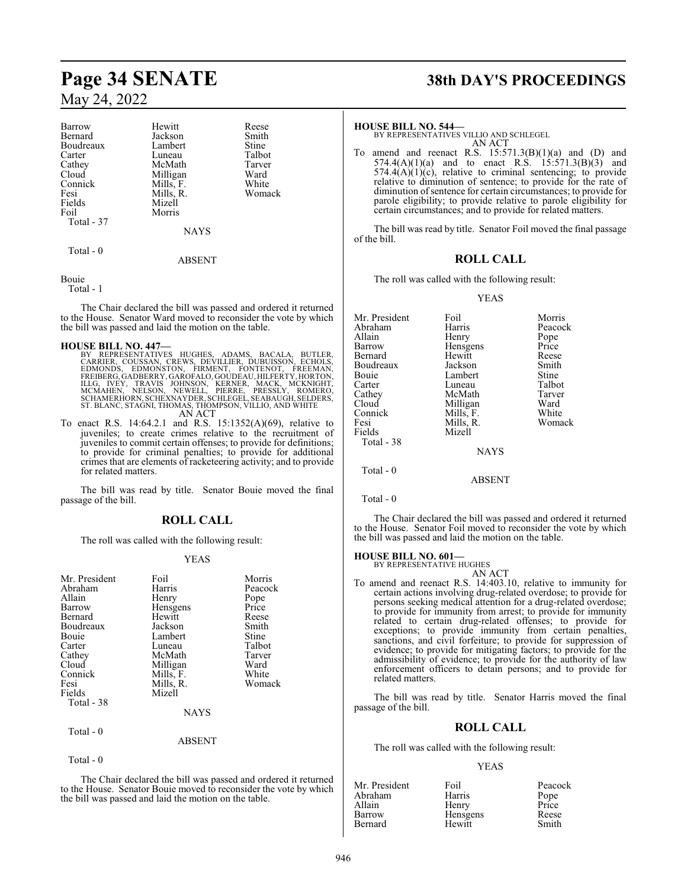| | | |
|---|---|---|
| Barrow | Hewitt | Reese |
| Bernard | Jackson | Smith |
| Boudreaux | Lambert | Stine |
| Carter | Luneau | Talbot |
| Cathey | McMath | Tarver |
| Cloud | Milligan | Ward |
| Connick | Mills, F. | White |
| Fesi | Mills, R. | Womack |
| Fields | Mizell | |
| Foil | Morris | |
| Total - 37 | | |

NAYS

Total - 0

ABSENT

Bouie
Total - 1

The Chair declared the bill was passed and ordered it returned to the House. Senator Ward moved to reconsider the vote by which the bill was passed and laid the motion on the table.

**HOUSE BILL NO. 447—**
BY REPRESENTATIVES HUGHES, ADAMS, BACALA, BUTLER, CARRIER, COUSSAN, CREWS, DEVILLIER, DUBUISSON, ECHOLS, EDMONDS, EDMONSTON, FIRMENT, FONTENOT, FREEMAN, FREIBERG, GADBERRY, GAROFALO, GOUDEAU, HILFERTY, HORTON, ILLG, IVEY, TRAVIS JOHNSON, KERNER, MACK, MCKNIGHT, MCMAHEN, NELSON, NEWELL, PIERRE, PRESSLY, ROMERO, SCHAMERHORN, SCHEXNAYDER, SCHLEGEL, SEABAUGH, SELDERS, ST. BLANC, STAGNI, THOMAS, THOMPSON, VILLIO, AND WHITE
AN ACT

To enact R.S. 14:64.2.1 and R.S. 15:1352(A)(69), relative to juveniles; to create crimes relative to the recruitment of juveniles to commit certain offenses; to provide for definitions; to provide for criminal penalties; to provide for additional crimes that are elements of racketeering activity; and to provide for related matters.

The bill was read by title. Senator Bouie moved the final passage of the bill.

## ROLL CALL

The roll was called with the following result:

YEAS

| | | |
|---|---|---|
| Mr. President | Foil | Morris |
| Abraham | Harris | Peacock |
| Allain | Henry | Pope |
| Barrow | Hensgens | Price |
| Bernard | Hewitt | Reese |
| Boudreaux | Jackson | Smith |
| Bouie | Lambert | Stine |
| Carter | Luneau | Talbot |
| Cathey | McMath | Tarver |
| Cloud | Milligan | Ward |
| Connick | Mills, F. | White |
| Fesi | Mills, R. | Womack |
| Fields | Mizell | |
| Total - 38 | | |

NAYS

Total - 0

ABSENT

Total - 0

The Chair declared the bill was passed and ordered it returned to the House. Senator Bouie moved to reconsider the vote by which the bill was passed and laid the motion on the table.

**HOUSE BILL NO. 544—**
BY REPRESENTATIVES VILLIO AND SCHLEGEL
AN ACT

To amend and reenact R.S. 15:571.3(B)(1)(a) and (D) and 574.4(A)(1)(a) and to enact R.S. 15:571.3(B)(3) and 574.4(A)(1)(c), relative to criminal sentencing; to provide relative to diminution of sentence; to provide for the rate of diminution of sentence for certain circumstances; to provide for parole eligibility; to provide relative to parole eligibility for certain circumstances; and to provide for related matters.

The bill was read by title. Senator Foil moved the final passage of the bill.

## ROLL CALL

The roll was called with the following result:

YEAS

| | | |
|---|---|---|
| Mr. President | Foil | Morris |
| Abraham | Harris | Peacock |
| Allain | Henry | Pope |
| Barrow | Hensgens | Price |
| Bernard | Hewitt | Reese |
| Boudreaux | Jackson | Smith |
| Bouie | Lambert | Stine |
| Carter | Luneau | Talbot |
| Cathey | McMath | Tarver |
| Cloud | Milligan | Ward |
| Connick | Mills, F. | White |
| Fesi | Mills, R. | Womack |
| Fields | Mizell | |
| Total - 38 | | |

NAYS

Total - 0

ABSENT

Total - 0

The Chair declared the bill was passed and ordered it returned to the House. Senator Foil moved to reconsider the vote by which the bill was passed and laid the motion on the table.

**HOUSE BILL NO. 601—**
BY REPRESENTATIVE HUGHES
AN ACT

To amend and reenact R.S. 14:403.10, relative to immunity for certain actions involving drug-related overdose; to provide for persons seeking medical attention for a drug-related overdose; to provide for immunity from arrest; to provide for immunity related to certain drug-related offenses; to provide for exceptions; to provide immunity from certain penalties, sanctions, and civil forfeiture; to provide for suppression of evidence; to provide for mitigating factors; to provide for the admissibility of evidence; to provide for the authority of law enforcement officers to detain persons; and to provide for related matters.

The bill was read by title. Senator Harris moved the final passage of the bill.

## ROLL CALL

The roll was called with the following result:

YEAS

| | | |
|---|---|---|
| Mr. President | Foil | Peacock |
| Abraham | Harris | Pope |
| Allain | Henry | Price |
| Barrow | Hensgens | Reese |
| Bernard | Hewitt | Smith |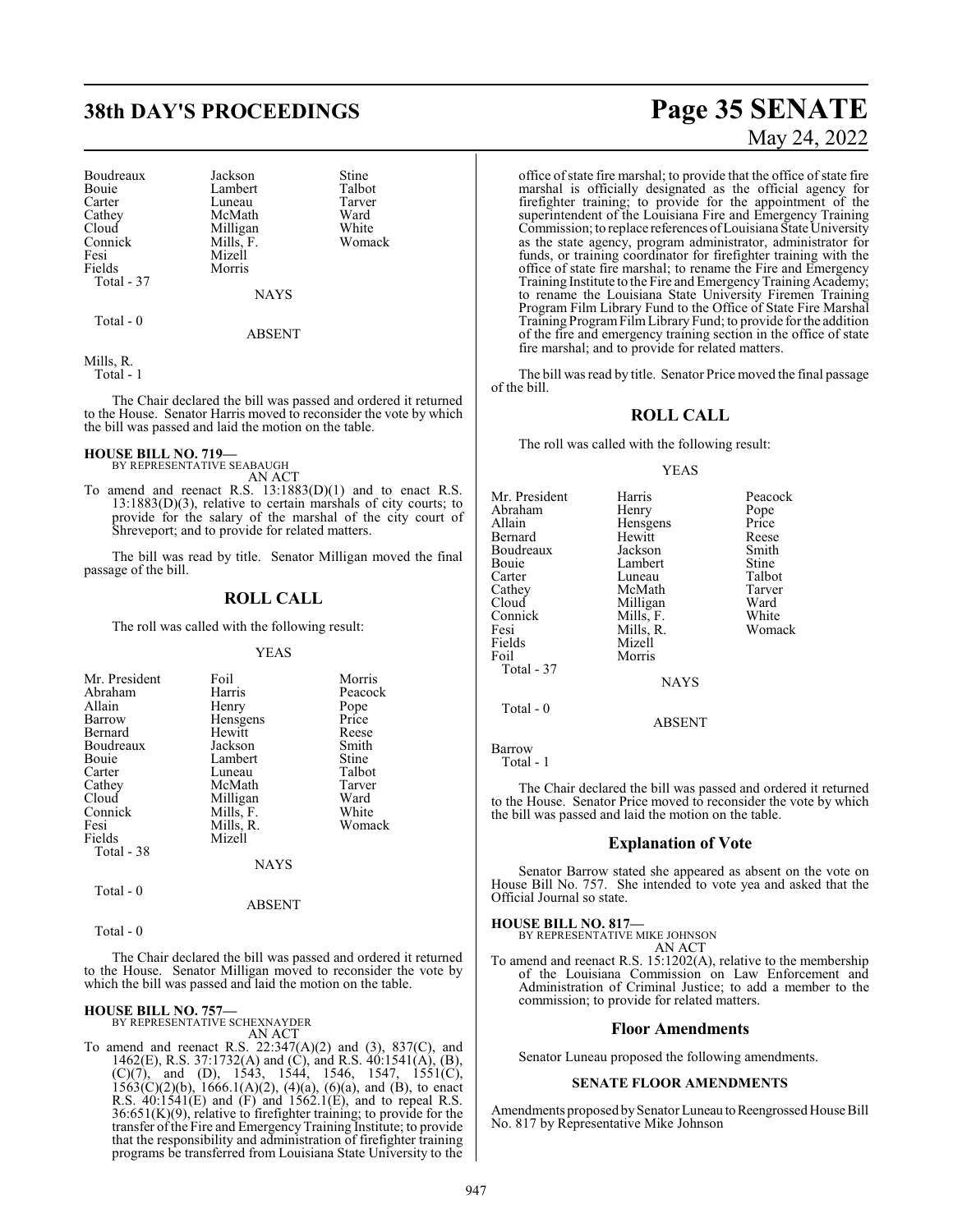| Boudreaux | Jackson | Stine |
|---|---|---|
| Bouie | Lambert | Talbot |
| Carter | Luneau | Tarver |
| Cathey | McMath | Ward |
| Cloud | Milligan | White |
| Connick | Mills, F. | Womack |
| Fesi | Mizell | |
| Fields | Morris | |
| Total - 37 | | |

NAYS

Total - 0

ABSENT

Mills, R.
Total - 1

The Chair declared the bill was passed and ordered it returned to the House. Senator Harris moved to reconsider the vote by which the bill was passed and laid the motion on the table.

**HOUSE BILL NO. 719—**
BY REPRESENTATIVE SEABAUGH
AN ACT

To amend and reenact R.S. 13:1883(D)(1) and to enact R.S. 13:1883(D)(3), relative to certain marshals of city courts; to provide for the salary of the marshal of the city court of Shreveport; and to provide for related matters.

The bill was read by title. Senator Milligan moved the final passage of the bill.

## ROLL CALL

The roll was called with the following result:

YEAS

| Mr. President | Foil | Morris |
|---|---|---|
| Abraham | Harris | Peacock |
| Allain | Henry | Pope |
| Barrow | Hensgens | Price |
| Bernard | Hewitt | Reese |
| Boudreaux | Jackson | Smith |
| Bouie | Lambert | Stine |
| Carter | Luneau | Talbot |
| Cathey | McMath | Tarver |
| Cloud | Milligan | Ward |
| Connick | Mills, F. | White |
| Fesi | Mills, R. | Womack |
| Fields | Mizell | |
| Total - 38 | | |

NAYS

Total - 0

ABSENT

Total - 0

The Chair declared the bill was passed and ordered it returned to the House. Senator Milligan moved to reconsider the vote by which the bill was passed and laid the motion on the table.

**HOUSE BILL NO. 757—**
BY REPRESENTATIVE SCHEXNAYDER
AN ACT

To amend and reenact R.S. 22:347(A)(2) and (3), 837(C), and 1462(E), R.S. 37:1732(A) and (C), and R.S. 40:1541(A), (B), (C)(7), and (D), 1543, 1544, 1546, 1547, 1551(C), 1563(C)(2)(b), 1666.1(A)(2), (4)(a), (6)(a), and (B), to enact R.S. 40:1541(E) and (F) and 1562.1(E), and to repeal R.S. 36:651(K)(9), relative to firefighter training; to provide for the transfer of the Fire and Emergency Training Institute; to provide that the responsibility and administration of firefighter training programs be transferred from Louisiana State University to the office of state fire marshal; to provide that the office of state fire marshal is officially designated as the official agency for firefighter training; to provide for the appointment of the superintendent of the Louisiana Fire and Emergency Training Commission; to replace references of Louisiana State University as the state agency, program administrator, administrator for funds, or training coordinator for firefighter training with the office of state fire marshal; to rename the Fire and Emergency Training Institute to the Fire and Emergency Training Academy; to rename the Louisiana State University Firemen Training Program Film Library Fund to the Office of State Fire Marshal Training Program Film Library Fund; to provide for the addition of the fire and emergency training section in the office of state fire marshal; and to provide for related matters.

The bill was read by title. Senator Price moved the final passage of the bill.

## ROLL CALL

The roll was called with the following result:

YEAS

| Mr. President | Harris | Peacock |
|---|---|---|
| Abraham | Henry | Pope |
| Allain | Hensgens | Price |
| Bernard | Hewitt | Reese |
| Boudreaux | Jackson | Smith |
| Bouie | Lambert | Stine |
| Carter | Luneau | Talbot |
| Cathey | McMath | Tarver |
| Cloud | Milligan | Ward |
| Connick | Mills, F. | White |
| Fesi | Mills, R. | Womack |
| Fields | Mizell | |
| Foil | Morris | |
| Total - 37 | | |

NAYS

Total - 0

ABSENT

Barrow
Total - 1

The Chair declared the bill was passed and ordered it returned to the House. Senator Price moved to reconsider the vote by which the bill was passed and laid the motion on the table.

## Explanation of Vote

Senator Barrow stated she appeared as absent on the vote on House Bill No. 757. She intended to vote yea and asked that the Official Journal so state.

**HOUSE BILL NO. 817—**
BY REPRESENTATIVE MIKE JOHNSON
AN ACT

To amend and reenact R.S. 15:1202(A), relative to the membership of the Louisiana Commission on Law Enforcement and Administration of Criminal Justice; to add a member to the commission; to provide for related matters.

## Floor Amendments

Senator Luneau proposed the following amendments.

### SENATE FLOOR AMENDMENTS

Amendments proposed by Senator Luneau to Reengrossed House Bill No. 817 by Representative Mike Johnson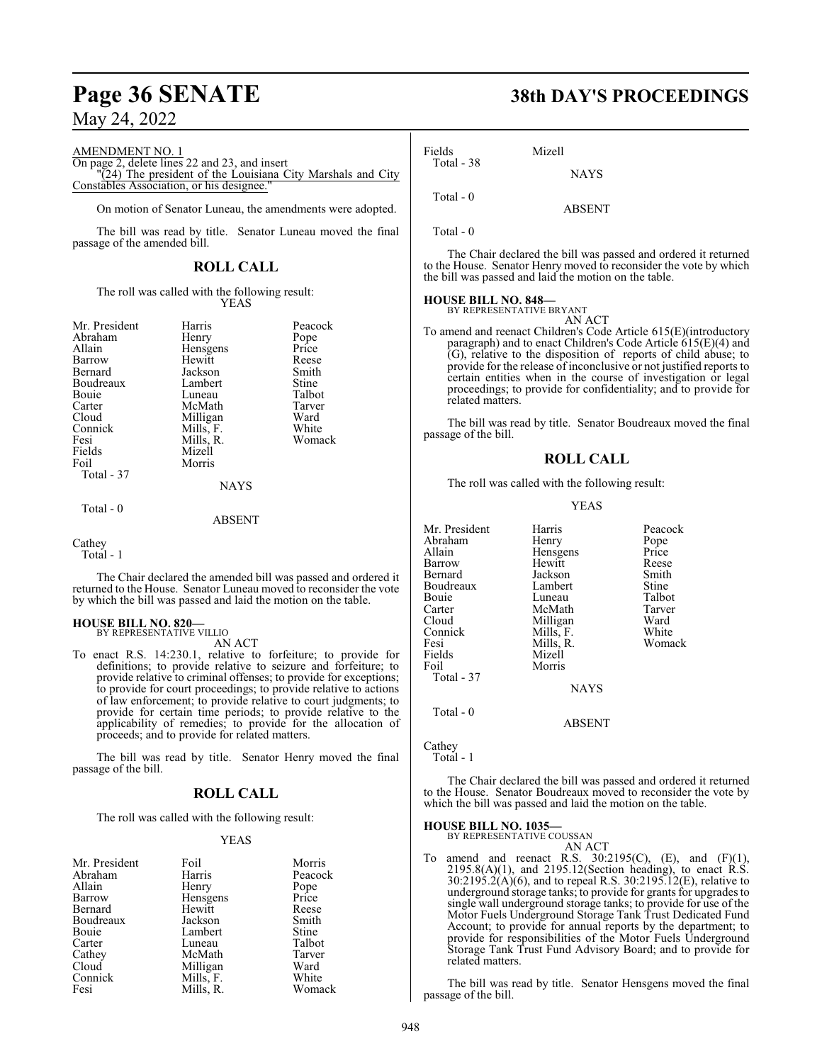AMENDMENT NO. 1

On page 2, delete lines 22 and 23, and insert

"(24) The president of the Louisiana City Marshals and City Constables Association, or his designee."

On motion of Senator Luneau, the amendments were adopted.

The bill was read by title. Senator Luneau moved the final passage of the amended bill.

## ROLL CALL

The roll was called with the following result:

YEAS

| | | |
|---|---|---|
| Mr. President | Harris | Peacock |
| Abraham | Henry | Pope |
| Allain | Hensgens | Price |
| Barrow | Hewitt | Reese |
| Bernard | Jackson | Smith |
| Boudreaux | Lambert | Stine |
| Bouie | Luneau | Talbot |
| Carter | McMath | Tarver |
| Cloud | Milligan | Ward |
| Connick | Mills, F. | White |
| Fesi | Mills, R. | Womack |
| Fields | Mizell | |
| Foil | Morris | |

Total - 37

NAYS

Total - 0

ABSENT

Cathey

Total - 1

The Chair declared the amended bill was passed and ordered it returned to the House. Senator Luneau moved to reconsider the vote by which the bill was passed and laid the motion on the table.

**HOUSE BILL NO. 820—**
BY REPRESENTATIVE VILLIO

AN ACT

To enact R.S. 14:230.1, relative to forfeiture; to provide for definitions; to provide relative to seizure and forfeiture; to provide relative to criminal offenses; to provide for exceptions; to provide for court proceedings; to provide relative to actions of law enforcement; to provide relative to court judgments; to provide for certain time periods; to provide relative to the applicability of remedies; to provide for the allocation of proceeds; and to provide for related matters.

The bill was read by title. Senator Henry moved the final passage of the bill.

## ROLL CALL

The roll was called with the following result:

YEAS

| | | |
|---|---|---|
| Mr. President | Foil | Morris |
| Abraham | Harris | Peacock |
| Allain | Henry | Pope |
| Barrow | Hensgens | Price |
| Bernard | Hewitt | Reese |
| Boudreaux | Jackson | Smith |
| Bouie | Lambert | Stine |
| Carter | Luneau | Talbot |
| Cathey | McMath | Tarver |
| Cloud | Milligan | Ward |
| Connick | Mills, F. | White |
| Fesi | Mills, R. | Womack |
| Fields | Mizell | |

Total - 38

NAYS

Total - 0

ABSENT

Total - 0

The Chair declared the bill was passed and ordered it returned to the House. Senator Henry moved to reconsider the vote by which the bill was passed and laid the motion on the table.

**HOUSE BILL NO. 848—**
BY REPRESENTATIVE BRYANT

AN ACT

To amend and reenact Children's Code Article 615(E)(introductory paragraph) and to enact Children's Code Article 615(E)(4) and (G), relative to the disposition of reports of child abuse; to provide for the release of inconclusive or not justified reports to certain entities when in the course of investigation or legal proceedings; to provide for confidentiality; and to provide for related matters.

The bill was read by title. Senator Boudreaux moved the final passage of the bill.

## ROLL CALL

The roll was called with the following result:

YEAS

| | | |
|---|---|---|
| Mr. President | Harris | Peacock |
| Abraham | Henry | Pope |
| Allain | Hensgens | Price |
| Barrow | Hewitt | Reese |
| Bernard | Jackson | Smith |
| Boudreaux | Lambert | Stine |
| Bouie | Luneau | Talbot |
| Carter | McMath | Tarver |
| Cloud | Milligan | Ward |
| Connick | Mills, F. | White |
| Fesi | Mills, R. | Womack |
| Fields | Mizell | |
| Foil | Morris | |

Total - 37

NAYS

Total - 0

ABSENT

Cathey

Total - 1

The Chair declared the bill was passed and ordered it returned to the House. Senator Boudreaux moved to reconsider the vote by which the bill was passed and laid the motion on the table.

**HOUSE BILL NO. 1035—**
BY REPRESENTATIVE COUSSAN

AN ACT

To amend and reenact R.S. 30:2195(C), (E), and (F)(1), 2195.8(A)(1), and 2195.12(Section heading), to enact R.S. 30:2195.2(A)(6), and to repeal R.S. 30:2195.12(E), relative to underground storage tanks; to provide for grants for upgrades to single wall underground storage tanks; to provide for use of the Motor Fuels Underground Storage Tank Trust Dedicated Fund Account; to provide for annual reports by the department; to provide for responsibilities of the Motor Fuels Underground Storage Tank Trust Fund Advisory Board; and to provide for related matters.

The bill was read by title. Senator Hensgens moved the final passage of the bill.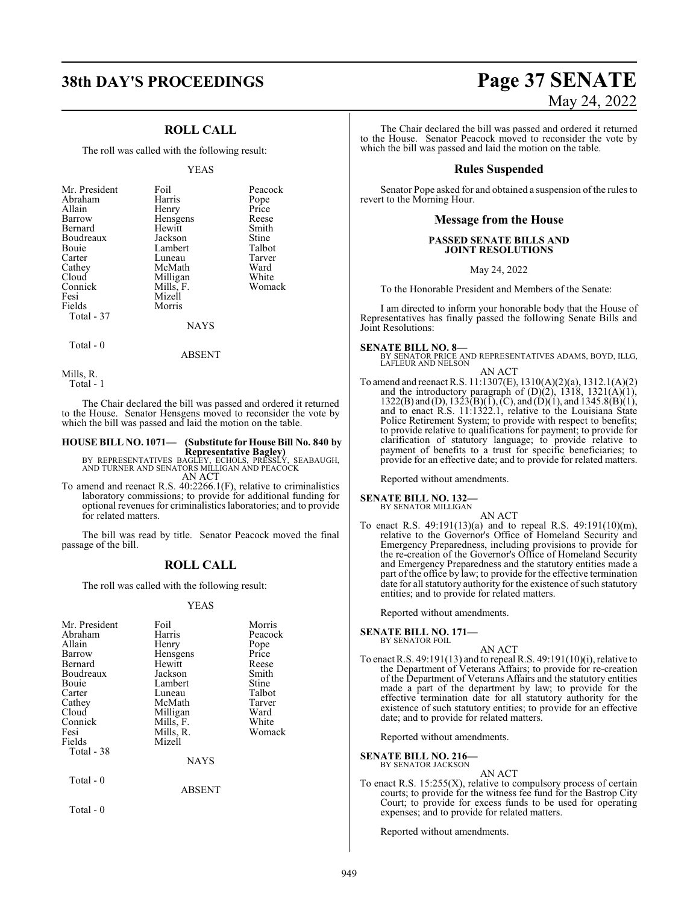## ROLL CALL

The roll was called with the following result:

YEAS

| | | |
|---|---|---|
| Mr. President | Foil | Peacock |
| Abraham | Harris | Pope |
| Allain | Henry | Price |
| Barrow | Hensgens | Reese |
| Bernard | Hewitt | Smith |
| Boudreaux | Jackson | Stine |
| Bouie | Lambert | Talbot |
| Carter | Luneau | Tarver |
| Cathey | McMath | Ward |
| Cloud | Milligan | White |
| Connick | Mills, F. | Womack |
| Fesi | Mizell | |
| Fields | Morris | |
| Total - 37 | | |

NAYS

Total - 0

ABSENT

Mills, R.
Total - 1

The Chair declared the bill was passed and ordered it returned to the House. Senator Hensgens moved to reconsider the vote by which the bill was passed and laid the motion on the table.

**HOUSE BILL NO. 1071— (Substitute for House Bill No. 840 by Representative Bagley)**
BY REPRESENTATIVES BAGLEY, ECHOLS, PRESSLY, SEABAUGH, AND TURNER AND SENATORS MILLIGAN AND PEACOCK

AN ACT

To amend and reenact R.S. 40:2266.1(F), relative to criminalistics laboratory commissions; to provide for additional funding for optional revenues for criminalistics laboratories; and to provide for related matters.

The bill was read by title. Senator Peacock moved the final passage of the bill.

## ROLL CALL

The roll was called with the following result:

YEAS

| | | |
|---|---|---|
| Mr. President | Foil | Morris |
| Abraham | Harris | Peacock |
| Allain | Henry | Pope |
| Barrow | Hensgens | Price |
| Bernard | Hewitt | Reese |
| Boudreaux | Jackson | Smith |
| Bouie | Lambert | Stine |
| Carter | Luneau | Talbot |
| Cathey | McMath | Tarver |
| Cloud | Milligan | Ward |
| Connick | Mills, F. | White |
| Fesi | Mills, R. | Womack |
| Fields | Mizell | |
| Total - 38 | | |

NAYS

Total - 0

ABSENT

Total - 0

The Chair declared the bill was passed and ordered it returned to the House. Senator Peacock moved to reconsider the vote by which the bill was passed and laid the motion on the table.

## Rules Suspended

Senator Pope asked for and obtained a suspension of the rules to revert to the Morning Hour.

## Message from the House

### PASSED SENATE BILLS AND JOINT RESOLUTIONS

May 24, 2022

To the Honorable President and Members of the Senate:

I am directed to inform your honorable body that the House of Representatives has finally passed the following Senate Bills and Joint Resolutions:

**SENATE BILL NO. 8—**
BY SENATOR PRICE AND REPRESENTATIVES ADAMS, BOYD, ILLG, LAFLEUR AND NELSON

AN ACT

To amend and reenact R.S. 11:1307(E), 1310(A)(2)(a), 1312.1(A)(2) and the introductory paragraph of (D)(2), 1318, 1321(A)(1), 1322(B) and (D), 1323(B)(1), (C), and (D)(1), and 1345.8(B)(1), and to enact R.S. 11:1322.1, relative to the Louisiana State Police Retirement System; to provide with respect to benefits; to provide relative to qualifications for payment; to provide for clarification of statutory language; to provide relative to payment of benefits to a trust for specific beneficiaries; to provide for an effective date; and to provide for related matters.

Reported without amendments.

**SENATE BILL NO. 132—**
BY SENATOR MILLIGAN

AN ACT

To enact R.S. 49:191(13)(a) and to repeal R.S. 49:191(10)(m), relative to the Governor's Office of Homeland Security and Emergency Preparedness, including provisions to provide for the re-creation of the Governor's Office of Homeland Security and Emergency Preparedness and the statutory entities made a part of the office by law; to provide for the effective termination date for all statutory authority for the existence of such statutory entities; and to provide for related matters.

Reported without amendments.

**SENATE BILL NO. 171—**
BY SENATOR FOIL

AN ACT

To enact R.S. 49:191(13) and to repeal R.S. 49:191(10)(i), relative to the Department of Veterans Affairs; to provide for re-creation of the Department of Veterans Affairs and the statutory entities made a part of the department by law; to provide for the effective termination date for all statutory authority for the existence of such statutory entities; to provide for an effective date; and to provide for related matters.

Reported without amendments.

**SENATE BILL NO. 216—**
BY SENATOR JACKSON

AN ACT

To enact R.S. 15:255(X), relative to compulsory process of certain courts; to provide for the witness fee fund for the Bastrop City Court; to provide for excess funds to be used for operating expenses; and to provide for related matters.

Reported without amendments.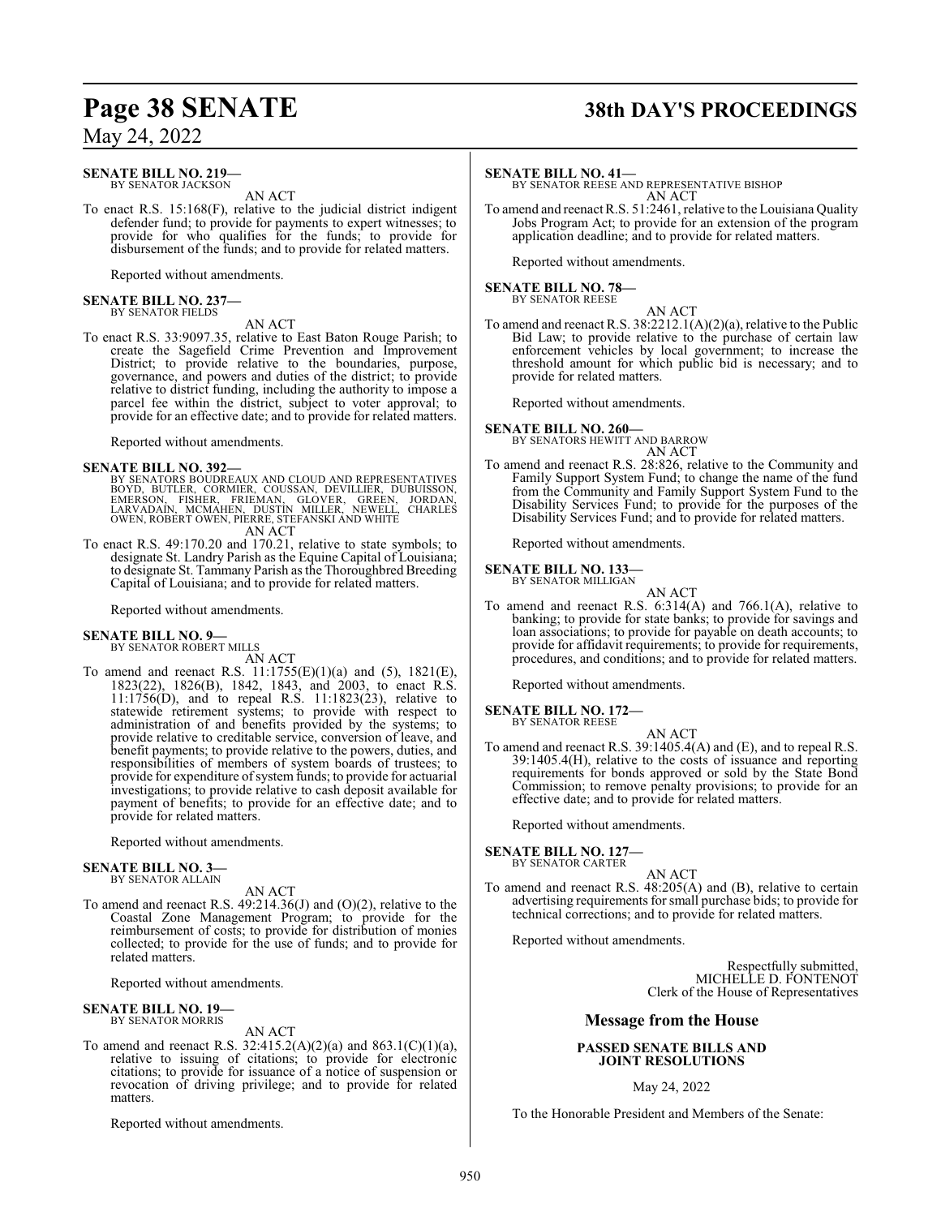**SENATE BILL NO. 219—**
BY SENATOR JACKSON

AN ACT

To enact R.S. 15:168(F), relative to the judicial district indigent defender fund; to provide for payments to expert witnesses; to provide for who qualifies for the funds; to provide for disbursement of the funds; and to provide for related matters.

Reported without amendments.

**SENATE BILL NO. 237—**
BY SENATOR FIELDS

AN ACT

To enact R.S. 33:9097.35, relative to East Baton Rouge Parish; to create the Sagefield Crime Prevention and Improvement District; to provide relative to the boundaries, purpose, governance, and powers and duties of the district; to provide relative to district funding, including the authority to impose a parcel fee within the district, subject to voter approval; to provide for an effective date; and to provide for related matters.

Reported without amendments.

**SENATE BILL NO. 392—**
BY SENATORS BOUDREAUX AND CLOUD AND REPRESENTATIVES BOYD, BUTLER, CORMIER, COUSSAN, DEVILLIER, DUBUISSON, EMERSON, FISHER, FRIEMAN, GLOVER, GREEN, JORDAN, LARVADAIN, MCMAHEN, DUSTIN MILLER, NEWELL, CHARLES OWEN, ROBERT OWEN, PIERRE, STEFANSKI AND WHITE

AN ACT

To enact R.S. 49:170.20 and 170.21, relative to state symbols; to designate St. Landry Parish as the Equine Capital of Louisiana; to designate St. Tammany Parish as the Thoroughbred Breeding Capital of Louisiana; and to provide for related matters.

Reported without amendments.

**SENATE BILL NO. 9—**
BY SENATOR ROBERT MILLS

AN ACT

To amend and reenact R.S. 11:1755(E)(1)(a) and (5), 1821(E), 1823(22), 1826(B), 1842, 1843, and 2003, to enact R.S. 11:1756(D), and to repeal R.S. 11:1823(23), relative to statewide retirement systems; to provide with respect to administration of and benefits provided by the systems; to provide relative to creditable service, conversion of leave, and benefit payments; to provide relative to the powers, duties, and responsibilities of members of system boards of trustees; to provide for expenditure of system funds; to provide for actuarial investigations; to provide relative to cash deposit available for payment of benefits; to provide for an effective date; and to provide for related matters.

Reported without amendments.

**SENATE BILL NO. 3—**
BY SENATOR ALLAIN

AN ACT

To amend and reenact R.S. 49:214.36(J) and (O)(2), relative to the Coastal Zone Management Program; to provide for the reimbursement of costs; to provide for distribution of monies collected; to provide for the use of funds; and to provide for related matters.

Reported without amendments.

**SENATE BILL NO. 19—**
BY SENATOR MORRIS

AN ACT

To amend and reenact R.S. 32:415.2(A)(2)(a) and 863.1(C)(1)(a), relative to issuing of citations; to provide for electronic citations; to provide for issuance of a notice of suspension or revocation of driving privilege; and to provide for related matters.

Reported without amendments.

**SENATE BILL NO. 41—**
BY SENATOR REESE AND REPRESENTATIVE BISHOP

AN ACT

To amend and reenact R.S. 51:2461, relative to the Louisiana Quality Jobs Program Act; to provide for an extension of the program application deadline; and to provide for related matters.

Reported without amendments.

**SENATE BILL NO. 78—**
BY SENATOR REESE

AN ACT

To amend and reenact R.S. 38:2212.1(A)(2)(a), relative to the Public Bid Law; to provide relative to the purchase of certain law enforcement vehicles by local government; to increase the threshold amount for which public bid is necessary; and to provide for related matters.

Reported without amendments.

**SENATE BILL NO. 260—**
BY SENATORS HEWITT AND BARROW

AN ACT

To amend and reenact R.S. 28:826, relative to the Community and Family Support System Fund; to change the name of the fund from the Community and Family Support System Fund to the Disability Services Fund; to provide for the purposes of the Disability Services Fund; and to provide for related matters.

Reported without amendments.

**SENATE BILL NO. 133—**
BY SENATOR MILLIGAN

AN ACT

To amend and reenact R.S. 6:314(A) and 766.1(A), relative to banking; to provide for state banks; to provide for savings and loan associations; to provide for payable on death accounts; to provide for affidavit requirements; to provide for requirements, procedures, and conditions; and to provide for related matters.

Reported without amendments.

**SENATE BILL NO. 172—**
BY SENATOR REESE

AN ACT

To amend and reenact R.S. 39:1405.4(A) and (E), and to repeal R.S. 39:1405.4(H), relative to the costs of issuance and reporting requirements for bonds approved or sold by the State Bond Commission; to remove penalty provisions; to provide for an effective date; and to provide for related matters.

Reported without amendments.

**SENATE BILL NO. 127—**
BY SENATOR CARTER

AN ACT

To amend and reenact R.S. 48:205(A) and (B), relative to certain advertising requirements for small purchase bids; to provide for technical corrections; and to provide for related matters.

Reported without amendments.

Respectfully submitted,
MICHELLE D. FONTENOT
Clerk of the House of Representatives

## Message from the House

**PASSED SENATE BILLS AND JOINT RESOLUTIONS**

May 24, 2022

To the Honorable President and Members of the Senate: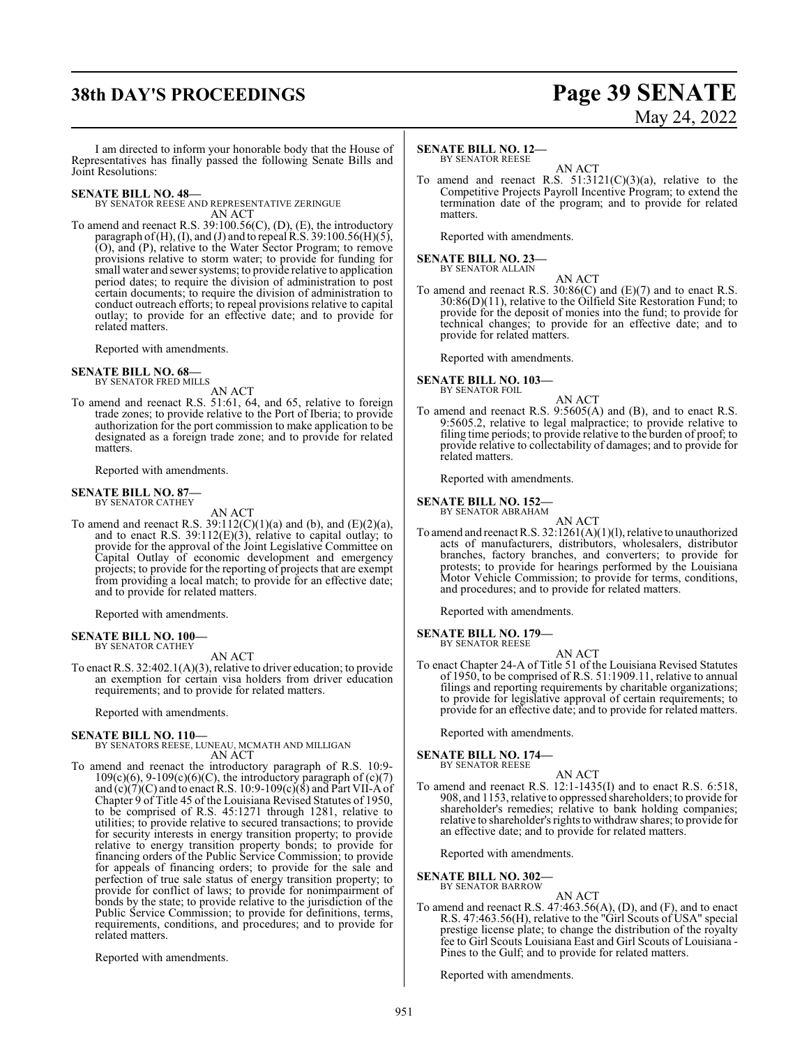I am directed to inform your honorable body that the House of Representatives has finally passed the following Senate Bills and Joint Resolutions:

**SENATE BILL NO. 48—**
BY SENATOR REESE AND REPRESENTATIVE ZERINGUE

AN ACT

To amend and reenact R.S. 39:100.56(C), (D), (E), the introductory paragraph of (H), (I), and (J) and to repeal R.S. 39:100.56(H)(5), (O), and (P), relative to the Water Sector Program; to remove provisions relative to storm water; to provide for funding for small water and sewer systems; to provide relative to application period dates; to require the division of administration to post certain documents; to require the division of administration to conduct outreach efforts; to repeal provisions relative to capital outlay; to provide for an effective date; and to provide for related matters.

Reported with amendments.

**SENATE BILL NO. 68—**
BY SENATOR FRED MILLS

AN ACT

To amend and reenact R.S. 51:61, 64, and 65, relative to foreign trade zones; to provide relative to the Port of Iberia; to provide authorization for the port commission to make application to be designated as a foreign trade zone; and to provide for related matters.

Reported with amendments.

**SENATE BILL NO. 87—**
BY SENATOR CATHEY

AN ACT

To amend and reenact R.S. 39:112(C)(1)(a) and (b), and (E)(2)(a), and to enact R.S. 39:112(E)(3), relative to capital outlay; to provide for the approval of the Joint Legislative Committee on Capital Outlay of economic development and emergency projects; to provide for the reporting of projects that are exempt from providing a local match; to provide for an effective date; and to provide for related matters.

Reported with amendments.

**SENATE BILL NO. 100—**
BY SENATOR CATHEY

AN ACT

To enact R.S. 32:402.1(A)(3), relative to driver education; to provide an exemption for certain visa holders from driver education requirements; and to provide for related matters.

Reported with amendments.

**SENATE BILL NO. 110—**
BY SENATORS REESE, LUNEAU, MCMATH AND MILLIGAN

AN ACT

To amend and reenact the introductory paragraph of R.S. 10:9-109(c)(6), 9-109(c)(6)(C), the introductory paragraph of (c)(7) and (c)(7)(C) and to enact R.S. 10:9-109(c)(8) and Part VII-A of Chapter 9 of Title 45 of the Louisiana Revised Statutes of 1950, to be comprised of R.S. 45:1271 through 1281, relative to utilities; to provide relative to secured transactions; to provide for security interests in energy transition property; to provide relative to energy transition property bonds; to provide for financing orders of the Public Service Commission; to provide for appeals of financing orders; to provide for the sale and perfection of true sale status of energy transition property; to provide for conflict of laws; to provide for nonimpairment of bonds by the state; to provide relative to the jurisdiction of the Public Service Commission; to provide for definitions, terms, requirements, conditions, and procedures; and to provide for related matters.

Reported with amendments.

**SENATE BILL NO. 12—**
BY SENATOR REESE

AN ACT

To amend and reenact R.S. 51:3121(C)(3)(a), relative to the Competitive Projects Payroll Incentive Program; to extend the termination date of the program; and to provide for related matters.

Reported with amendments.

**SENATE BILL NO. 23—**
BY SENATOR ALLAIN

AN ACT

To amend and reenact R.S. 30:86(C) and (E)(7) and to enact R.S. 30:86(D)(11), relative to the Oilfield Site Restoration Fund; to provide for the deposit of monies into the fund; to provide for technical changes; to provide for an effective date; and to provide for related matters.

Reported with amendments.

**SENATE BILL NO. 103—**
BY SENATOR FOIL

AN ACT

To amend and reenact R.S. 9:5605(A) and (B), and to enact R.S. 9:5605.2, relative to legal malpractice; to provide relative to filing time periods; to provide relative to the burden of proof; to provide relative to collectability of damages; and to provide for related matters.

Reported with amendments.

**SENATE BILL NO. 152—**
BY SENATOR ABRAHAM

AN ACT

To amend and reenact R.S. 32:1261(A)(1)(l), relative to unauthorized acts of manufacturers, distributors, wholesalers, distributor branches, factory branches, and converters; to provide for protests; to provide for hearings performed by the Louisiana Motor Vehicle Commission; to provide for terms, conditions, and procedures; and to provide for related matters.

Reported with amendments.

**SENATE BILL NO. 179—**
BY SENATOR REESE

AN ACT

To enact Chapter 24-A of Title 51 of the Louisiana Revised Statutes of 1950, to be comprised of R.S. 51:1909.11, relative to annual filings and reporting requirements by charitable organizations; to provide for legislative approval of certain requirements; to provide for an effective date; and to provide for related matters.

Reported with amendments.

**SENATE BILL NO. 174—**
BY SENATOR REESE

AN ACT

To amend and reenact R.S. 12:1-1435(I) and to enact R.S. 6:518, 908, and 1153, relative to oppressed shareholders; to provide for shareholder's remedies; relative to bank holding companies; relative to shareholder's rights to withdraw shares; to provide for an effective date; and to provide for related matters.

Reported with amendments.

**SENATE BILL NO. 302—**
BY SENATOR BARROW

AN ACT

To amend and reenact R.S. 47:463.56(A), (D), and (F), and to enact R.S. 47:463.56(H), relative to the "Girl Scouts of USA" special prestige license plate; to change the distribution of the royalty fee to Girl Scouts Louisiana East and Girl Scouts of Louisiana - Pines to the Gulf; and to provide for related matters.

Reported with amendments.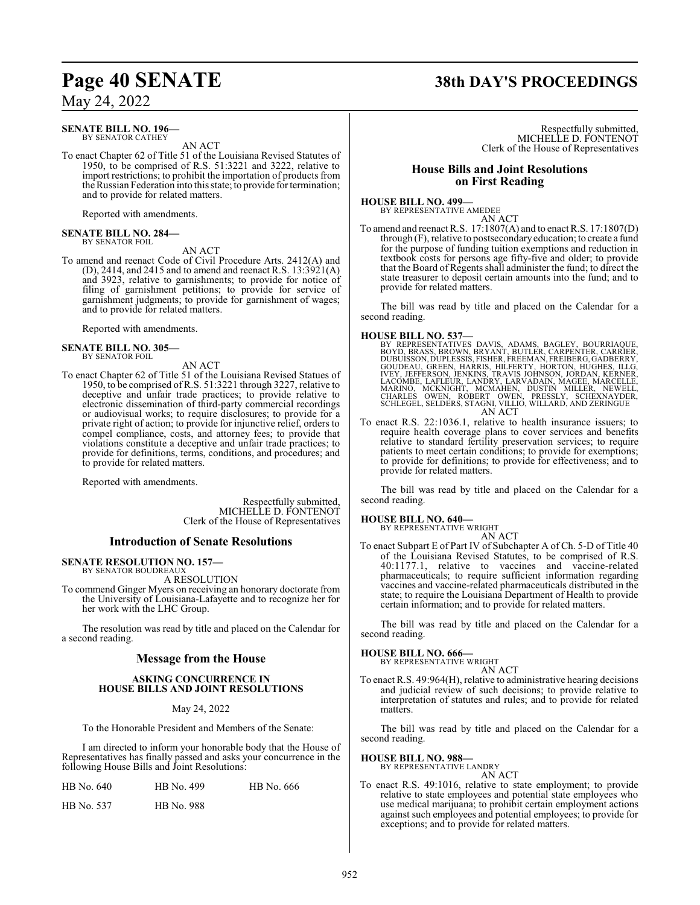**SENATE BILL NO. 196—**
BY SENATOR CATHEY

AN ACT

To enact Chapter 62 of Title 51 of the Louisiana Revised Statutes of 1950, to be comprised of R.S. 51:3221 and 3222, relative to import restrictions; to prohibit the importation of products from the Russian Federation into this state; to provide for termination; and to provide for related matters.

Reported with amendments.

**SENATE BILL NO. 284—**
BY SENATOR FOIL

AN ACT

To amend and reenact Code of Civil Procedure Arts. 2412(A) and (D), 2414, and 2415 and to amend and reenact R.S. 13:3921(A) and 3923, relative to garnishments; to provide for notice of filing of garnishment petitions; to provide for service of garnishment judgments; to provide for garnishment of wages; and to provide for related matters.

Reported with amendments.

**SENATE BILL NO. 305—**
BY SENATOR FOIL

AN ACT

To enact Chapter 62 of Title 51 of the Louisiana Revised Statues of 1950, to be comprised of R.S. 51:3221 through 3227, relative to deceptive and unfair trade practices; to provide relative to electronic dissemination of third-party commercial recordings or audiovisual works; to require disclosures; to provide for a private right of action; to provide for injunctive relief, orders to compel compliance, costs, and attorney fees; to provide that violations constitute a deceptive and unfair trade practices; to provide for definitions, terms, conditions, and procedures; and to provide for related matters.

Reported with amendments.

Respectfully submitted,
MICHELLE D. FONTENOT
Clerk of the House of Representatives

## Introduction of Senate Resolutions

**SENATE RESOLUTION NO. 157—**
BY SENATOR BOUDREAUX

A RESOLUTION

To commend Ginger Myers on receiving an honorary doctorate from the University of Louisiana-Lafayette and to recognize her for her work with the LHC Group.

The resolution was read by title and placed on the Calendar for a second reading.

## Message from the House

**ASKING CONCURRENCE IN HOUSE BILLS AND JOINT RESOLUTIONS**

May 24, 2022

To the Honorable President and Members of the Senate:

I am directed to inform your honorable body that the House of Representatives has finally passed and asks your concurrence in the following House Bills and Joint Resolutions:

| | | |
|---|---|---|
| HB No. 640 | HB No. 499 | HB No. 666 |
| HB No. 537 | HB No. 988 | |

Respectfully submitted,
MICHELLE D. FONTENOT
Clerk of the House of Representatives

## House Bills and Joint Resolutions on First Reading

**HOUSE BILL NO. 499—**
BY REPRESENTATIVE AMEDEE

AN ACT

To amend and reenact R.S. 17:1807(A) and to enact R.S. 17:1807(D) through (F), relative to postsecondary education; to create a fund for the purpose of funding tuition exemptions and reduction in textbook costs for persons age fifty-five and older; to provide that the Board of Regents shall administer the fund; to direct the state treasurer to deposit certain amounts into the fund; and to provide for related matters.

The bill was read by title and placed on the Calendar for a second reading.

**HOUSE BILL NO. 537—**
BY REPRESENTATIVES DAVIS, ADAMS, BAGLEY, BOURRIAQUE, BOYD, BRASS, BROWN, BRYANT, BUTLER, CARPENTER, CARRIER, DUBUISSON, DUPLESSIS, FISHER, FREEMAN, FREIBERG, GADBERRY, GOUDEAU, GREEN, HARRIS, HILFERTY, HORTON, HUGHES, ILLG, IVEY, JEFFERSON, JENKINS, TRAVIS JOHNSON, JORDAN, KERNER, LACOMBE, LAFLEUR, LANDRY, LARVADAIN, MAGEE, MARCELLE, MARINO, MCKNIGHT, MCMAHEN, DUSTIN MILLER, NEWELL, CHARLES OWEN, ROBERT OWEN, PRESSLY, SCHEXNAYDER, SCHLEGEL, SELDERS, STAGNI, VILLIO, WILLARD, AND ZERINGUE

AN ACT

To enact R.S. 22:1036.1, relative to health insurance issuers; to require health coverage plans to cover services and benefits relative to standard fertility preservation services; to require patients to meet certain conditions; to provide for exemptions; to provide for definitions; to provide for effectiveness; and to provide for related matters.

The bill was read by title and placed on the Calendar for a second reading.

**HOUSE BILL NO. 640—**
BY REPRESENTATIVE WRIGHT

AN ACT

To enact Subpart E of Part IV of Subchapter A of Ch. 5-D of Title 40 of the Louisiana Revised Statutes, to be comprised of R.S. 40:1177.1, relative to vaccines and vaccine-related pharmaceuticals; to require sufficient information regarding vaccines and vaccine-related pharmaceuticals distributed in the state; to require the Louisiana Department of Health to provide certain information; and to provide for related matters.

The bill was read by title and placed on the Calendar for a second reading.

**HOUSE BILL NO. 666—**
BY REPRESENTATIVE WRIGHT

AN ACT

To enact R.S. 49:964(H), relative to administrative hearing decisions and judicial review of such decisions; to provide relative to interpretation of statutes and rules; and to provide for related matters.

The bill was read by title and placed on the Calendar for a second reading.

**HOUSE BILL NO. 988—**
BY REPRESENTATIVE LANDRY

AN ACT

To enact R.S. 49:1016, relative to state employment; to provide relative to state employees and potential state employees who use medical marijuana; to prohibit certain employment actions against such employees and potential employees; to provide for exceptions; and to provide for related matters.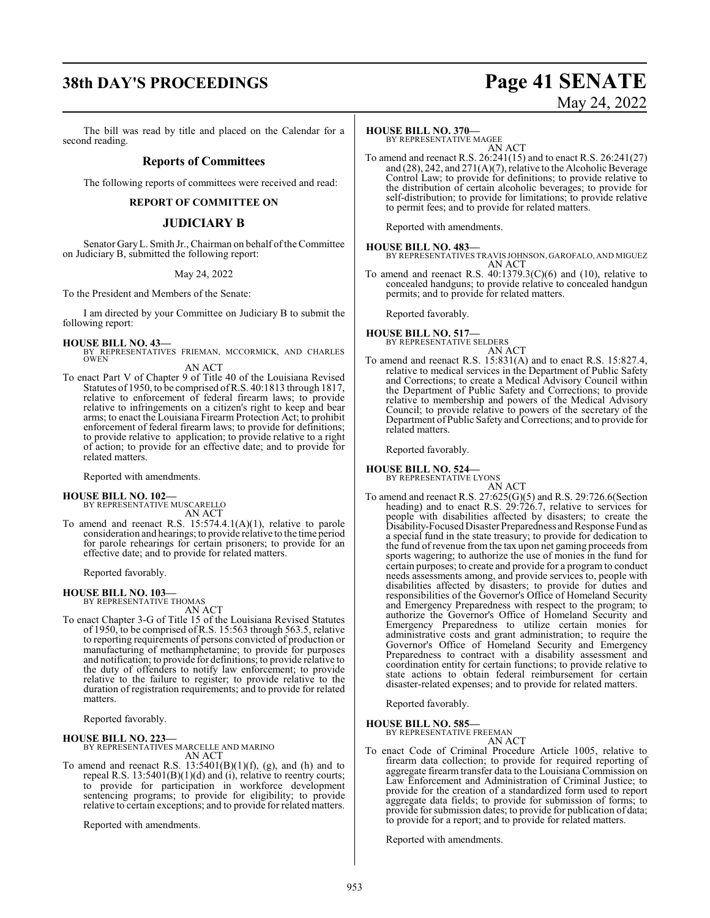The bill was read by title and placed on the Calendar for a second reading.

## Reports of Committees

The following reports of committees were received and read:

**REPORT OF COMMITTEE ON**

### JUDICIARY B

Senator Gary L. Smith Jr., Chairman on behalf of the Committee on Judiciary B, submitted the following report:

May 24, 2022

To the President and Members of the Senate:

I am directed by your Committee on Judiciary B to submit the following report:

**HOUSE BILL NO. 43—**
BY REPRESENTATIVES FRIEMAN, MCCORMICK, AND CHARLES OWEN
AN ACT

To enact Part V of Chapter 9 of Title 40 of the Louisiana Revised Statutes of 1950, to be comprised of R.S. 40:1813 through 1817, relative to enforcement of federal firearm laws; to provide relative to infringements on a citizen's right to keep and bear arms; to enact the Louisiana Firearm Protection Act; to prohibit enforcement of federal firearm laws; to provide for definitions; to provide relative to application; to provide relative to a right of action; to provide for an effective date; and to provide for related matters.

Reported with amendments.

**HOUSE BILL NO. 102—**
BY REPRESENTATIVE MUSCARELLO
AN ACT

To amend and reenact R.S. 15:574.4.1(A)(1), relative to parole consideration and hearings; to provide relative to the time period for parole rehearings for certain prisoners; to provide for an effective date; and to provide for related matters.

Reported favorably.

**HOUSE BILL NO. 103—**
BY REPRESENTATIVE THOMAS
AN ACT

To enact Chapter 3-G of Title 15 of the Louisiana Revised Statutes of 1950, to be comprised of R.S. 15:563 through 563.5, relative to reporting requirements of persons convicted of production or manufacturing of methamphetamine; to provide for purposes and notification; to provide for definitions; to provide relative to the duty of offenders to notify law enforcement; to provide relative to the failure to register; to provide relative to the duration of registration requirements; and to provide for related matters.

Reported favorably.

**HOUSE BILL NO. 223—**
BY REPRESENTATIVES MARCELLE AND MARINO
AN ACT

To amend and reenact R.S. 13:5401(B)(1)(f), (g), and (h) and to repeal R.S. 13:5401(B)(1)(d) and (i), relative to reentry courts; to provide for participation in workforce development sentencing programs; to provide for eligibility; to provide relative to certain exceptions; and to provide for related matters.

Reported with amendments.

**HOUSE BILL NO. 370—**
BY REPRESENTATIVE MAGEE
AN ACT

To amend and reenact R.S. 26:241(15) and to enact R.S. 26:241(27) and (28), 242, and 271(A)(7), relative to the Alcoholic Beverage Control Law; to provide for definitions; to provide relative to the distribution of certain alcoholic beverages; to provide for self-distribution; to provide for limitations; to provide relative to permit fees; and to provide for related matters.

Reported with amendments.

**HOUSE BILL NO. 483—**
BY REPRESENTATIVES TRAVIS JOHNSON, GAROFALO, AND MIGUEZ
AN ACT

To amend and reenact R.S. 40:1379.3(C)(6) and (10), relative to concealed handguns; to provide relative to concealed handgun permits; and to provide for related matters.

Reported favorably.

**HOUSE BILL NO. 517—**
BY REPRESENTATIVE SELDERS
AN ACT

To amend and reenact R.S. 15:831(A) and to enact R.S. 15:827.4, relative to medical services in the Department of Public Safety and Corrections; to create a Medical Advisory Council within the Department of Public Safety and Corrections; to provide relative to membership and powers of the Medical Advisory Council; to provide relative to powers of the secretary of the Department of Public Safety and Corrections; and to provide for related matters.

Reported favorably.

**HOUSE BILL NO. 524—**
BY REPRESENTATIVE LYONS
AN ACT

To amend and reenact R.S. 27:625(G)(5) and R.S. 29:726.6(Section heading) and to enact R.S. 29:726.7, relative to services for people with disabilities affected by disasters; to create the Disability-Focused Disaster Preparedness and Response Fund as a special fund in the state treasury; to provide for dedication to the fund of revenue from the tax upon net gaming proceeds from sports wagering; to authorize the use of monies in the fund for certain purposes; to create and provide for a program to conduct needs assessments among, and provide services to, people with disabilities affected by disasters; to provide for duties and responsibilities of the Governor's Office of Homeland Security and Emergency Preparedness with respect to the program; to authorize the Governor's Office of Homeland Security and Emergency Preparedness to utilize certain monies for administrative costs and grant administration; to require the Governor's Office of Homeland Security and Emergency Preparedness to contract with a disability assessment and coordination entity for certain functions; to provide relative to state actions to obtain federal reimbursement for certain disaster-related expenses; and to provide for related matters.

Reported favorably.

**HOUSE BILL NO. 585—**
BY REPRESENTATIVE FREEMAN
AN ACT

To enact Code of Criminal Procedure Article 1005, relative to firearm data collection; to provide for required reporting of aggregate firearm transfer data to the Louisiana Commission on Law Enforcement and Administration of Criminal Justice; to provide for the creation of a standardized form used to report aggregate data fields; to provide for submission of forms; to provide for submission dates; to provide for publication of data; to provide for a report; and to provide for related matters.

Reported with amendments.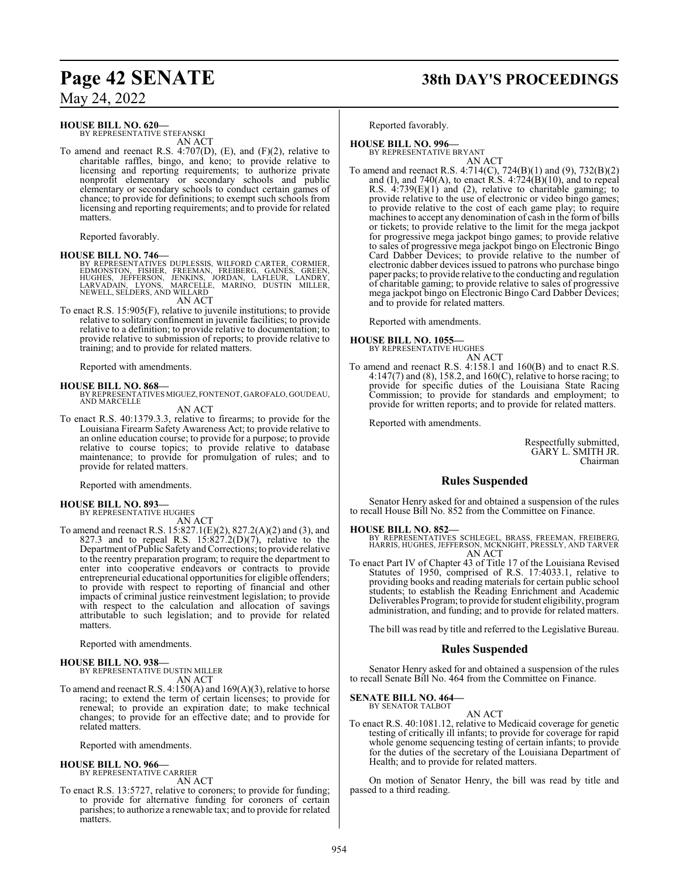**HOUSE BILL NO. 620—**
BY REPRESENTATIVE STEFANSKI

AN ACT

To amend and reenact R.S. 4:707(D), (E), and (F)(2), relative to charitable raffles, bingo, and keno; to provide relative to licensing and reporting requirements; to authorize private nonprofit elementary or secondary schools and public elementary or secondary schools to conduct certain games of chance; to provide for definitions; to exempt such schools from licensing and reporting requirements; and to provide for related matters.

Reported favorably.

**HOUSE BILL NO. 746—**
BY REPRESENTATIVES DUPLESSIS, WILFORD CARTER, CORMIER, EDMONSTON, FISHER, FREEMAN, FREIBERG, GAINES, GREEN, HUGHES, JEFFERSON, JENKINS, JORDAN, LAFLEUR, LANDRY, LARVADAIN, LYONS, MARCELLE, MARINO, DUSTIN MILLER, NEWELL, SELDERS, AND WILLARD

AN ACT

To enact R.S. 15:905(F), relative to juvenile institutions; to provide relative to solitary confinement in juvenile facilities; to provide relative to a definition; to provide relative to documentation; to provide relative to submission of reports; to provide relative to training; and to provide for related matters.

Reported with amendments.

**HOUSE BILL NO. 868—**
BY REPRESENTATIVES MIGUEZ, FONTENOT, GAROFALO, GOUDEAU, AND MARCELLE

AN ACT

To enact R.S. 40:1379.3.3, relative to firearms; to provide for the Louisiana Firearm Safety Awareness Act; to provide relative to an online education course; to provide for a purpose; to provide relative to course topics; to provide relative to database maintenance; to provide for promulgation of rules; and to provide for related matters.

Reported with amendments.

**HOUSE BILL NO. 893—**
BY REPRESENTATIVE HUGHES

AN ACT

To amend and reenact R.S. 15:827.1(E)(2), 827.2(A)(2) and (3), and 827.3 and to repeal R.S. 15:827.2(D)(7), relative to the Department of Public Safety and Corrections; to provide relative to the reentry preparation program; to require the department to enter into cooperative endeavors or contracts to provide entrepreneurial educational opportunities for eligible offenders; to provide with respect to reporting of financial and other impacts of criminal justice reinvestment legislation; to provide with respect to the calculation and allocation of savings attributable to such legislation; and to provide for related matters.

Reported with amendments.

**HOUSE BILL NO. 938—**
BY REPRESENTATIVE DUSTIN MILLER

AN ACT

To amend and reenact R.S. 4:150(A) and 169(A)(3), relative to horse racing; to extend the term of certain licenses; to provide for renewal; to provide an expiration date; to make technical changes; to provide for an effective date; and to provide for related matters.

Reported with amendments.

**HOUSE BILL NO. 966—**
BY REPRESENTATIVE CARRIER

AN ACT

To enact R.S. 13:5727, relative to coroners; to provide for funding; to provide for alternative funding for coroners of certain parishes; to authorize a renewable tax; and to provide for related matters.

Reported favorably.

**HOUSE BILL NO. 996—**
BY REPRESENTATIVE BRYANT

AN ACT

To amend and reenact R.S. 4:714(C), 724(B)(1) and (9), 732(B)(2) and (I), and 740(A), to enact R.S. 4:724(B)(10), and to repeal R.S. 4:739(E)(1) and (2), relative to charitable gaming; to provide relative to the use of electronic or video bingo games; to provide relative to the cost of each game play; to require machines to accept any denomination of cash in the form of bills or tickets; to provide relative to the limit for the mega jackpot for progressive mega jackpot bingo games; to provide relative to sales of progressive mega jackpot bingo on Electronic Bingo Card Dabber Devices; to provide relative to the number of electronic dabber devices issued to patrons who purchase bingo paper packs; to provide relative to the conducting and regulation of charitable gaming; to provide relative to sales of progressive mega jackpot bingo on Electronic Bingo Card Dabber Devices; and to provide for related matters.

Reported with amendments.

**HOUSE BILL NO. 1055—**
BY REPRESENTATIVE HUGHES

AN ACT

To amend and reenact R.S. 4:158.1 and 160(B) and to enact R.S. 4:147(7) and (8), 158.2, and 160(C), relative to horse racing; to provide for specific duties of the Louisiana State Racing Commission; to provide for standards and employment; to provide for written reports; and to provide for related matters.

Reported with amendments.

Respectfully submitted,
GARY L. SMITH JR.
Chairman

## Rules Suspended

Senator Henry asked for and obtained a suspension of the rules to recall House Bill No. 852 from the Committee on Finance.

**HOUSE BILL NO. 852—**
BY REPRESENTATIVES SCHLEGEL, BRASS, FREEMAN, FREIBERG, HARRIS, HUGHES, JEFFERSON, MCKNIGHT, PRESSLY, AND TARVER

AN ACT

To enact Part IV of Chapter 43 of Title 17 of the Louisiana Revised Statutes of 1950, comprised of R.S. 17:4033.1, relative to providing books and reading materials for certain public school students; to establish the Reading Enrichment and Academic Deliverables Program; to provide for student eligibility, program administration, and funding; and to provide for related matters.

The bill was read by title and referred to the Legislative Bureau.

## Rules Suspended

Senator Henry asked for and obtained a suspension of the rules to recall Senate Bill No. 464 from the Committee on Finance.

**SENATE BILL NO. 464—**
BY SENATOR TALBOT

AN ACT

To enact R.S. 40:1081.12, relative to Medicaid coverage for genetic testing of critically ill infants; to provide for coverage for rapid whole genome sequencing testing of certain infants; to provide for the duties of the secretary of the Louisiana Department of Health; and to provide for related matters.

On motion of Senator Henry, the bill was read by title and passed to a third reading.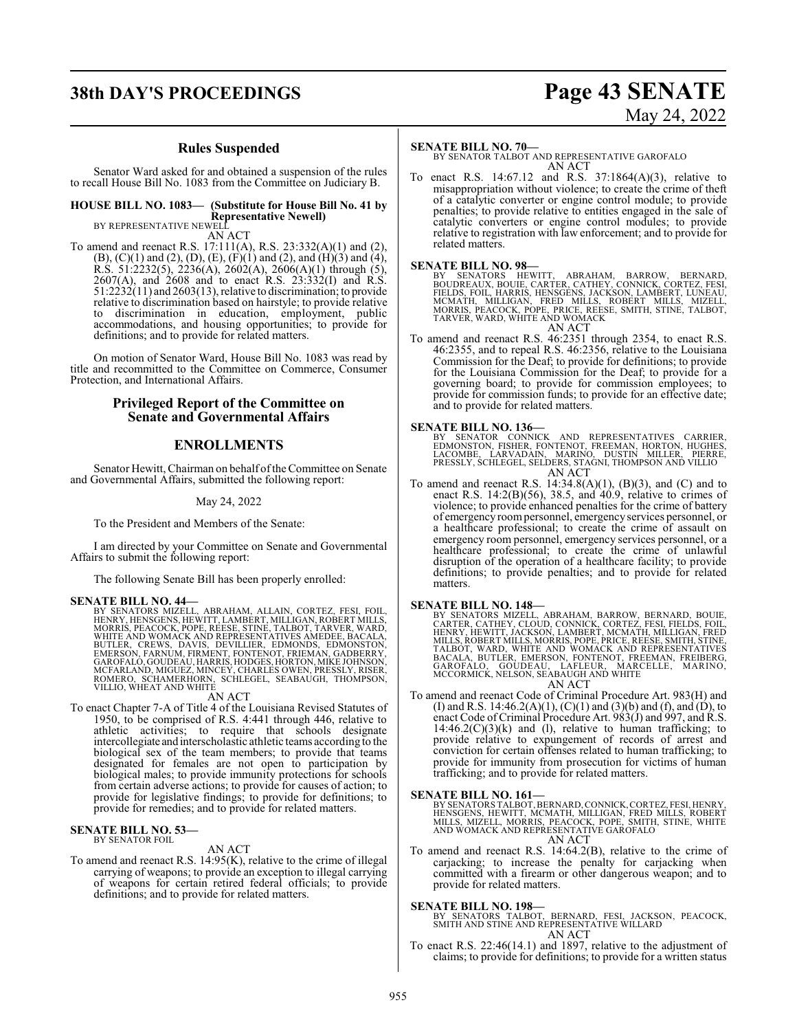## Rules Suspended

Senator Ward asked for and obtained a suspension of the rules to recall House Bill No. 1083 from the Committee on Judiciary B.

**HOUSE BILL NO. 1083— (Substitute for House Bill No. 41 by Representative Newell)**
BY REPRESENTATIVE NEWELL

AN ACT

To amend and reenact R.S. 17:111(A), R.S. 23:332(A)(1) and (2), (B), (C)(1) and (2), (D), (E), (F)(1) and (2), and (H)(3) and (4), R.S. 51:2232(5), 2236(A), 2602(A), 2606(A)(1) through (5), 2607(A), and 2608 and to enact R.S. 23:332(I) and R.S. 51:2232(11) and 2603(13), relative to discrimination; to provide relative to discrimination based on hairstyle; to provide relative to discrimination in education, employment, public accommodations, and housing opportunities; to provide for definitions; and to provide for related matters.

On motion of Senator Ward, House Bill No. 1083 was read by title and recommitted to the Committee on Commerce, Consumer Protection, and International Affairs.

## Privileged Report of the Committee on Senate and Governmental Affairs

## ENROLLMENTS

Senator Hewitt, Chairman on behalf of the Committee on Senate and Governmental Affairs, submitted the following report:

May 24, 2022

To the President and Members of the Senate:

I am directed by your Committee on Senate and Governmental Affairs to submit the following report:

The following Senate Bill has been properly enrolled:

**SENATE BILL NO. 44—**
BY SENATORS MIZELL, ABRAHAM, ALLAIN, CORTEZ, FESI, FOIL, HENRY, HENSGENS, HEWITT, LAMBERT, MILLIGAN, ROBERT MILLS, MORRIS, PEACOCK, POPE, REESE, STINE, TALBOT, TARVER, WARD, WHITE AND WOMACK AND REPRESENTATIVES AMEDEE, BACALA, BUTLER, CREWS, DAVIS, DEVILLIER, EDMONDS, EDMONSTON, EMERSON, FARNUM, FIRMENT, FONTENOT, FRIEMAN, GADBERRY, GAROFALO, GOUDEAU, HARRIS, HODGES, HORTON, MIKE JOHNSON, MCFARLAND, MIGUEZ, MINCEY, CHARLES OWEN, PRESSLY, RISER, ROMERO, SCHAMERHORN, SCHLEGEL, SEABAUGH, THOMPSON, VILLIO, WHEAT AND WHITE

AN ACT

To enact Chapter 7-A of Title 4 of the Louisiana Revised Statutes of 1950, to be comprised of R.S. 4:441 through 446, relative to athletic activities; to require that schools designate intercollegiate and interscholastic athletic teams according to the biological sex of the team members; to provide that teams designated for females are not open to participation by biological males; to provide immunity protections for schools from certain adverse actions; to provide for causes of action; to provide for legislative findings; to provide for definitions; to provide for remedies; and to provide for related matters.

**SENATE BILL NO. 53—**
BY SENATOR FOIL

AN ACT

To amend and reenact R.S. 14:95(K), relative to the crime of illegal carrying of weapons; to provide an exception to illegal carrying of weapons for certain retired federal officials; to provide definitions; and to provide for related matters.

**SENATE BILL NO. 70—**
BY SENATOR TALBOT AND REPRESENTATIVE GAROFALO

AN ACT

To enact R.S. 14:67.12 and R.S. 37:1864(A)(3), relative to misappropriation without violence; to create the crime of theft of a catalytic converter or engine control module; to provide penalties; to provide relative to entities engaged in the sale of catalytic converters or engine control modules; to provide relative to registration with law enforcement; and to provide for related matters.

**SENATE BILL NO. 98—**
BY SENATORS HEWITT, ABRAHAM, BARROW, BERNARD, BOUDREAUX, BOUIE, CARTER, CATHEY, CONNICK, CORTEZ, FESI, FIELDS, FOIL, HARRIS, HENSGENS, JACKSON, LAMBERT, LUNEAU, MCMATH, MILLIGAN, FRED MILLS, ROBERT MILLS, MIZELL, MORRIS, PEACOCK, POPE, PRICE, REESE, SMITH, STINE, TALBOT, TARVER, WARD, WHITE AND WOMACK

AN ACT

To amend and reenact R.S. 46:2351 through 2354, to enact R.S. 46:2355, and to repeal R.S. 46:2356, relative to the Louisiana Commission for the Deaf; to provide for definitions; to provide for the Louisiana Commission for the Deaf; to provide for a governing board; to provide for commission employees; to provide for commission funds; to provide for an effective date; and to provide for related matters.

**SENATE BILL NO. 136—**
BY SENATOR CONNICK AND REPRESENTATIVES CARRIER, EDMONSTON, FISHER, FONTENOT, FREEMAN, HORTON, HUGHES, LACOMBE, LARVADAIN, MARINO, DUSTIN MILLER, PIERRE, PRESSLY, SCHLEGEL, SELDERS, STAGNI, THOMPSON AND VILLIO

AN ACT

To amend and reenact R.S. 14:34.8(A)(1), (B)(3), and (C) and to enact R.S. 14:2(B)(56), 38.5, and 40.9, relative to crimes of violence; to provide enhanced penalties for the crime of battery of emergency room personnel, emergency services personnel, or a healthcare professional; to create the crime of assault on emergency room personnel, emergency services personnel, or a healthcare professional; to create the crime of unlawful disruption of the operation of a healthcare facility; to provide definitions; to provide penalties; and to provide for related matters.

**SENATE BILL NO. 148—**
BY SENATORS MIZELL, ABRAHAM, BARROW, BERNARD, BOUIE, CARTER, CATHEY, CLOUD, CONNICK, CORTEZ, FESI, FIELDS, FOIL, HENRY, HEWITT, JACKSON, LAMBERT, MCMATH, MILLIGAN, FRED MILLS, ROBERT MILLS, MORRIS, POPE, PRICE, REESE, SMITH, STINE, TALBOT, WARD, WHITE AND WOMACK AND REPRESENTATIVES BACALA, BUTLER, EMERSON, FONTENOT, FREEMAN, FREIBERG, GAROFALO, GOUDEAU, LAFLEUR, MARCELLE, MARINO, MCCORMICK, NELSON, SEABAUGH AND WHITE

AN ACT

To amend and reenact Code of Criminal Procedure Art. 983(H) and (I) and R.S. 14:46.2(A)(1), (C)(1) and (3)(b) and (f), and (D), to enact Code of Criminal Procedure Art. 983(J) and 997, and R.S. 14:46.2(C)(3)(k) and (l), relative to human trafficking; to provide relative to expungement of records of arrest and conviction for certain offenses related to human trafficking; to provide for immunity from prosecution for victims of human trafficking; and to provide for related matters.

**SENATE BILL NO. 161—**
BY SENATORS TALBOT, BERNARD, CONNICK, CORTEZ, FESI, HENRY, HENSGENS, HEWITT, MCMATH, MILLIGAN, FRED MILLS, ROBERT MILLS, MIZELL, MORRIS, PEACOCK, POPE, SMITH, STINE, WHITE AND WOMACK AND REPRESENTATIVE GAROFALO

AN ACT

To amend and reenact R.S. 14:64.2(B), relative to the crime of carjacking; to increase the penalty for carjacking when committed with a firearm or other dangerous weapon; and to provide for related matters.

**SENATE BILL NO. 198—**
BY SENATORS TALBOT, BERNARD, FESI, JACKSON, PEACOCK, SMITH AND STINE AND REPRESENTATIVE WILLARD

AN ACT

To enact R.S. 22:46(14.1) and 1897, relative to the adjustment of claims; to provide for definitions; to provide for a written status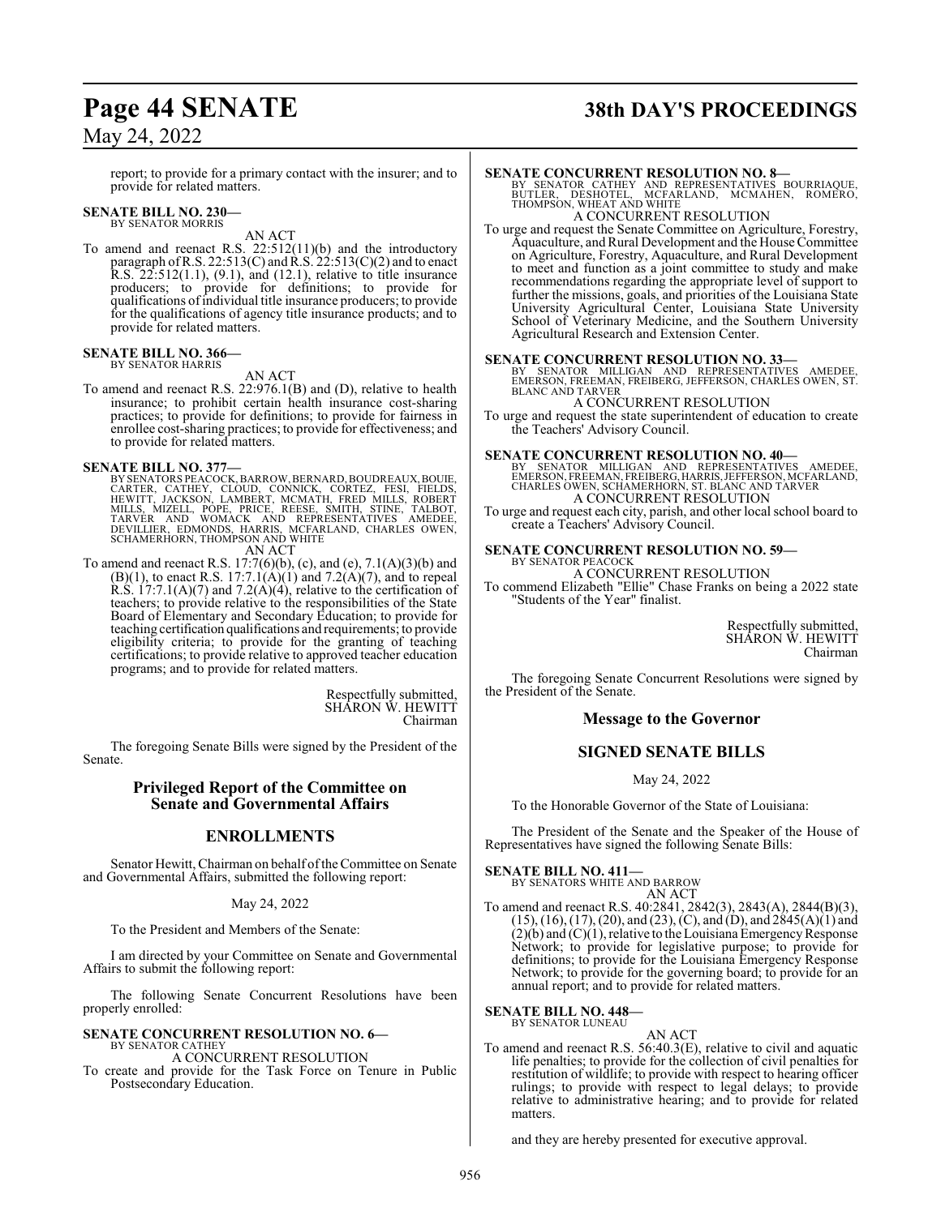report; to provide for a primary contact with the insurer; and to provide for related matters.

**SENATE BILL NO. 230—**
BY SENATOR MORRIS

AN ACT

To amend and reenact R.S. 22:512(11)(b) and the introductory paragraph of R.S. 22:513(C) and R.S. 22:513(C)(2) and to enact R.S. 22:512(1.1), (9.1), and (12.1), relative to title insurance producers; to provide for definitions; to provide for qualifications of individual title insurance producers; to provide for the qualifications of agency title insurance products; and to provide for related matters.

**SENATE BILL NO. 366—**
BY SENATOR HARRIS

AN ACT

To amend and reenact R.S. 22:976.1(B) and (D), relative to health insurance; to prohibit certain health insurance cost-sharing practices; to provide for definitions; to provide for fairness in enrollee cost-sharing practices; to provide for effectiveness; and to provide for related matters.

**SENATE BILL NO. 377—**
BY SENATORS PEACOCK, BARROW, BERNARD, BOUDREAUX, BOUIE, CARTER, CATHEY, CLOUD, CONNICK, CORTEZ, FESI, FIELDS, HEWITT, JACKSON, LAMBERT, MCMATH, FRED MILLS, ROBERT MILLS, MIZELL, POPE, PRICE, REESE, SMITH, STINE, TALBOT, TARVER AND WOMACK AND REPRESENTATIVES AMEDEE, DEVILLIER, EDMONDS, HARRIS, MCFARLAND, CHARLES OWEN, SCHAMERHORN, THOMPSON AND WHITE

AN ACT

To amend and reenact R.S. 17:7(6)(b), (c), and (e), 7.1(A)(3)(b) and (B)(1), to enact R.S. 17:7.1(A)(1) and 7.2(A)(7), and to repeal R.S. 17:7.1(A)(7) and 7.2(A)(4), relative to the certification of teachers; to provide relative to the responsibilities of the State Board of Elementary and Secondary Education; to provide for teaching certification qualifications and requirements; to provide eligibility criteria; to provide for the granting of teaching certifications; to provide relative to approved teacher education programs; and to provide for related matters.

Respectfully submitted,
SHARON W. HEWITT
Chairman

The foregoing Senate Bills were signed by the President of the Senate.

## Privileged Report of the Committee on Senate and Governmental Affairs

## ENROLLMENTS

Senator Hewitt, Chairman on behalf of the Committee on Senate and Governmental Affairs, submitted the following report:

May 24, 2022

To the President and Members of the Senate:

I am directed by your Committee on Senate and Governmental Affairs to submit the following report:

The following Senate Concurrent Resolutions have been properly enrolled:

**SENATE CONCURRENT RESOLUTION NO. 6—**
BY SENATOR CATHEY

A CONCURRENT RESOLUTION

To create and provide for the Task Force on Tenure in Public Postsecondary Education.

**SENATE CONCURRENT RESOLUTION NO. 8—**
BY SENATOR CATHEY AND REPRESENTATIVES BOURRIAQUE, BUTLER, DESHOTEL, MCFARLAND, MCMAHEN, ROMERO, THOMPSON, WHEAT AND WHITE

A CONCURRENT RESOLUTION

To urge and request the Senate Committee on Agriculture, Forestry, Aquaculture, and Rural Development and the House Committee on Agriculture, Forestry, Aquaculture, and Rural Development to meet and function as a joint committee to study and make recommendations regarding the appropriate level of support to further the missions, goals, and priorities of the Louisiana State University Agricultural Center, Louisiana State University School of Veterinary Medicine, and the Southern University Agricultural Research and Extension Center.

**SENATE CONCURRENT RESOLUTION NO. 33—**
BY SENATOR MILLIGAN AND REPRESENTATIVES AMEDEE, EMERSON, FREEMAN, FREIBERG, JEFFERSON, CHARLES OWEN, ST. BLANC AND TARVER

A CONCURRENT RESOLUTION

To urge and request the state superintendent of education to create the Teachers' Advisory Council.

**SENATE CONCURRENT RESOLUTION NO. 40—**
BY SENATOR MILLIGAN AND REPRESENTATIVES AMEDEE, EMERSON, FREEMAN, FREIBERG, HARRIS, JEFFERSON, MCFARLAND, CHARLES OWEN, SCHAMERHORN, ST. BLANC AND TARVER

A CONCURRENT RESOLUTION

To urge and request each city, parish, and other local school board to create a Teachers' Advisory Council.

**SENATE CONCURRENT RESOLUTION NO. 59—**
BY SENATOR PEACOCK

A CONCURRENT RESOLUTION

To commend Elizabeth "Ellie" Chase Franks on being a 2022 state "Students of the Year" finalist.

Respectfully submitted,
SHARON W. HEWITT
Chairman

The foregoing Senate Concurrent Resolutions were signed by the President of the Senate.

## Message to the Governor

## SIGNED SENATE BILLS

May 24, 2022

To the Honorable Governor of the State of Louisiana:

The President of the Senate and the Speaker of the House of Representatives have signed the following Senate Bills:

**SENATE BILL NO. 411—**
BY SENATORS WHITE AND BARROW

AN ACT

To amend and reenact R.S. 40:2841, 2842(3), 2843(A), 2844(B)(3), (15), (16), (17), (20), and (23), (C), and (D), and 2845(A)(1) and (2)(b) and (C)(1), relative to the Louisiana Emergency Response Network; to provide for legislative purpose; to provide for definitions; to provide for the Louisiana Emergency Response Network; to provide for the governing board; to provide for an annual report; and to provide for related matters.

**SENATE BILL NO. 448—**
BY SENATOR LUNEAU

AN ACT

To amend and reenact R.S. 56:40.3(E), relative to civil and aquatic life penalties; to provide for the collection of civil penalties for restitution of wildlife; to provide with respect to hearing officer rulings; to provide with respect to legal delays; to provide relative to administrative hearing; and to provide for related matters.

and they are hereby presented for executive approval.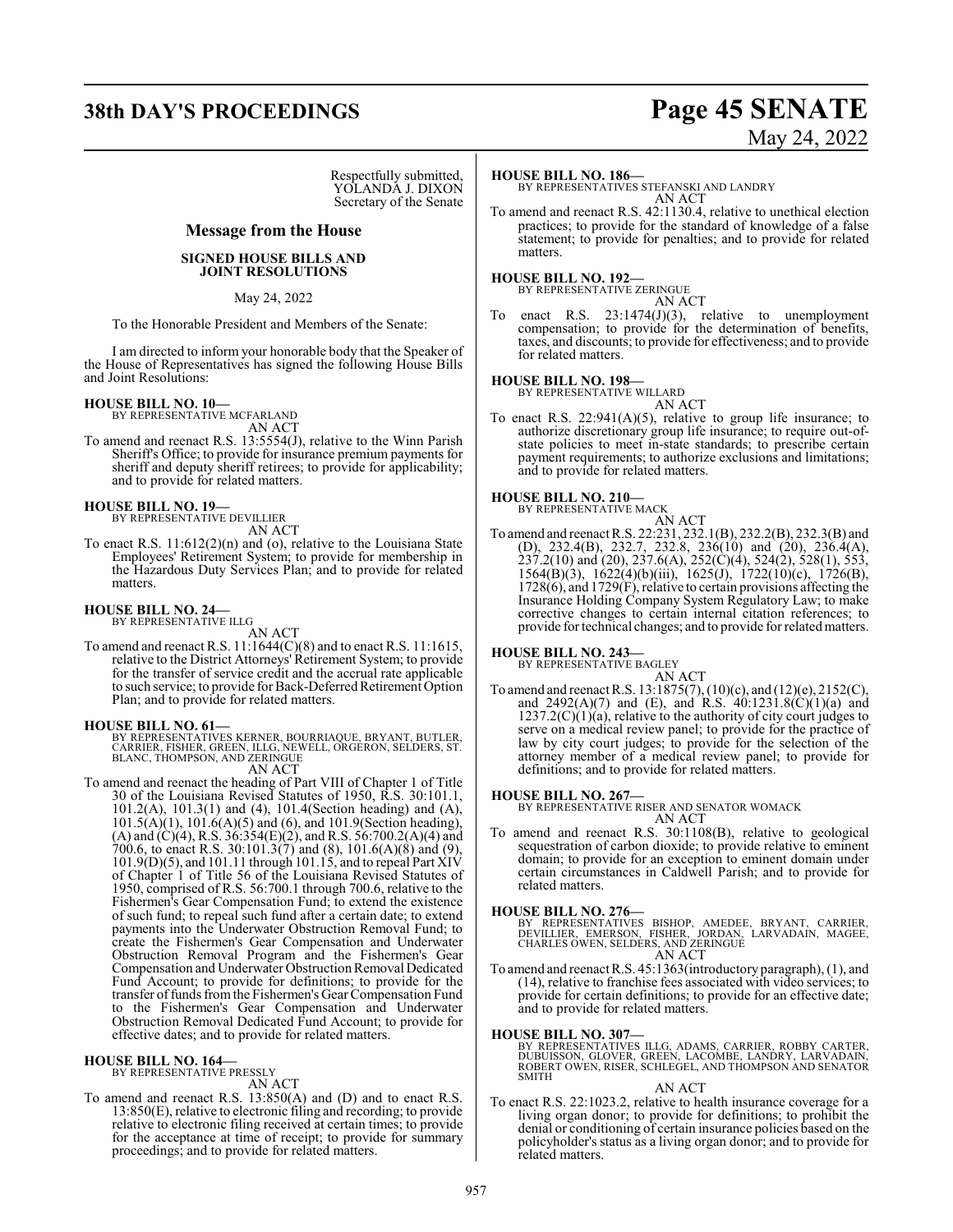Respectfully submitted,
YOLANDA J. DIXON
Secretary of the Senate

## Message from the House

### SIGNED HOUSE BILLS AND JOINT RESOLUTIONS

May 24, 2022

To the Honorable President and Members of the Senate:

I am directed to inform your honorable body that the Speaker of the House of Representatives has signed the following House Bills and Joint Resolutions:

**HOUSE BILL NO. 10—**
BY REPRESENTATIVE MCFARLAND
AN ACT
To amend and reenact R.S. 13:5554(J), relative to the Winn Parish Sheriff's Office; to provide for insurance premium payments for sheriff and deputy sheriff retirees; to provide for applicability; and to provide for related matters.

**HOUSE BILL NO. 19—**
BY REPRESENTATIVE DEVILLIER
AN ACT
To enact R.S. 11:612(2)(n) and (o), relative to the Louisiana State Employees' Retirement System; to provide for membership in the Hazardous Duty Services Plan; and to provide for related matters.

**HOUSE BILL NO. 24—**
BY REPRESENTATIVE ILLG
AN ACT
To amend and reenact R.S. 11:1644(C)(8) and to enact R.S. 11:1615, relative to the District Attorneys' Retirement System; to provide for the transfer of service credit and the accrual rate applicable to such service; to provide for Back-Deferred Retirement Option Plan; and to provide for related matters.

**HOUSE BILL NO. 61—**
BY REPRESENTATIVES KERNER, BOURRIAQUE, BRYANT, BUTLER, CARRIER, FISHER, GREEN, ILLG, NEWELL, ORGERON, SELDERS, ST. BLANC, THOMPSON, AND ZERINGUE
AN ACT
To amend and reenact the heading of Part VIII of Chapter 1 of Title 30 of the Louisiana Revised Statutes of 1950, R.S. 30:101.1, 101.2(A), 101.3(1) and (4), 101.4(Section heading) and (A), 101.5(A)(1), 101.6(A)(5) and (6), and 101.9(Section heading), (A) and (C)(4), R.S. 36:354(E)(2), and R.S. 56:700.2(A)(4) and 700.6, to enact R.S. 30:101.3(7) and (8), 101.6(A)(8) and (9), 101.9(D)(5), and 101.11 through 101.15, and to repeal Part XIV of Chapter 1 of Title 56 of the Louisiana Revised Statutes of 1950, comprised of R.S. 56:700.1 through 700.6, relative to the Fishermen's Gear Compensation Fund; to extend the existence of such fund; to repeal such fund after a certain date; to extend payments into the Underwater Obstruction Removal Fund; to create the Fishermen's Gear Compensation and Underwater Obstruction Removal Program and the Fishermen's Gear Compensation and Underwater Obstruction Removal Dedicated Fund Account; to provide for definitions; to provide for the transfer of funds from the Fishermen's Gear Compensation Fund to the Fishermen's Gear Compensation and Underwater Obstruction Removal Dedicated Fund Account; to provide for effective dates; and to provide for related matters.

**HOUSE BILL NO. 164—**
BY REPRESENTATIVE PRESSLY
AN ACT
To amend and reenact R.S. 13:850(A) and (D) and to enact R.S. 13:850(E), relative to electronic filing and recording; to provide relative to electronic filing received at certain times; to provide for the acceptance at time of receipt; to provide for summary proceedings; and to provide for related matters.

**HOUSE BILL NO. 186—**
BY REPRESENTATIVES STEFANSKI AND LANDRY
AN ACT
To amend and reenact R.S. 42:1130.4, relative to unethical election practices; to provide for the standard of knowledge of a false statement; to provide for penalties; and to provide for related matters.

**HOUSE BILL NO. 192—**
BY REPRESENTATIVE ZERINGUE
AN ACT
To enact R.S. 23:1474(J)(3), relative to unemployment compensation; to provide for the determination of benefits, taxes, and discounts; to provide for effectiveness; and to provide for related matters.

**HOUSE BILL NO. 198—**
BY REPRESENTATIVE WILLARD
AN ACT
To enact R.S. 22:941(A)(5), relative to group life insurance; to authorize discretionary group life insurance; to require out-of-state policies to meet in-state standards; to prescribe certain payment requirements; to authorize exclusions and limitations; and to provide for related matters.

**HOUSE BILL NO. 210—**
BY REPRESENTATIVE MACK
AN ACT
To amend and reenact R.S. 22:231, 232.1(B), 232.2(B), 232.3(B) and (D), 232.4(B), 232.7, 232.8, 236(10) and (20), 236.4(A), 237.2(10) and (20), 237.6(A), 252(C)(4), 524(2), 528(1), 553, 1564(B)(3), 1622(4)(b)(iii), 1625(J), 1722(10)(c), 1726(B), 1728(6), and 1729(F), relative to certain provisions affecting the Insurance Holding Company System Regulatory Law; to make corrective changes to certain internal citation references; to provide for technical changes; and to provide for related matters.

**HOUSE BILL NO. 243—**
BY REPRESENTATIVE BAGLEY
AN ACT
To amend and reenact R.S. 13:1875(7), (10)(c), and (12)(e), 2152(C), and 2492(A)(7) and (E), and R.S. 40:1231.8(C)(1)(a) and 1237.2(C)(1)(a), relative to the authority of city court judges to serve on a medical review panel; to provide for the practice of law by city court judges; to provide for the selection of the attorney member of a medical review panel; to provide for definitions; and to provide for related matters.

**HOUSE BILL NO. 267—**
BY REPRESENTATIVE RISER AND SENATOR WOMACK
AN ACT
To amend and reenact R.S. 30:1108(B), relative to geological sequestration of carbon dioxide; to provide relative to eminent domain; to provide for an exception to eminent domain under certain circumstances in Caldwell Parish; and to provide for related matters.

**HOUSE BILL NO. 276—**
BY REPRESENTATIVES BISHOP, AMEDEE, BRYANT, CARRIER, DEVILLIER, EMERSON, FISHER, JORDAN, LARVADAIN, MAGEE, CHARLES OWEN, SELDERS, AND ZERINGUE
AN ACT
To amend and reenact R.S. 45:1363(introductory paragraph), (1), and (14), relative to franchise fees associated with video services; to provide for certain definitions; to provide for an effective date; and to provide for related matters.

**HOUSE BILL NO. 307—**
BY REPRESENTATIVES ILLG, ADAMS, CARRIER, ROBBY CARTER, DUBUISSON, GLOVER, GREEN, LACOMBE, LANDRY, LARVADAIN, ROBERT OWEN, RISER, SCHLEGEL, AND THOMPSON AND SENATOR SMITH
AN ACT
To enact R.S. 22:1023.2, relative to health insurance coverage for a living organ donor; to provide for definitions; to prohibit the denial or conditioning of certain insurance policies based on the policyholder's status as a living organ donor; and to provide for related matters.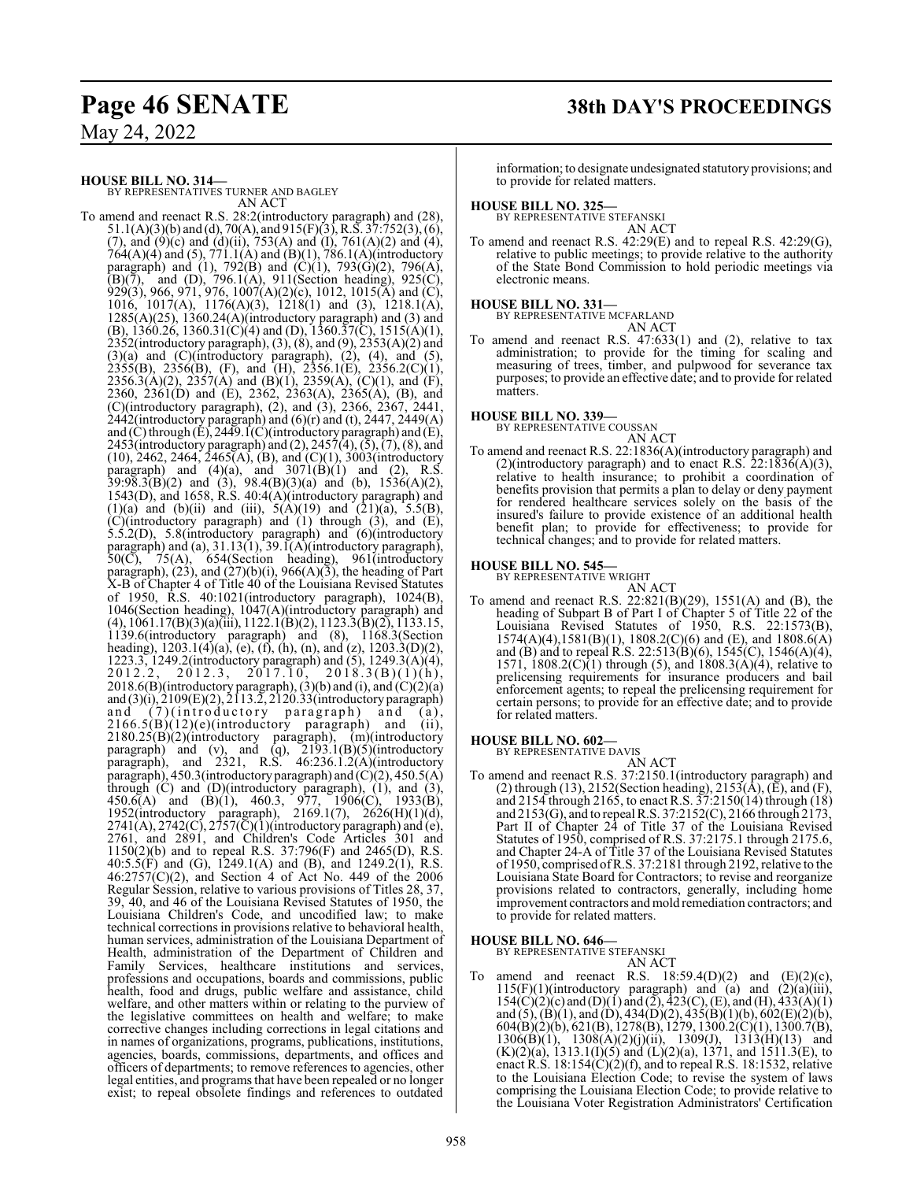**HOUSE BILL NO. 314—**
BY REPRESENTATIVES TURNER AND BAGLEY
AN ACT

To amend and reenact R.S. 28:2(introductory paragraph) and (28), 51.1(A)(3)(b) and (d), 70(A), and 915(F)(3), R.S. 37:752(3), (6), (7), and (9)(c) and (d)(ii), 753(A) and (I), 761(A)(2) and (4), 764(A)(4) and (5), 771.1(A) and (B)(1), 786.1(A)(introductory paragraph) and (1), 792(B) and (C)(1), 793(G)(2), 796(A), (B)(7), and (D), 796.1(A), 911(Section heading), 925(C), 929(3), 966, 971, 976, 1007(A)(2)(c), 1012, 1015(A) and (C), 1016, 1017(A), 1176(A)(3), 1218(1) and (3), 1218.1(A), 1285(A)(25), 1360.24(A)(introductory paragraph) and (3) and (B), 1360.26, 1360.31(C)(4) and (D), 1360.37(C), 1515(A)(1), 2352(introductory paragraph), (3), (8), and (9), 2353(A)(2) and (3)(a) and (C)(introductory paragraph), (2), (4), and (5), 2355(B), 2356(B), (F), and (H), 2356.1(E), 2356.2(C)(1), 2356.3(A)(2), 2357(A) and (B)(1), 2359(A), (C)(1), and (F), 2360, 2361(D) and (E), 2362, 2363(A), 2365(A), (B), and (C)(introductory paragraph), (2), and (3), 2366, 2367, 2441, 2442(introductory paragraph) and (6)(r) and (t), 2447, 2449(A) and (C) through (E), 2449.1(C)(introductory paragraph) and (E), 2453(introductory paragraph) and (2), 2457(4), (5), (7), (8), and (10), 2462, 2464, 2465(A), (B), and (C)(1), 3003(introductory paragraph) and (4)(a), and 3071(B)(1) and (2), R.S. 39:98.3(B)(2) and (3), 98.4(B)(3)(a) and (b), 1536(A)(2), 1543(D), and 1658, R.S. 40:4(A)(introductory paragraph) and (1)(a) and (b)(ii) and (iii), 5(A)(19) and (21)(a), 5.5(B), (C)(introductory paragraph) and (1) through (3), and (E), 5.5.2(D), 5.8(introductory paragraph) and (6)(introductory paragraph) and (a), 31.13(1), 39.1(A)(introductory paragraph), 50(C), 75(A), 654(Section heading), 961(introductory paragraph), (23), and (27)(b)(i), 966(A)(3), the heading of Part X-B of Chapter 4 of Title 40 of the Louisiana Revised Statutes of 1950, R.S. 40:1021(introductory paragraph), 1024(B), 1046(Section heading), 1047(A)(introductory paragraph) and (4), 1061.17(B)(3)(a)(iii), 1122.1(B)(2), 1123.3(B)(2), 1133.15, 1139.6(introductory paragraph) and (8), 1168.3(Section heading), 1203.1(4)(a), (e), (f), (h), (n), and (z), 1203.3(D)(2), 1223.3, 1249.2(introductory paragraph) and (5), 1249.3(A)(4), 2012.2, 2012.3, 2017.10, 2018.3(B)(1)(h), 2018.6(B)(introductory paragraph), (3)(b) and (i), and (C)(2)(a) and (3)(i), 2109(E)(2), 2113.2, 2120.33(introductory paragraph) and (7)(introductory paragraph) and (a), 2166.5(B)(12)(e)(introductory paragraph) and (ii), 2180.25(B)(2)(introductory paragraph), (m)(introductory paragraph) and (v), and (q), 2193.1(B)(5)(introductory paragraph), and 2321, R.S. 46:236.1.2(A)(introductory paragraph), 450.3(introductory paragraph) and (C)(2), 450.5(A) through (C) and (D)(introductory paragraph), (1), and (3), 450.6(A) and (B)(1), 460.3, 977, 1906(C), 1933(B), 1952(introductory paragraph), 2169.1(7), 2626(H)(1)(d), 2741(A), 2742(C), 2757(C)(1)(introductory paragraph) and (e), 2761, and 2891, and Children's Code Articles 301 and 1150(2)(b) and to repeal R.S. 37:796(F) and 2465(D), R.S. 40:5.5(F) and (G), 1249.1(A) and (B), and 1249.2(1), R.S. 46:2757(C)(2), and Section 4 of Act No. 449 of the 2006 Regular Session, relative to various provisions of Titles 28, 37, 39, 40, and 46 of the Louisiana Revised Statutes of 1950, the Louisiana Children's Code, and uncodified law; to make technical corrections in provisions relative to behavioral health, human services, administration of the Louisiana Department of Health, administration of the Department of Children and Family Services, healthcare institutions and services, professions and occupations, boards and commissions, public health, food and drugs, public welfare and assistance, child welfare, and other matters within or relating to the purview of the legislative committees on health and welfare; to make corrective changes including corrections in legal citations and in names of organizations, programs, publications, institutions, agencies, boards, commissions, departments, and offices and officers of departments; to remove references to agencies, other legal entities, and programs that have been repealed or no longer exist; to repeal obsolete findings and references to outdated information; to designate undesignated statutory provisions; and to provide for related matters.

**HOUSE BILL NO. 325—**
BY REPRESENTATIVE STEFANSKI
AN ACT

To amend and reenact R.S. 42:29(E) and to repeal R.S. 42:29(G), relative to public meetings; to provide relative to the authority of the State Bond Commission to hold periodic meetings via electronic means.

**HOUSE BILL NO. 331—**
BY REPRESENTATIVE MCFARLAND
AN ACT

To amend and reenact R.S. 47:633(1) and (2), relative to tax administration; to provide for the timing for scaling and measuring of trees, timber, and pulpwood for severance tax purposes; to provide an effective date; and to provide for related matters.

**HOUSE BILL NO. 339—**
BY REPRESENTATIVE COUSSAN
AN ACT

To amend and reenact R.S. 22:1836(A)(introductory paragraph) and (2)(introductory paragraph) and to enact R.S. 22:1836(A)(3), relative to health insurance; to prohibit a coordination of benefits provision that permits a plan to delay or deny payment for rendered healthcare services solely on the basis of the insured's failure to provide existence of an additional health benefit plan; to provide for effectiveness; to provide for technical changes; and to provide for related matters.

**HOUSE BILL NO. 545—**
BY REPRESENTATIVE WRIGHT
AN ACT

To amend and reenact R.S. 22:821(B)(29), 1551(A) and (B), the heading of Subpart B of Part I of Chapter 5 of Title 22 of the Louisiana Revised Statutes of 1950, R.S. 22:1573(B), 1574(A)(4),1581(B)(1), 1808.2(C)(6) and (E), and 1808.6(A) and (B) and to repeal R.S. 22:513(B)(6), 1545(C), 1546(A)(4), 1571, 1808.2(C)(1) through (5), and 1808.3(A)(4), relative to prelicensing requirements for insurance producers and bail enforcement agents; to repeal the prelicensing requirement for certain persons; to provide for an effective date; and to provide for related matters.

**HOUSE BILL NO. 602—**
BY REPRESENTATIVE DAVIS
AN ACT

To amend and reenact R.S. 37:2150.1(introductory paragraph) and (2) through (13), 2152(Section heading), 2153(A), (E), and (F), and 2154 through 2165, to enact R.S. 37:2150(14) through (18) and 2153(G), and to repeal R.S. 37:2152(C), 2166 through 2173, Part II of Chapter 24 of Title 37 of the Louisiana Revised Statutes of 1950, comprised of R.S. 37:2175.1 through 2175.6, and Chapter 24-A of Title 37 of the Louisiana Revised Statutes of 1950, comprised of R.S. 37:2181 through 2192, relative to the Louisiana State Board for Contractors; to revise and reorganize provisions related to contractors, generally, including home improvement contractors and mold remediation contractors; and to provide for related matters.

**HOUSE BILL NO. 646—**
BY REPRESENTATIVE STEFANSKI
AN ACT

To amend and reenact R.S. 18:59.4(D)(2) and (E)(2)(c), 115(F)(1)(introductory paragraph) and (a) and (2)(a)(iii), 154(C)(2)(c) and (D)(1) and (2), 423(C), (E), and (H), 433(A)(1) and (5), (B)(1), and (D), 434(D)(2), 435(B)(1)(b), 602(E)(2)(b), 604(B)(2)(b), 621(B), 1278(B), 1279, 1300.2(C)(1), 1300.7(B), 1306(B)(1), 1308(A)(2)(j)(ii), 1309(J), 1313(H)(13) and (K)(2)(a), 1313.1(I)(5) and (L)(2)(a), 1371, and 1511.3(E), to enact R.S. 18:154(C)(2)(f), and to repeal R.S. 18:1532, relative to the Louisiana Election Code; to revise the system of laws comprising the Louisiana Election Code; to provide relative to the Louisiana Voter Registration Administrators' Certification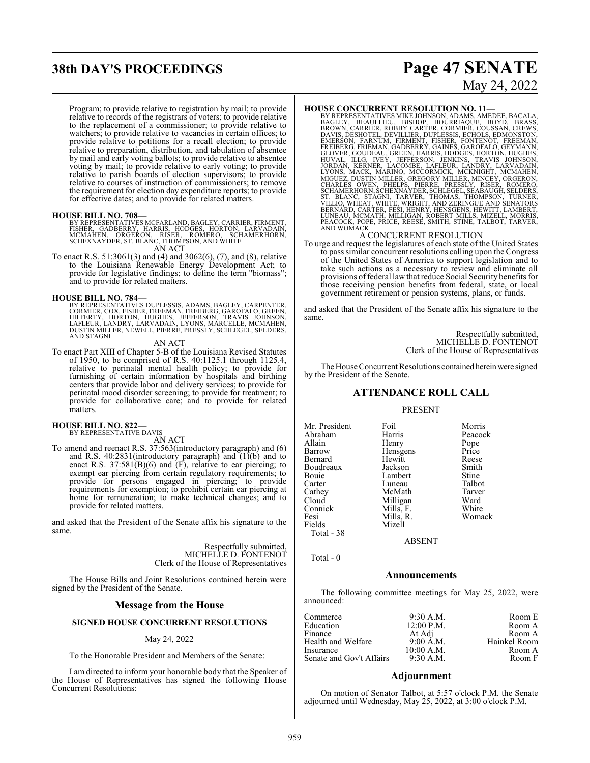Program; to provide relative to registration by mail; to provide relative to records of the registrars of voters; to provide relative to the replacement of a commissioner; to provide relative to watchers; to provide relative to vacancies in certain offices; to provide relative to petitions for a recall election; to provide relative to preparation, distribution, and tabulation of absentee by mail and early voting ballots; to provide relative to absentee voting by mail; to provide relative to early voting; to provide relative to parish boards of election supervisors; to provide relative to courses of instruction of commissioners; to remove the requirement for election day expenditure reports; to provide for effective dates; and to provide for related matters.

**HOUSE BILL NO. 708—**
BY REPRESENTATIVES MCFARLAND, BAGLEY, CARRIER, FIRMENT, FISHER, GADBERRY, HARRIS, HODGES, HORTON, LARVADAIN, MCMAHEN, ORGERON, RISER, ROMERO, SCHAMERHORN, SCHEXNAYDER, ST. BLANC, THOMPSON, AND WHITE

AN ACT

To enact R.S. 51:3061(3) and (4) and 3062(6), (7), and (8), relative to the Louisiana Renewable Energy Development Act; to provide for legislative findings; to define the term "biomass"; and to provide for related matters.

**HOUSE BILL NO. 784—**
BY REPRESENTATIVES DUPLESSIS, ADAMS, BAGLEY, CARPENTER, CORMIER, COX, FISHER, FREEMAN, FREIBERG, GAROFALO, GREEN, HILFERTY, HORTON, HUGHES, JEFFERSON, TRAVIS JOHNSON, LAFLEUR, LANDRY, LARVADAIN, LYONS, MARCELLE, MCMAHEN, DUSTIN MILLER, NEWELL, PIERRE, PRESSLY, SCHLEGEL, SELDERS, AND STAGNI

AN ACT

To enact Part XIII of Chapter 5-B of the Louisiana Revised Statutes of 1950, to be comprised of R.S. 40:1125.1 through 1125.4, relative to perinatal mental health policy; to provide for furnishing of certain information by hospitals and birthing centers that provide labor and delivery services; to provide for perinatal mood disorder screening; to provide for treatment; to provide for collaborative care; and to provide for related matters.

**HOUSE BILL NO. 822—**
BY REPRESENTATIVE DAVIS

AN ACT

To amend and reenact R.S. 37:563(introductory paragraph) and (6) and R.S. 40:2831(introductory paragraph) and (1)(b) and to enact R.S. 37:581(B)(6) and (F), relative to ear piercing; to exempt ear piercing from certain regulatory requirements; to provide for persons engaged in piercing; to provide requirements for exemption; to prohibit certain ear piercing at home for remuneration; to make technical changes; and to provide for related matters.

and asked that the President of the Senate affix his signature to the same.

Respectfully submitted,
MICHELLE D. FONTENOT
Clerk of the House of Representatives

The House Bills and Joint Resolutions contained herein were signed by the President of the Senate.

## Message from the House

### SIGNED HOUSE CONCURRENT RESOLUTIONS

May 24, 2022

To the Honorable President and Members of the Senate:

I am directed to inform your honorable body that the Speaker of the House of Representatives has signed the following House Concurrent Resolutions:

**HOUSE CONCURRENT RESOLUTION NO. 11—**
BY REPRESENTATIVES MIKE JOHNSON, ADAMS, AMEDEE, BACALA, BAGLEY, BEAULLIEU, BISHOP, BOURRIAQUE, BOYD, BRASS, BROWN, CARRIER, ROBBY CARTER, CORMIER, COUSSAN, CREWS, DAVIS, DESHOTEL, DEVILLIER, DUPLESSIS, ECHOLS, EDMONSTON, EMERSON, FARNUM, FIRMENT, FISHER, FONTENOT, FREEMAN, FREIBERG, FRIEMAN, GADBERRY, GAINES, GAROFALO, GEYMANN, GLOVER, GOUDEAU, GREEN, HARRIS, HODGES, HORTON, HUGHES, HUVAL, ILLG, IVEY, JEFFERSON, JENKINS, TRAVIS JOHNSON, JORDAN, KERNER, LACOMBE, LAFLEUR, LANDRY, LARVADAIN, LYONS, MACK, MARINO, MCCORMICK, MCKNIGHT, MCMAHEN, MIGUEZ, DUSTIN MILLER, GREGORY MILLER, MINCEY, ORGERON, CHARLES OWEN, PHELPS, PIERRE, PRESSLY, RISER, ROMERO, SCHAMERHORN, SCHEXNAYDER, SCHLEGEL, SEABAUGH, SELDERS, ST. BLANC, STAGNI, TARVER, THOMAS, THOMPSON, TURNER, VILLIO, WHEAT, WHITE, WRIGHT, AND ZERINGUE AND SENATORS BERNARD, CARTER, FESI, HENRY, HENSGENS, HEWITT, LAMBERT, LUNEAU, MCMATH, MILLIGAN, ROBERT MILLS, MIZELL, MORRIS, PEACOCK, POPE, PRICE, REESE, SMITH, STINE, TALBOT, TARVER, AND WOMACK

A CONCURRENT RESOLUTION

To urge and request the legislatures of each state of the United States to pass similar concurrent resolutions calling upon the Congress of the United States of America to support legislation and to take such actions as a necessary to review and eliminate all provisions of federal law that reduce Social Security benefits for those receiving pension benefits from federal, state, or local government retirement or pension systems, plans, or funds.

and asked that the President of the Senate affix his signature to the same.

Respectfully submitted,
MICHELLE D. FONTENOT
Clerk of the House of Representatives

The House Concurrent Resolutions contained herein were signed by the President of the Senate.

## ATTENDANCE ROLL CALL

PRESENT

| | | |
|---|---|---|
| Mr. President | Foil | Morris |
| Abraham | Harris | Peacock |
| Allain | Henry | Pope |
| Barrow | Hensgens | Price |
| Bernard | Hewitt | Reese |
| Boudreaux | Jackson | Smith |
| Bouie | Lambert | Stine |
| Carter | Luneau | Talbot |
| Cathey | McMath | Tarver |
| Cloud | Milligan | Ward |
| Connick | Mills, F. | White |
| Fesi | Mills, R. | Womack |
| Fields | Mizell | |

Total - 38

ABSENT

Total - 0

## Announcements

The following committee meetings for May 25, 2022, were announced:

| | | |
|---|---|---|
| Commerce | 9:30 A.M. | Room E |
| Education | 12:00 P.M. | Room A |
| Finance | At Adj | Room A |
| Health and Welfare | 9:00 A.M. | Hainkel Room |
| Insurance | 10:00 A.M. | Room A |
| Senate and Gov't Affairs | 9:30 A.M. | Room F |

## Adjournment

On motion of Senator Talbot, at 5:57 o'clock P.M. the Senate adjourned until Wednesday, May 25, 2022, at 3:00 o'clock P.M.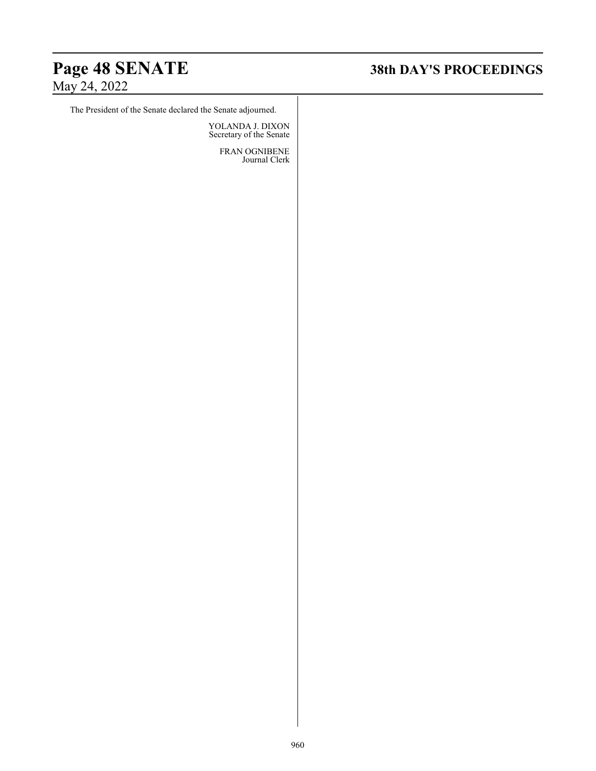The President of the Senate declared the Senate adjourned.

YOLANDA J. DIXON
Secretary of the Senate

FRAN OGNIBENE
Journal Clerk